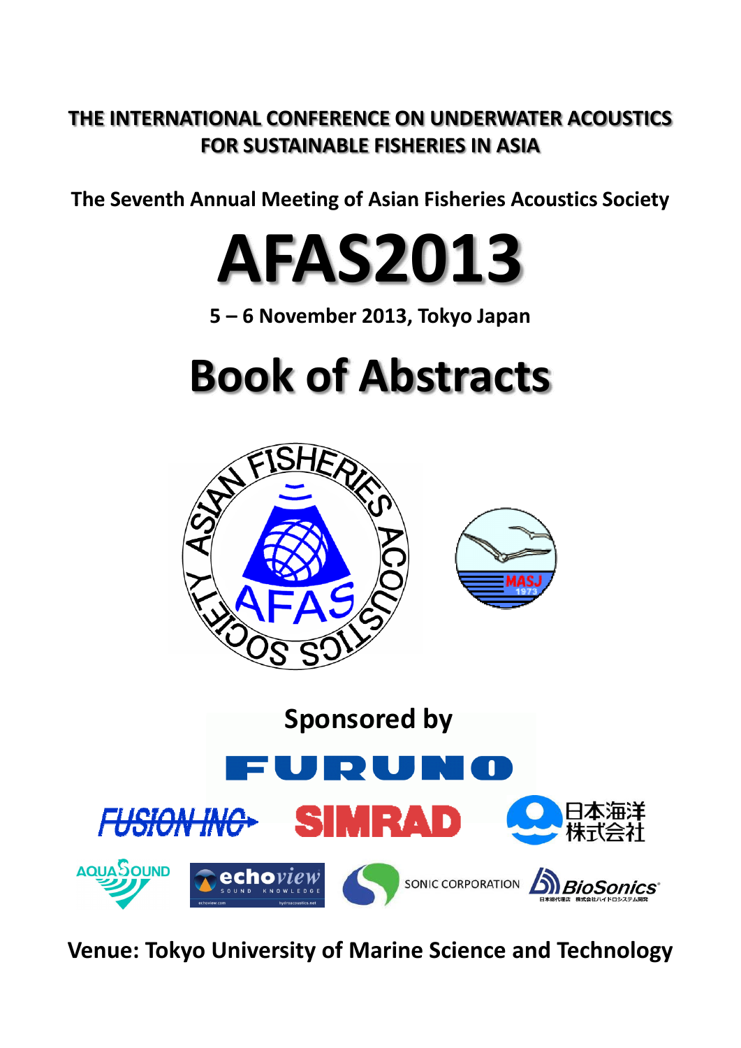# THE INTERNATIONAL CONFERENCE ON UNDERWATER ACOUSTICS FOR SUSTAINABLE FISHERIES IN ASIA

**The Seventh Annual Meeting of Asian Fisheries Acoustics Society**

# AFAS2013

**5 – 6 November 2013, Tokyo Japan**

# Book of Abstracts

## Sponsored by

FURUNO

FUSION INC

SIMRAD

日本海洋株式会社

AQUASOUND

echoview

SONIC CORPORATION

BioSonics

**Venue: Tokyo University of Marine Science and Technology**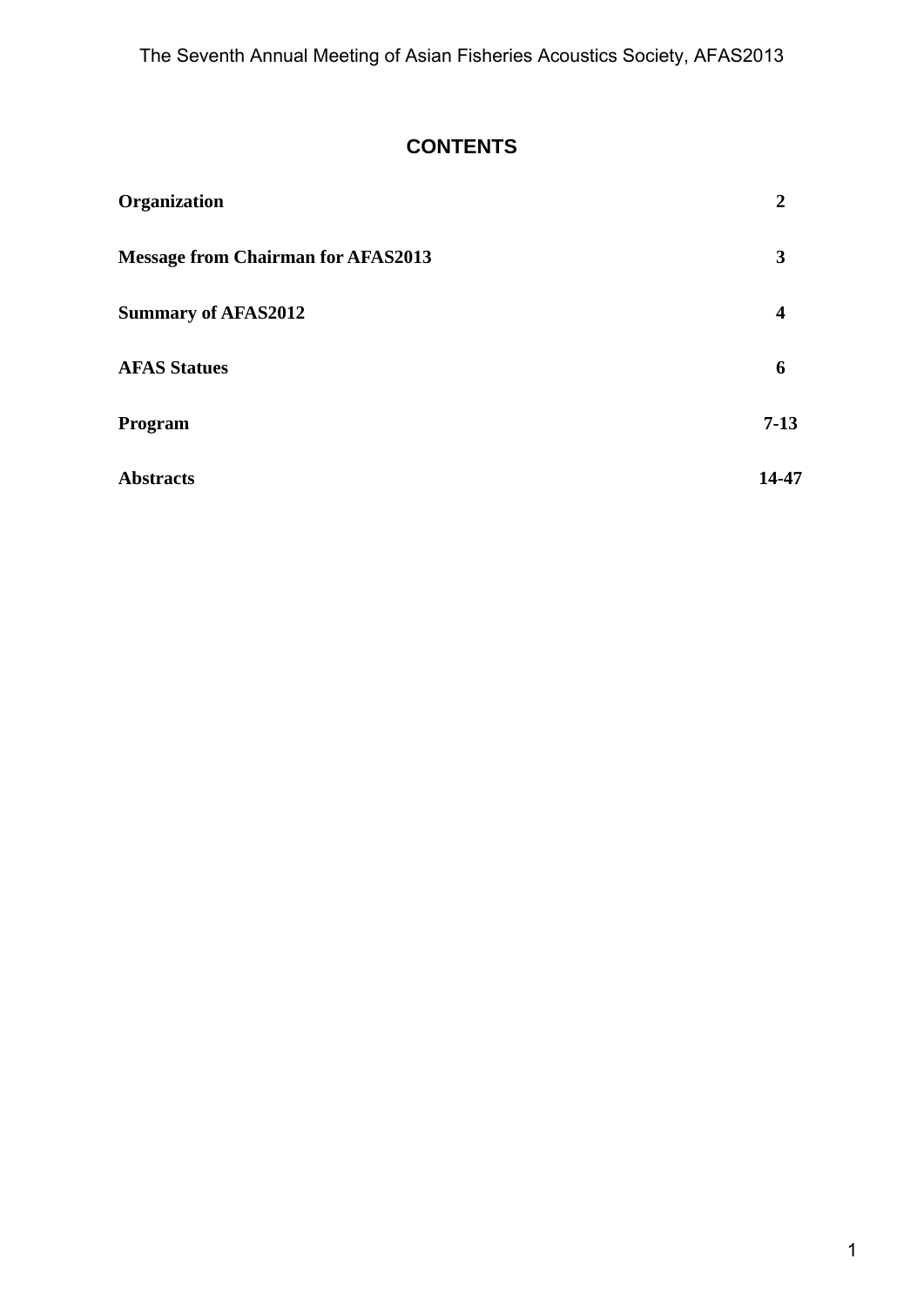# CONTENTS

| | |
|---|---|
| **Organization** | **2** |
| **Message from Chairman for AFAS2013** | **3** |
| **Summary of AFAS2012** | **4** |
| **AFAS Statues** | **6** |
| **Program** | **7-13** |
| **Abstracts** | **14-47** |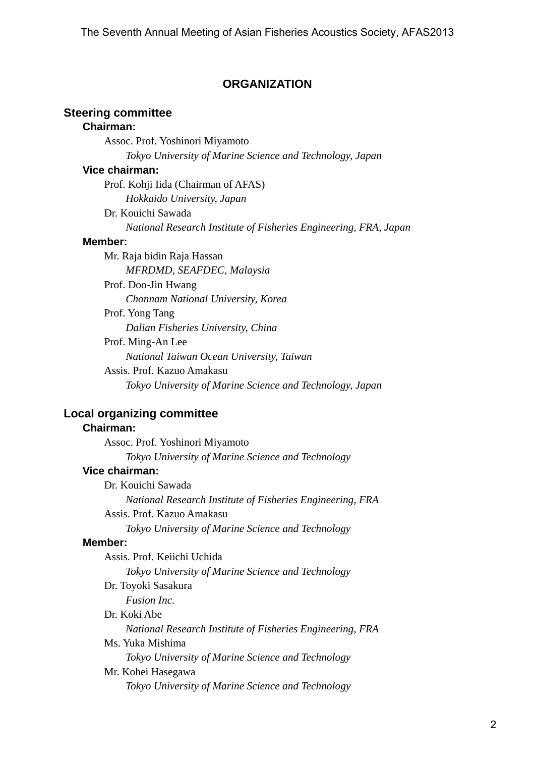# ORGANIZATION

## Steering committee

### Chairman:

Assoc. Prof. Yoshinori Miyamoto
*Tokyo University of Marine Science and Technology, Japan*

### Vice chairman:

Prof. Kohji Iida (Chairman of AFAS)
*Hokkaido University, Japan*

Dr. Kouichi Sawada
*National Research Institute of Fisheries Engineering, FRA, Japan*

### Member:

Mr. Raja bidin Raja Hassan
*MFRDMD, SEAFDEC, Malaysia*

Prof. Doo-Jin Hwang
*Chonnam National University, Korea*

Prof. Yong Tang
*Dalian Fisheries University, China*

Prof. Ming-An Lee
*National Taiwan Ocean University, Taiwan*

Assis. Prof. Kazuo Amakasu
*Tokyo University of Marine Science and Technology, Japan*

## Local organizing committee

### Chairman:

Assoc. Prof. Yoshinori Miyamoto
*Tokyo University of Marine Science and Technology*

### Vice chairman:

Dr. Kouichi Sawada
*National Research Institute of Fisheries Engineering, FRA*

Assis. Prof. Kazuo Amakasu
*Tokyo University of Marine Science and Technology*

### Member:

Assis. Prof. Keiichi Uchida
*Tokyo University of Marine Science and Technology*

Dr. Toyoki Sasakura
*Fusion Inc.*

Dr. Koki Abe
*National Research Institute of Fisheries Engineering, FRA*

Ms. Yuka Mishima
*Tokyo University of Marine Science and Technology*

Mr. Kohei Hasegawa
*Tokyo University of Marine Science and Technology*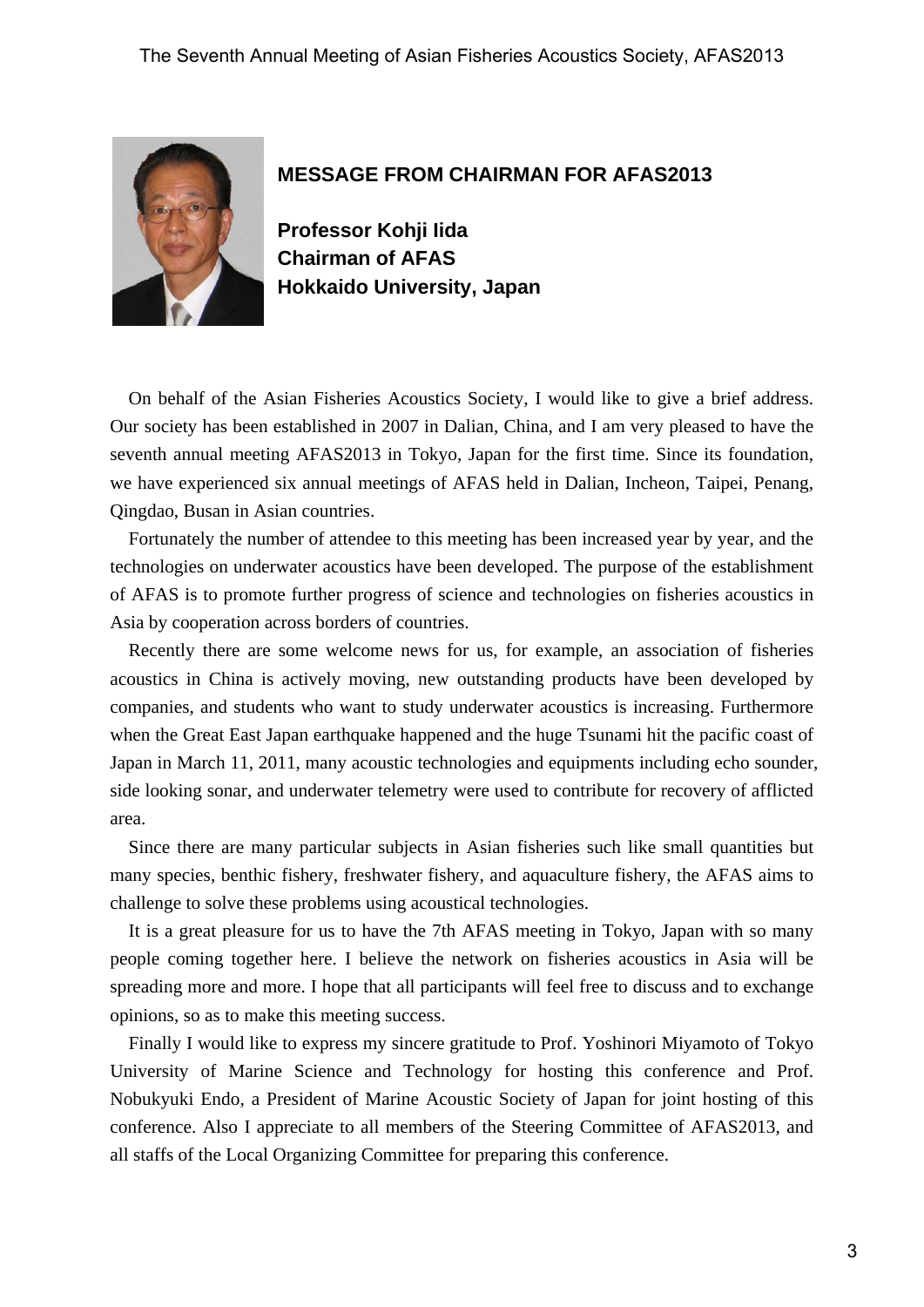## MESSAGE FROM CHAIRMAN FOR AFAS2013

**Professor Kohji Iida**
**Chairman of AFAS**
**Hokkaido University, Japan**

On behalf of the Asian Fisheries Acoustics Society, I would like to give a brief address. Our society has been established in 2007 in Dalian, China, and I am very pleased to have the seventh annual meeting AFAS2013 in Tokyo, Japan for the first time. Since its foundation, we have experienced six annual meetings of AFAS held in Dalian, Incheon, Taipei, Penang, Qingdao, Busan in Asian countries.

Fortunately the number of attendee to this meeting has been increased year by year, and the technologies on underwater acoustics have been developed. The purpose of the establishment of AFAS is to promote further progress of science and technologies on fisheries acoustics in Asia by cooperation across borders of countries.

Recently there are some welcome news for us, for example, an association of fisheries acoustics in China is actively moving, new outstanding products have been developed by companies, and students who want to study underwater acoustics is increasing. Furthermore when the Great East Japan earthquake happened and the huge Tsunami hit the pacific coast of Japan in March 11, 2011, many acoustic technologies and equipments including echo sounder, side looking sonar, and underwater telemetry were used to contribute for recovery of afflicted area.

Since there are many particular subjects in Asian fisheries such like small quantities but many species, benthic fishery, freshwater fishery, and aquaculture fishery, the AFAS aims to challenge to solve these problems using acoustical technologies.

It is a great pleasure for us to have the 7th AFAS meeting in Tokyo, Japan with so many people coming together here. I believe the network on fisheries acoustics in Asia will be spreading more and more. I hope that all participants will feel free to discuss and to exchange opinions, so as to make this meeting success.

Finally I would like to express my sincere gratitude to Prof. Yoshinori Miyamoto of Tokyo University of Marine Science and Technology for hosting this conference and Prof. Nobukyuki Endo, a President of Marine Acoustic Society of Japan for joint hosting of this conference. Also I appreciate to all members of the Steering Committee of AFAS2013, and all staffs of the Local Organizing Committee for preparing this conference.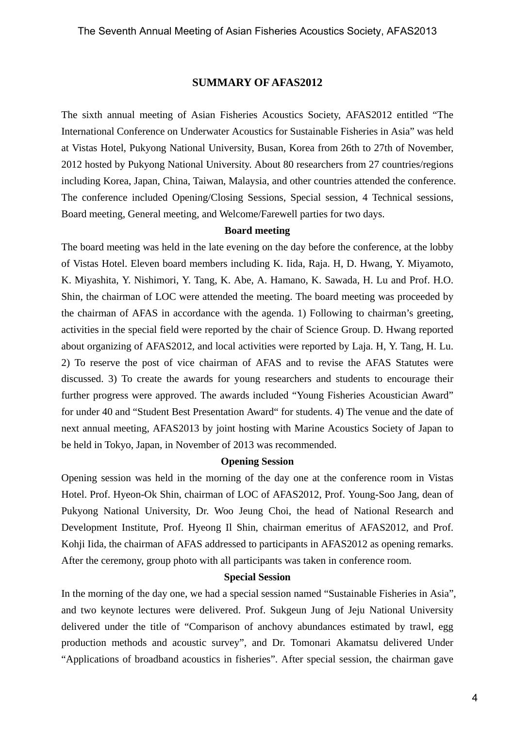## SUMMARY OF AFAS2012

The sixth annual meeting of Asian Fisheries Acoustics Society, AFAS2012 entitled "The International Conference on Underwater Acoustics for Sustainable Fisheries in Asia" was held at Vistas Hotel, Pukyong National University, Busan, Korea from 26th to 27th of November, 2012 hosted by Pukyong National University. About 80 researchers from 27 countries/regions including Korea, Japan, China, Taiwan, Malaysia, and other countries attended the conference. The conference included Opening/Closing Sessions, Special session, 4 Technical sessions, Board meeting, General meeting, and Welcome/Farewell parties for two days.

### Board meeting

The board meeting was held in the late evening on the day before the conference, at the lobby of Vistas Hotel. Eleven board members including K. Iida, Raja. H, D. Hwang, Y. Miyamoto, K. Miyashita, Y. Nishimori, Y. Tang, K. Abe, A. Hamano, K. Sawada, H. Lu and Prof. H.O. Shin, the chairman of LOC were attended the meeting. The board meeting was proceeded by the chairman of AFAS in accordance with the agenda. 1) Following to chairman's greeting, activities in the special field were reported by the chair of Science Group. D. Hwang reported about organizing of AFAS2012, and local activities were reported by Laja. H, Y. Tang, H. Lu. 2) To reserve the post of vice chairman of AFAS and to revise the AFAS Statutes were discussed. 3) To create the awards for young researchers and students to encourage their further progress were approved. The awards included "Young Fisheries Acoustician Award" for under 40 and "Student Best Presentation Award" for students. 4) The venue and the date of next annual meeting, AFAS2013 by joint hosting with Marine Acoustics Society of Japan to be held in Tokyo, Japan, in November of 2013 was recommended.

### Opening Session

Opening session was held in the morning of the day one at the conference room in Vistas Hotel. Prof. Hyeon-Ok Shin, chairman of LOC of AFAS2012, Prof. Young-Soo Jang, dean of Pukyong National University, Dr. Woo Jeung Choi, the head of National Research and Development Institute, Prof. Hyeong Il Shin, chairman emeritus of AFAS2012, and Prof. Kohji Iida, the chairman of AFAS addressed to participants in AFAS2012 as opening remarks. After the ceremony, group photo with all participants was taken in conference room.

### Special Session

In the morning of the day one, we had a special session named "Sustainable Fisheries in Asia", and two keynote lectures were delivered. Prof. Sukgeun Jung of Jeju National University delivered under the title of "Comparison of anchovy abundances estimated by trawl, egg production methods and acoustic survey", and Dr. Tomonari Akamatsu delivered Under "Applications of broadband acoustics in fisheries". After special session, the chairman gave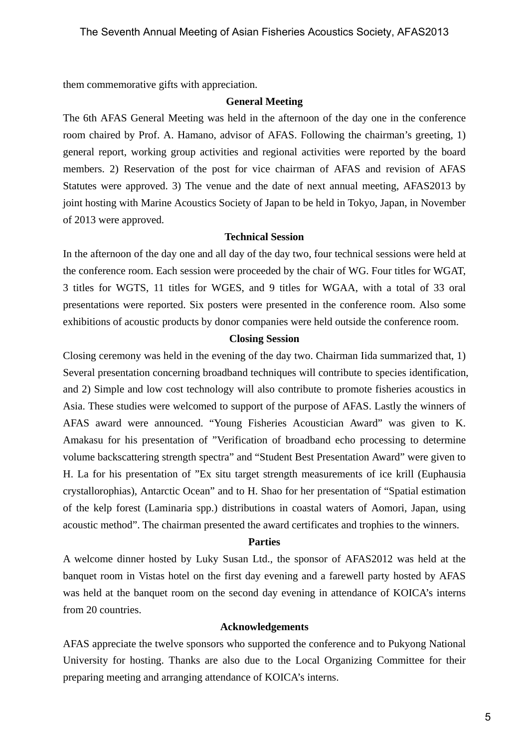them commemorative gifts with appreciation.

## General Meeting

The 6th AFAS General Meeting was held in the afternoon of the day one in the conference room chaired by Prof. A. Hamano, advisor of AFAS. Following the chairman's greeting, 1) general report, working group activities and regional activities were reported by the board members. 2) Reservation of the post for vice chairman of AFAS and revision of AFAS Statutes were approved. 3) The venue and the date of next annual meeting, AFAS2013 by joint hosting with Marine Acoustics Society of Japan to be held in Tokyo, Japan, in November of 2013 were approved.

## Technical Session

In the afternoon of the day one and all day of the day two, four technical sessions were held at the conference room. Each session were proceeded by the chair of WG. Four titles for WGAT, 3 titles for WGTS, 11 titles for WGES, and 9 titles for WGAA, with a total of 33 oral presentations were reported. Six posters were presented in the conference room. Also some exhibitions of acoustic products by donor companies were held outside the conference room.

## Closing Session

Closing ceremony was held in the evening of the day two. Chairman Iida summarized that, 1) Several presentation concerning broadband techniques will contribute to species identification, and 2) Simple and low cost technology will also contribute to promote fisheries acoustics in Asia. These studies were welcomed to support of the purpose of AFAS. Lastly the winners of AFAS award were announced. "Young Fisheries Acoustician Award" was given to K. Amakasu for his presentation of "Verification of broadband echo processing to determine volume backscattering strength spectra" and "Student Best Presentation Award" were given to H. La for his presentation of "Ex situ target strength measurements of ice krill (Euphausia crystallorophias), Antarctic Ocean" and to H. Shao for her presentation of "Spatial estimation of the kelp forest (Laminaria spp.) distributions in coastal waters of Aomori, Japan, using acoustic method". The chairman presented the award certificates and trophies to the winners.

## Parties

A welcome dinner hosted by Luky Susan Ltd., the sponsor of AFAS2012 was held at the banquet room in Vistas hotel on the first day evening and a farewell party hosted by AFAS was held at the banquet room on the second day evening in attendance of KOICA's interns from 20 countries.

## Acknowledgements

AFAS appreciate the twelve sponsors who supported the conference and to Pukyong National University for hosting. Thanks are also due to the Local Organizing Committee for their preparing meeting and arranging attendance of KOICA's interns.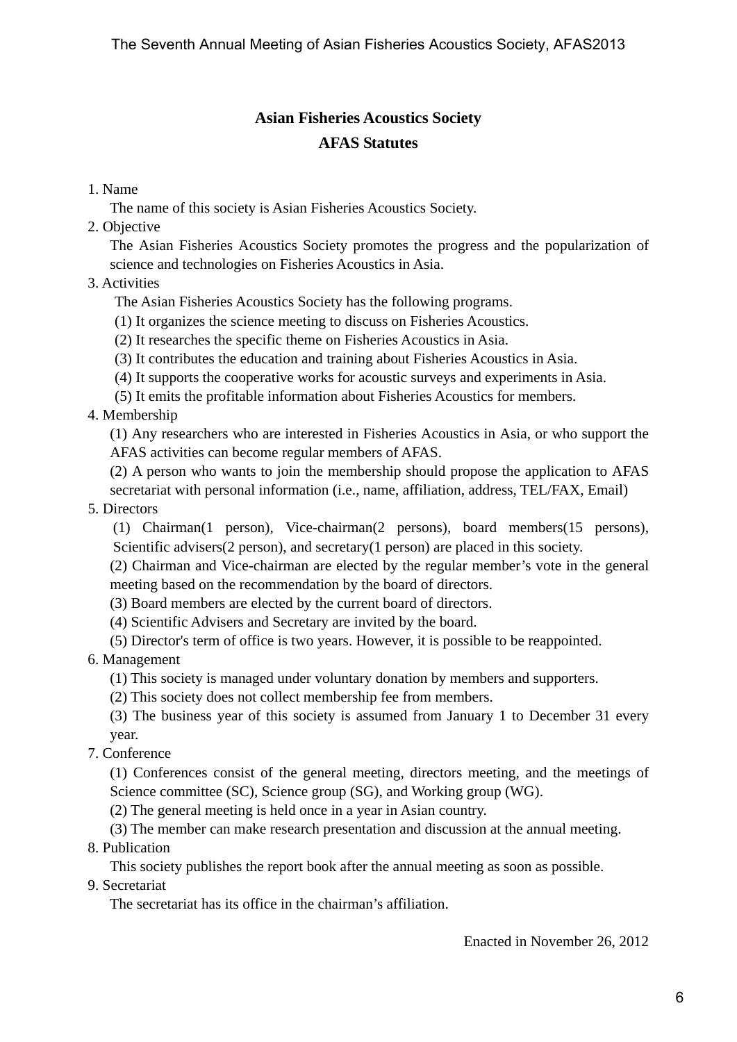# Asian Fisheries Acoustics Society

## AFAS Statutes

1. Name

   The name of this society is Asian Fisheries Acoustics Society.

2. Objective

   The Asian Fisheries Acoustics Society promotes the progress and the popularization of science and technologies on Fisheries Acoustics in Asia.

3. Activities

   The Asian Fisheries Acoustics Society has the following programs.

   (1) It organizes the science meeting to discuss on Fisheries Acoustics.

   (2) It researches the specific theme on Fisheries Acoustics in Asia.

   (3) It contributes the education and training about Fisheries Acoustics in Asia.

   (4) It supports the cooperative works for acoustic surveys and experiments in Asia.

   (5) It emits the profitable information about Fisheries Acoustics for members.

4. Membership

   (1) Any researchers who are interested in Fisheries Acoustics in Asia, or who support the AFAS activities can become regular members of AFAS.

   (2) A person who wants to join the membership should propose the application to AFAS secretariat with personal information (i.e., name, affiliation, address, TEL/FAX, Email)

5. Directors

   (1) Chairman(1 person), Vice-chairman(2 persons), board members(15 persons), Scientific advisers(2 person), and secretary(1 person) are placed in this society.

   (2) Chairman and Vice-chairman are elected by the regular member's vote in the general meeting based on the recommendation by the board of directors.

   (3) Board members are elected by the current board of directors.

   (4) Scientific Advisers and Secretary are invited by the board.

   (5) Director's term of office is two years. However, it is possible to be reappointed.

6. Management

   (1) This society is managed under voluntary donation by members and supporters.

   (2) This society does not collect membership fee from members.

   (3) The business year of this society is assumed from January 1 to December 31 every year.

7. Conference

   (1) Conferences consist of the general meeting, directors meeting, and the meetings of Science committee (SC), Science group (SG), and Working group (WG).

   (2) The general meeting is held once in a year in Asian country.

   (3) The member can make research presentation and discussion at the annual meeting.

8. Publication

   This society publishes the report book after the annual meeting as soon as possible.

9. Secretariat

   The secretariat has its office in the chairman's affiliation.

Enacted in November 26, 2012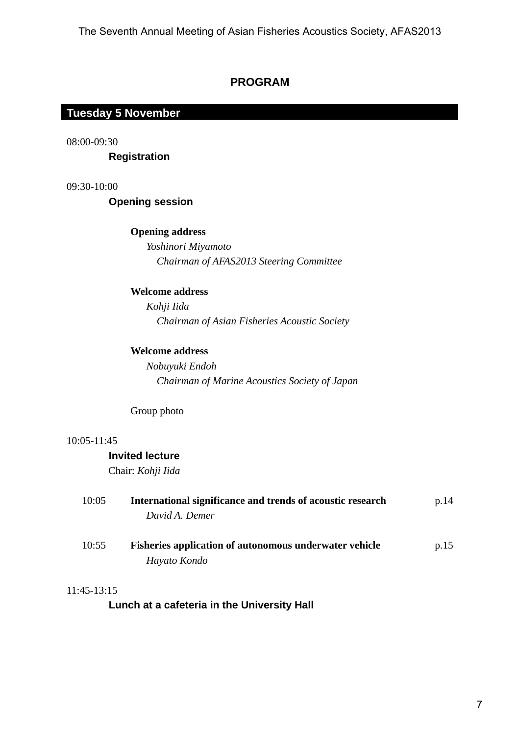## PROGRAM

### Tuesday 5 November

08:00-09:30

**Registration**

09:30-10:00

**Opening session**

**Opening address**
*Yoshinori Miyamoto*
*Chairman of AFAS2013 Steering Committee*

**Welcome address**
*Kohji Iida*
*Chairman of Asian Fisheries Acoustic Society*

**Welcome address**
*Nobuyuki Endoh*
*Chairman of Marine Acoustics Society of Japan*

Group photo

10:05-11:45

**Invited lecture**
Chair: *Kohji Iida*

10:05 **International significance and trends of acoustic research** p.14
*David A. Demer*

10:55 **Fisheries application of autonomous underwater vehicle** p.15
*Hayato Kondo*

11:45-13:15

**Lunch at a cafeteria in the University Hall**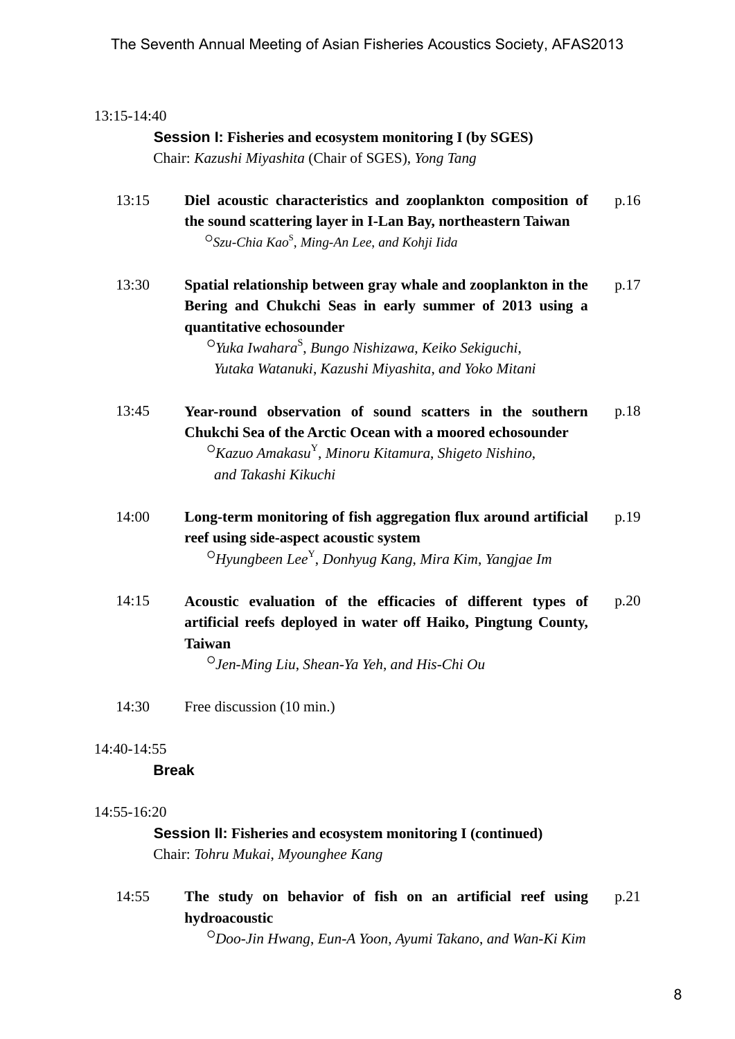13:15-14:40

**Session I: Fisheries and ecosystem monitoring I (by SGES)**
Chair: *Kazushi Miyashita* (Chair of SGES), *Yong Tang*

13:15 **Diel acoustic characteristics and zooplankton composition of the sound scattering layer in I-Lan Bay, northeastern Taiwan** p.16
○*Szu-Chia Kao*[S], *Ming-An Lee*, *and Kohji Iida*

13:30 **Spatial relationship between gray whale and zooplankton in the Bering and Chukchi Seas in early summer of 2013 using a quantitative echosounder** p.17
○*Yuka Iwahara*[S], *Bungo Nishizawa*, *Keiko Sekiguchi*, *Yutaka Watanuki*, *Kazushi Miyashita*, *and Yoko Mitani*

13:45 **Year-round observation of sound scatters in the southern Chukchi Sea of the Arctic Ocean with a moored echosounder** p.18
○*Kazuo Amakasu*[Y], *Minoru Kitamura*, *Shigeto Nishino*, *and Takashi Kikuchi*

14:00 **Long-term monitoring of fish aggregation flux around artificial reef using side-aspect acoustic system** p.19
○*Hyungbeen Lee*[Y], *Donhyug Kang*, *Mira Kim*, *Yangjae Im*

14:15 **Acoustic evaluation of the efficacies of different types of artificial reefs deployed in water off Haiko, Pingtung County, Taiwan** p.20
○*Jen-Ming Liu*, *Shean-Ya Yeh*, *and His-Chi Ou*

14:30 Free discussion (10 min.)

14:40-14:55

**Break**

14:55-16:20

**Session II: Fisheries and ecosystem monitoring I (continued)**
Chair: *Tohru Mukai*, *Myounghee Kang*

14:55 **The study on behavior of fish on an artificial reef using hydroacoustic** p.21
○*Doo-Jin Hwang*, *Eun-A Yoon*, *Ayumi Takano*, *and Wan-Ki Kim*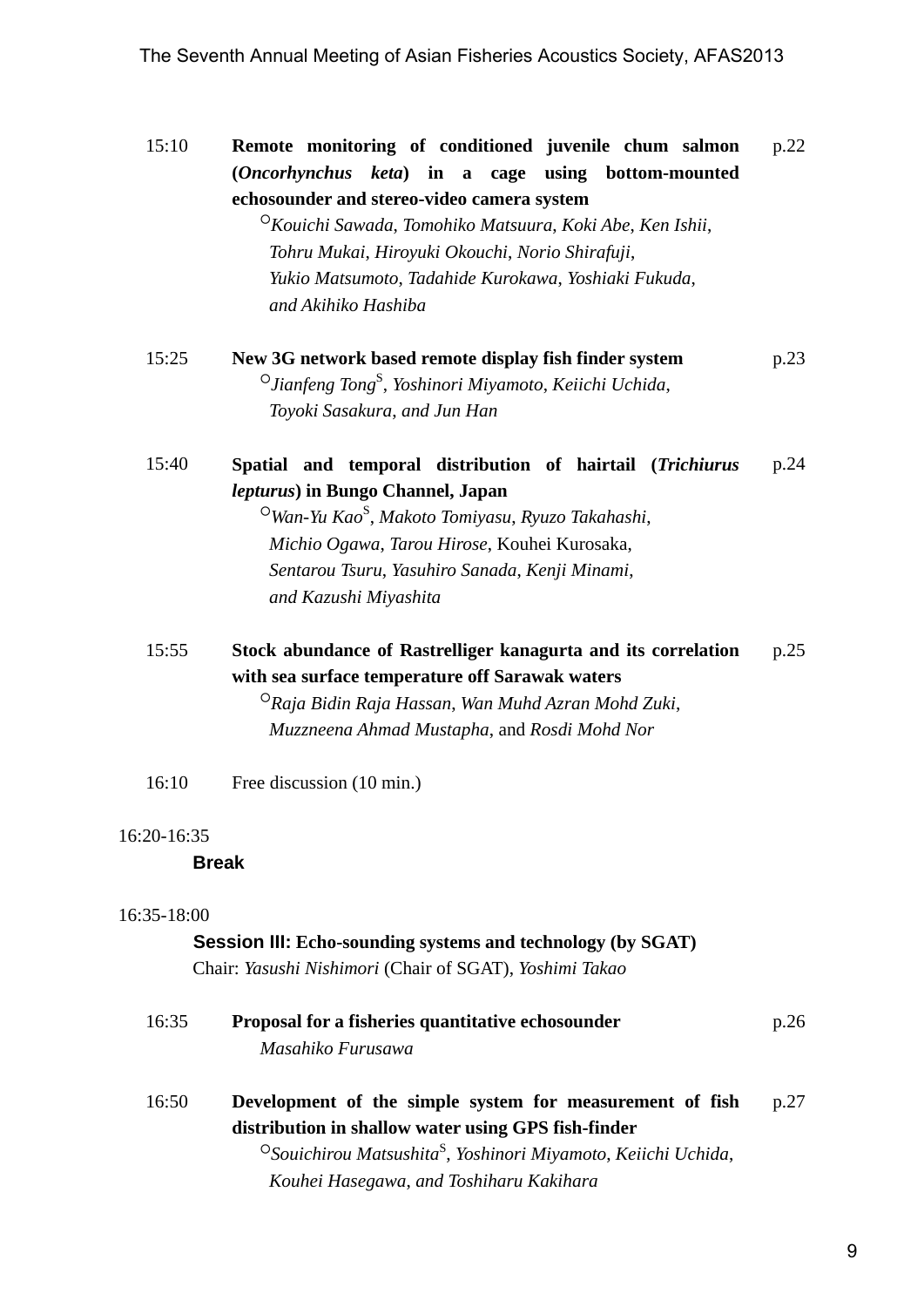15:10 **Remote monitoring of conditioned juvenile chum salmon (*Oncorhynchus keta*) in a cage using bottom-mounted echosounder and stereo-video camera system** p.22
○*Kouichi Sawada*, *Tomohiko Matsuura*, *Koki Abe*, *Ken Ishii*, *Tohru Mukai*, *Hiroyuki Okouchi*, *Norio Shirafuji*, *Yukio Matsumoto*, *Tadahide Kurokawa*, *Yoshiaki Fukuda*, *and Akihiko Hashiba*

15:25 **New 3G network based remote display fish finder system** p.23
○*Jianfeng Tong*[S], *Yoshinori Miyamoto*, *Keiichi Uchida*, *Toyoki Sasakura*, *and Jun Han*

15:40 **Spatial and temporal distribution of hairtail (*Trichiurus lepturus*) in Bungo Channel, Japan** p.24
○*Wan-Yu Kao*[S], *Makoto Tomiyasu*, *Ryuzo Takahashi*, *Michio Ogawa*, *Tarou Hirose*, Kouhei Kurosaka, *Sentarou Tsuru*, *Yasuhiro Sanada*, *Kenji Minami*, *and Kazushi Miyashita*

15:55 **Stock abundance of Rastrelliger kanagurta and its correlation with sea surface temperature off Sarawak waters** p.25
○*Raja Bidin Raja Hassan*, *Wan Muhd Azran Mohd Zuki*, *Muzzneena Ahmad Mustapha*, and *Rosdi Mohd Nor*

16:10 Free discussion (10 min.)

16:20-16:35
**Break**

16:35-18:00
**Session III: Echo-sounding systems and technology (by SGAT)**
Chair: *Yasushi Nishimori* (Chair of SGAT), *Yoshimi Takao*

16:35 **Proposal for a fisheries quantitative echosounder** p.26
*Masahiko Furusawa*

16:50 **Development of the simple system for measurement of fish distribution in shallow water using GPS fish-finder** p.27
○*Souichirou Matsushita*[S], *Yoshinori Miyamoto*, *Keiichi Uchida*, *Kouhei Hasegawa*, *and Toshiharu Kakihara*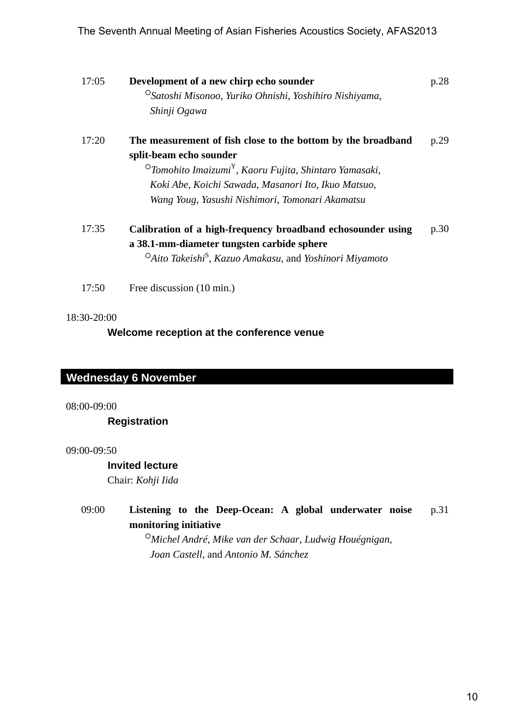17:05 **Development of a new chirp echo sounder** p.28
○*Satoshi Misonoo*, *Yuriko Ohnishi*, *Yoshihiro Nishiyama*, *Shinji Ogawa*

17:20 **The measurement of fish close to the bottom by the broadband split-beam echo sounder** p.29
○*Tomohito Imaizumi*[Y], *Kaoru Fujita*, *Shintaro Yamasaki*, *Koki Abe*, *Koichi Sawada*, *Masanori Ito*, *Ikuo Matsuo*, *Wang Youg*, *Yasushi Nishimori*, *Tomonari Akamatsu*

17:35 **Calibration of a high-frequency broadband echosounder using a 38.1-mm-diameter tungsten carbide sphere** p.30
○*Aito Takeishi*[S], *Kazuo Amakasu*, and *Yoshinori Miyamoto*

17:50 Free discussion (10 min.)

18:30-20:00
**Welcome reception at the conference venue**

## Wednesday 6 November

08:00-09:00
**Registration**

09:00-09:50
**Invited lecture**
Chair: *Kohji Iida*

09:00 **Listening to the Deep-Ocean: A global underwater noise monitoring initiative** p.31
○*Michel André*, *Mike van der Schaar*, *Ludwig Houégnigan*, *Joan Castell*, and *Antonio M. Sánchez*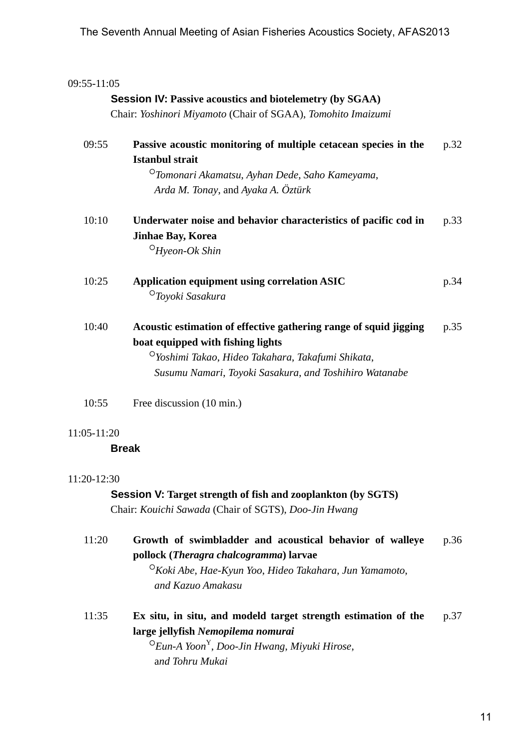09:55-11:05

**Session IV: Passive acoustics and biotelemetry (by SGAA)**

Chair: *Yoshinori Miyamoto* (Chair of SGAA), *Tomohito Imaizumi*

09:55 **Passive acoustic monitoring of multiple cetacean species in the Istanbul strait** p.32

○*Tomonari Akamatsu*, *Ayhan Dede*, *Saho Kameyama*, *Arda M. Tonay*, and *Ayaka A. Öztürk*

10:10 **Underwater noise and behavior characteristics of pacific cod in Jinhae Bay, Korea** p.33

○*Hyeon-Ok Shin*

10:25 **Application equipment using correlation ASIC** p.34

○*Toyoki Sasakura*

10:40 **Acoustic estimation of effective gathering range of squid jigging boat equipped with fishing lights** p.35

○*Yoshimi Takao*, *Hideo Takahara*, *Takafumi Shikata*, *Susumu Namari*, *Toyoki Sasakura*, *and Toshihiro Watanabe*

10:55 Free discussion (10 min.)

11:05-11:20

**Break**

11:20-12:30

**Session V: Target strength of fish and zooplankton (by SGTS)**

Chair: *Kouichi Sawada* (Chair of SGTS), *Doo-Jin Hwang*

11:20 **Growth of swimbladder and acoustical behavior of walleye pollock (*Theragra chalcogramma*) larvae** p.36

○*Koki Abe*, *Hae-Kyun Yoo*, *Hideo Takahara*, *Jun Yamamoto*, *and Kazuo Amakasu*

11:35 **Ex situ, in situ, and modeld target strength estimation of the large jellyfish *Nemopilema nomurai*** p.37

○*Eun-A Yoon*[Y], *Doo-Jin Hwang*, *Miyuki Hirose*, and *Tohru Mukai*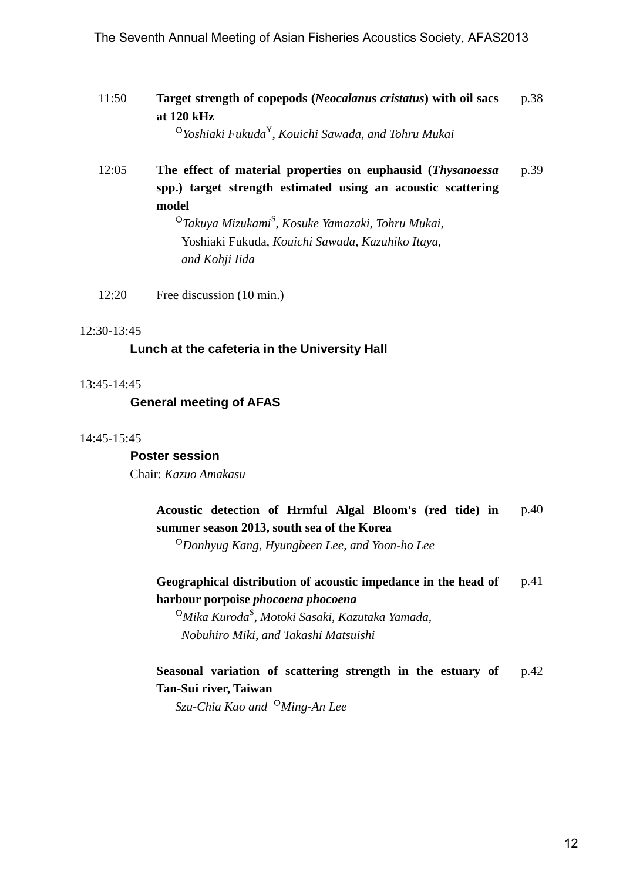11:50 **Target strength of copepods (*Neocalanus cristatus*) with oil sacs at 120 kHz** p.38
○*Yoshiaki Fukuda*[Y], *Kouichi Sawada*, *and Tohru Mukai*

12:05 **The effect of material properties on euphausid (*Thysanoessa* spp.) target strength estimated using an acoustic scattering model** p.39
○*Takuya Mizukami*[S], *Kosuke Yamazaki*, *Tohru Mukai*, Yoshiaki Fukuda, *Kouichi Sawada*, *Kazuhiko Itaya*, *and Kohji Iida*

12:20 Free discussion (10 min.)

12:30-13:45

**Lunch at the cafeteria in the University Hall**

13:45-14:45

**General meeting of AFAS**

14:45-15:45

**Poster session**

Chair: *Kazuo Amakasu*

**Acoustic detection of Hrmful Algal Bloom's (red tide) in summer season 2013, south sea of the Korea** p.40
○*Donhyug Kang*, *Hyungbeen Lee*, *and Yoon-ho Lee*

**Geographical distribution of acoustic impedance in the head of harbour porpoise *phocoena phocoena*** p.41
○*Mika Kuroda*[S], *Motoki Sasaki*, *Kazutaka Yamada*, *Nobuhiro Miki*, *and Takashi Matsuishi*

**Seasonal variation of scattering strength in the estuary of Tan-Sui river, Taiwan** p.42
*Szu-Chia Kao and* ○*Ming-An Lee*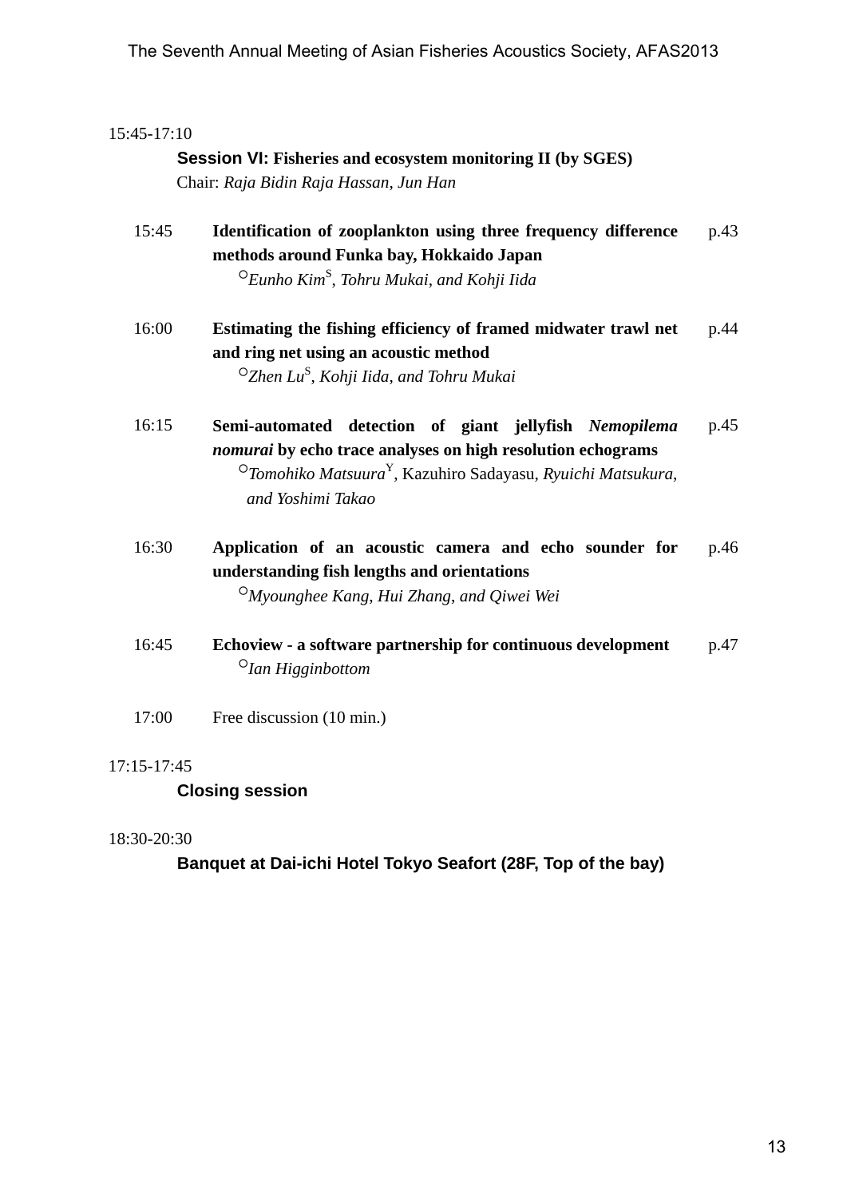15:45-17:10

**Session VI: Fisheries and ecosystem monitoring II (by SGES)**
Chair: *Raja Bidin Raja Hassan*, *Jun Han*

15:45 **Identification of zooplankton using three frequency difference methods around Funka bay, Hokkaido Japan** p.43
○*Eunho Kim*[S], *Tohru Mukai*, *and Kohji Iida*

16:00 **Estimating the fishing efficiency of framed midwater trawl net and ring net using an acoustic method** p.44
○*Zhen Lu*[S], *Kohji Iida*, *and Tohru Mukai*

16:15 **Semi-automated detection of giant jellyfish *Nemopilema nomurai* by echo trace analyses on high resolution echograms** p.45
○*Tomohiko Matsuura*[Y], Kazuhiro Sadayasu, *Ryuichi Matsukura*, *and Yoshimi Takao*

16:30 **Application of an acoustic camera and echo sounder for understanding fish lengths and orientations** p.46
○*Myounghee Kang*, *Hui Zhang*, *and Qiwei Wei*

16:45 **Echoview - a software partnership for continuous development** p.47
○*Ian Higginbottom*

17:00 Free discussion (10 min.)

17:15-17:45

**Closing session**

18:30-20:30

**Banquet at Dai-ichi Hotel Tokyo Seafort (28F, Top of the bay)**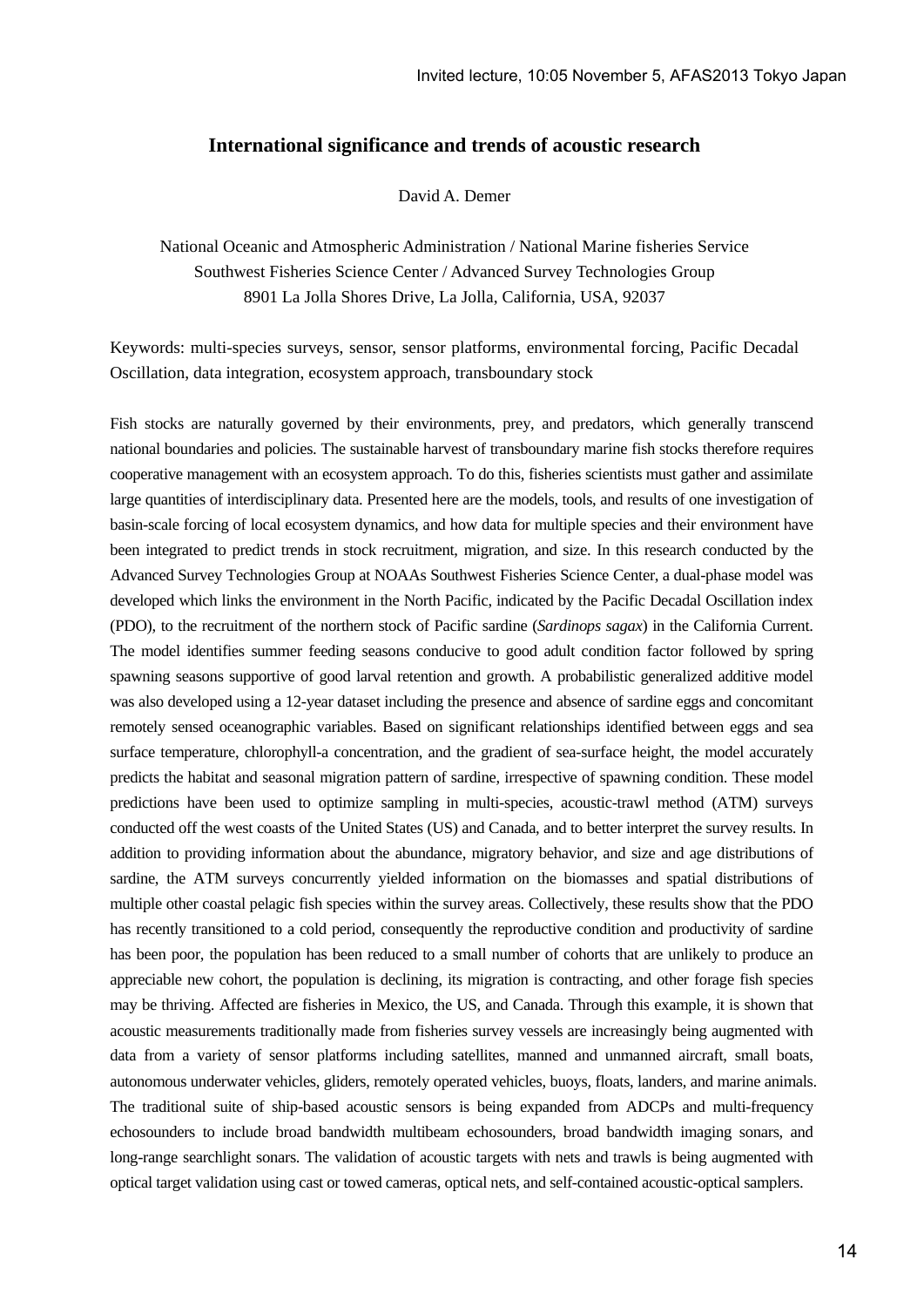# International significance and trends of acoustic research

David A. Demer

National Oceanic and Atmospheric Administration / National Marine fisheries Service
Southwest Fisheries Science Center / Advanced Survey Technologies Group
8901 La Jolla Shores Drive, La Jolla, California, USA, 92037

Keywords: multi-species surveys, sensor, sensor platforms, environmental forcing, Pacific Decadal Oscillation, data integration, ecosystem approach, transboundary stock

Fish stocks are naturally governed by their environments, prey, and predators, which generally transcend national boundaries and policies. The sustainable harvest of transboundary marine fish stocks therefore requires cooperative management with an ecosystem approach. To do this, fisheries scientists must gather and assimilate large quantities of interdisciplinary data. Presented here are the models, tools, and results of one investigation of basin-scale forcing of local ecosystem dynamics, and how data for multiple species and their environment have been integrated to predict trends in stock recruitment, migration, and size. In this research conducted by the Advanced Survey Technologies Group at NOAAs Southwest Fisheries Science Center, a dual-phase model was developed which links the environment in the North Pacific, indicated by the Pacific Decadal Oscillation index (PDO), to the recruitment of the northern stock of Pacific sardine (*Sardinops sagax*) in the California Current. The model identifies summer feeding seasons conducive to good adult condition factor followed by spring spawning seasons supportive of good larval retention and growth. A probabilistic generalized additive model was also developed using a 12-year dataset including the presence and absence of sardine eggs and concomitant remotely sensed oceanographic variables. Based on significant relationships identified between eggs and sea surface temperature, chlorophyll-a concentration, and the gradient of sea-surface height, the model accurately predicts the habitat and seasonal migration pattern of sardine, irrespective of spawning condition. These model predictions have been used to optimize sampling in multi-species, acoustic-trawl method (ATM) surveys conducted off the west coasts of the United States (US) and Canada, and to better interpret the survey results. In addition to providing information about the abundance, migratory behavior, and size and age distributions of sardine, the ATM surveys concurrently yielded information on the biomasses and spatial distributions of multiple other coastal pelagic fish species within the survey areas. Collectively, these results show that the PDO has recently transitioned to a cold period, consequently the reproductive condition and productivity of sardine has been poor, the population has been reduced to a small number of cohorts that are unlikely to produce an appreciable new cohort, the population is declining, its migration is contracting, and other forage fish species may be thriving. Affected are fisheries in Mexico, the US, and Canada. Through this example, it is shown that acoustic measurements traditionally made from fisheries survey vessels are increasingly being augmented with data from a variety of sensor platforms including satellites, manned and unmanned aircraft, small boats, autonomous underwater vehicles, gliders, remotely operated vehicles, buoys, floats, landers, and marine animals. The traditional suite of ship-based acoustic sensors is being expanded from ADCPs and multi-frequency echosounders to include broad bandwidth multibeam echosounders, broad bandwidth imaging sonars, and long-range searchlight sonars. The validation of acoustic targets with nets and trawls is being augmented with optical target validation using cast or towed cameras, optical nets, and self-contained acoustic-optical samplers.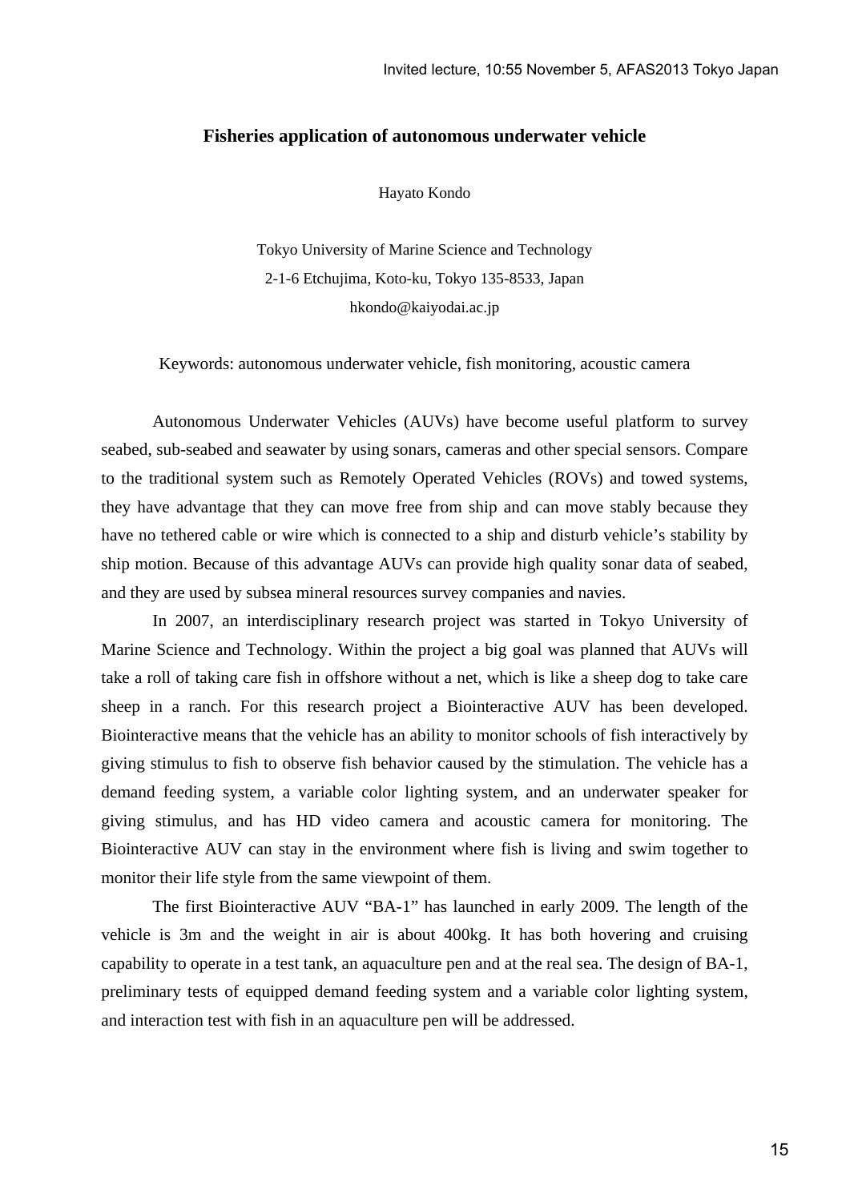# Fisheries application of autonomous underwater vehicle

Hayato Kondo

Tokyo University of Marine Science and Technology
2-1-6 Etchujima, Koto-ku, Tokyo 135-8533, Japan
hkondo@kaiyodai.ac.jp

Keywords: autonomous underwater vehicle, fish monitoring, acoustic camera

Autonomous Underwater Vehicles (AUVs) have become useful platform to survey seabed, sub-seabed and seawater by using sonars, cameras and other special sensors. Compare to the traditional system such as Remotely Operated Vehicles (ROVs) and towed systems, they have advantage that they can move free from ship and can move stably because they have no tethered cable or wire which is connected to a ship and disturb vehicle's stability by ship motion. Because of this advantage AUVs can provide high quality sonar data of seabed, and they are used by subsea mineral resources survey companies and navies.

In 2007, an interdisciplinary research project was started in Tokyo University of Marine Science and Technology. Within the project a big goal was planned that AUVs will take a roll of taking care fish in offshore without a net, which is like a sheep dog to take care sheep in a ranch. For this research project a Biointeractive AUV has been developed. Biointeractive means that the vehicle has an ability to monitor schools of fish interactively by giving stimulus to fish to observe fish behavior caused by the stimulation. The vehicle has a demand feeding system, a variable color lighting system, and an underwater speaker for giving stimulus, and has HD video camera and acoustic camera for monitoring. The Biointeractive AUV can stay in the environment where fish is living and swim together to monitor their life style from the same viewpoint of them.

The first Biointeractive AUV "BA-1" has launched in early 2009. The length of the vehicle is 3m and the weight in air is about 400kg. It has both hovering and cruising capability to operate in a test tank, an aquaculture pen and at the real sea. The design of BA-1, preliminary tests of equipped demand feeding system and a variable color lighting system, and interaction test with fish in an aquaculture pen will be addressed.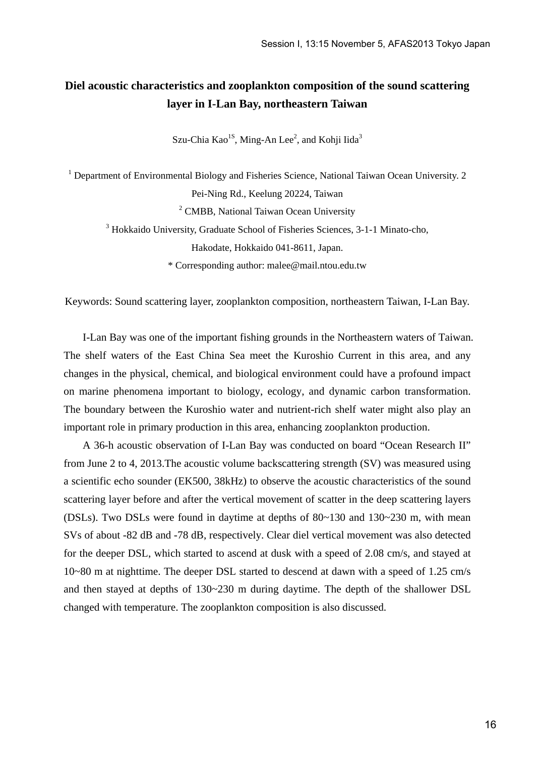# Diel acoustic characteristics and zooplankton composition of the sound scattering layer in I-Lan Bay, northeastern Taiwan

Szu-Chia Kao[1S], Ming-An Lee[2], and Kohji Iida[3]

[1] Department of Environmental Biology and Fisheries Science, National Taiwan Ocean University. 2 Pei-Ning Rd., Keelung 20224, Taiwan

[2] CMBB, National Taiwan Ocean University

[3] Hokkaido University, Graduate School of Fisheries Sciences, 3-1-1 Minato-cho, Hakodate, Hokkaido 041-8611, Japan.

* Corresponding author: malee@mail.ntou.edu.tw

Keywords: Sound scattering layer, zooplankton composition, northeastern Taiwan, I-Lan Bay.

I-Lan Bay was one of the important fishing grounds in the Northeastern waters of Taiwan. The shelf waters of the East China Sea meet the Kuroshio Current in this area, and any changes in the physical, chemical, and biological environment could have a profound impact on marine phenomena important to biology, ecology, and dynamic carbon transformation. The boundary between the Kuroshio water and nutrient-rich shelf water might also play an important role in primary production in this area, enhancing zooplankton production.

A 36-h acoustic observation of I-Lan Bay was conducted on board "Ocean Research II" from June 2 to 4, 2013.The acoustic volume backscattering strength (SV) was measured using a scientific echo sounder (EK500, 38kHz) to observe the acoustic characteristics of the sound scattering layer before and after the vertical movement of scatter in the deep scattering layers (DSLs). Two DSLs were found in daytime at depths of 80~130 and 130~230 m, with mean SVs of about -82 dB and -78 dB, respectively. Clear diel vertical movement was also detected for the deeper DSL, which started to ascend at dusk with a speed of 2.08 cm/s, and stayed at 10~80 m at nighttime. The deeper DSL started to descend at dawn with a speed of 1.25 cm/s and then stayed at depths of 130~230 m during daytime. The depth of the shallower DSL changed with temperature. The zooplankton composition is also discussed.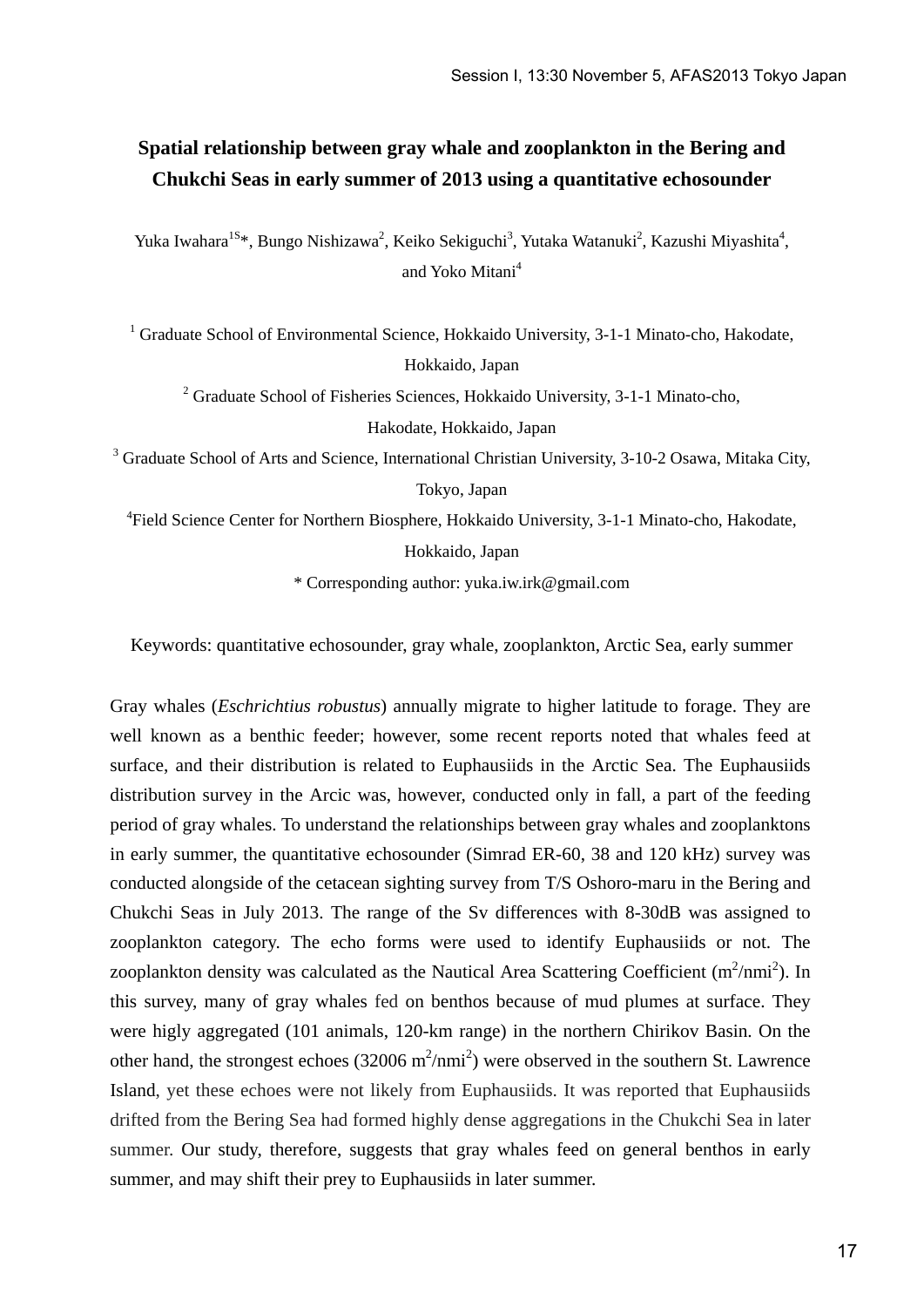# Spatial relationship between gray whale and zooplankton in the Bering and Chukchi Seas in early summer of 2013 using a quantitative echosounder

Yuka Iwahara[1S]*, Bungo Nishizawa[2], Keiko Sekiguchi[3], Yutaka Watanuki[2], Kazushi Miyashita[4], and Yoko Mitani[4]

[1] Graduate School of Environmental Science, Hokkaido University, 3-1-1 Minato-cho, Hakodate, Hokkaido, Japan

[2] Graduate School of Fisheries Sciences, Hokkaido University, 3-1-1 Minato-cho, Hakodate, Hokkaido, Japan

[3] Graduate School of Arts and Science, International Christian University, 3-10-2 Osawa, Mitaka City, Tokyo, Japan

[4] Field Science Center for Northern Biosphere, Hokkaido University, 3-1-1 Minato-cho, Hakodate, Hokkaido, Japan

* Corresponding author: yuka.iw.irk@gmail.com

Keywords: quantitative echosounder, gray whale, zooplankton, Arctic Sea, early summer

Gray whales (*Eschrichtius robustus*) annually migrate to higher latitude to forage. They are well known as a benthic feeder; however, some recent reports noted that whales feed at surface, and their distribution is related to Euphausiids in the Arctic Sea. The Euphausiids distribution survey in the Arcic was, however, conducted only in fall, a part of the feeding period of gray whales. To understand the relationships between gray whales and zooplanktons in early summer, the quantitative echosounder (Simrad ER-60, 38 and 120 kHz) survey was conducted alongside of the cetacean sighting survey from T/S Oshoro-maru in the Bering and Chukchi Seas in July 2013. The range of the Sv differences with 8-30dB was assigned to zooplankton category. The echo forms were used to identify Euphausiids or not. The zooplankton density was calculated as the Nautical Area Scattering Coefficient ($m^2/nmi^2$). In this survey, many of gray whales fed on benthos because of mud plumes at surface. They were higly aggregated (101 animals, 120-km range) in the northern Chirikov Basin. On the other hand, the strongest echoes (32006 $m^2/nmi^2$) were observed in the southern St. Lawrence Island, yet these echoes were not likely from Euphausiids. It was reported that Euphausiids drifted from the Bering Sea had formed highly dense aggregations in the Chukchi Sea in later summer. Our study, therefore, suggests that gray whales feed on general benthos in early summer, and may shift their prey to Euphausiids in later summer.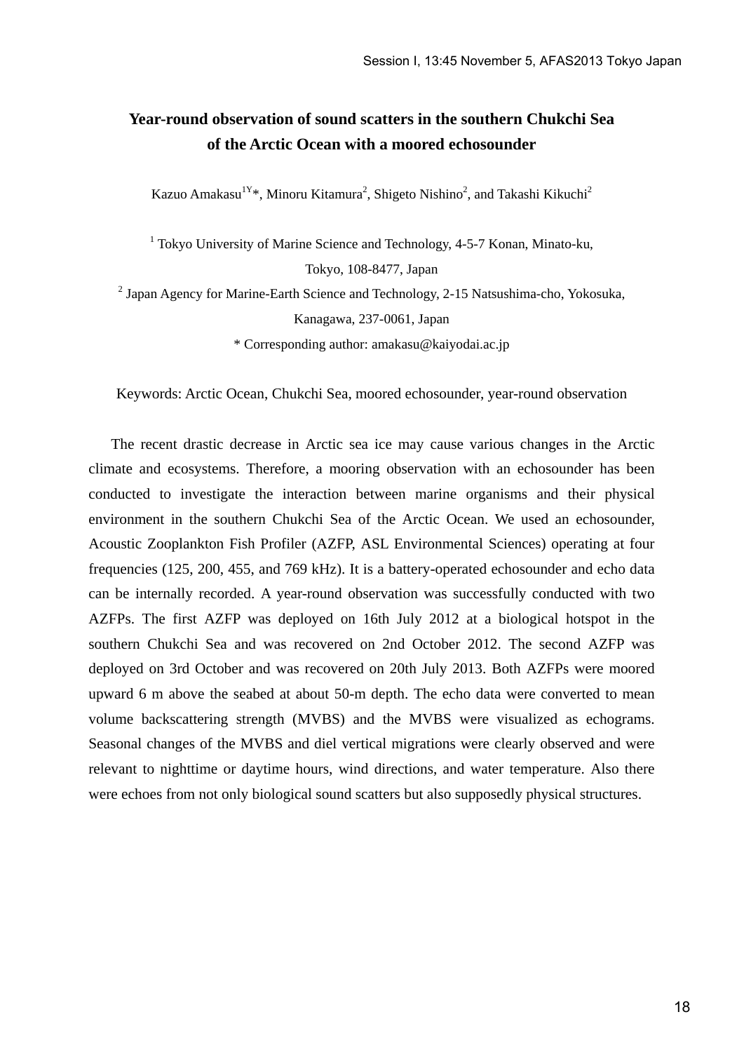# Year-round observation of sound scatters in the southern Chukchi Sea of the Arctic Ocean with a moored echosounder

Kazuo Amakasu[1Y]*, Minoru Kitamura[2], Shigeto Nishino[2], and Takashi Kikuchi[2]

[1] Tokyo University of Marine Science and Technology, 4-5-7 Konan, Minato-ku, Tokyo, 108-8477, Japan

[2] Japan Agency for Marine-Earth Science and Technology, 2-15 Natsushima-cho, Yokosuka, Kanagawa, 237-0061, Japan

* Corresponding author: amakasu@kaiyodai.ac.jp

Keywords: Arctic Ocean, Chukchi Sea, moored echosounder, year-round observation

The recent drastic decrease in Arctic sea ice may cause various changes in the Arctic climate and ecosystems. Therefore, a mooring observation with an echosounder has been conducted to investigate the interaction between marine organisms and their physical environment in the southern Chukchi Sea of the Arctic Ocean. We used an echosounder, Acoustic Zooplankton Fish Profiler (AZFP, ASL Environmental Sciences) operating at four frequencies (125, 200, 455, and 769 kHz). It is a battery-operated echosounder and echo data can be internally recorded. A year-round observation was successfully conducted with two AZFPs. The first AZFP was deployed on 16th July 2012 at a biological hotspot in the southern Chukchi Sea and was recovered on 2nd October 2012. The second AZFP was deployed on 3rd October and was recovered on 20th July 2013. Both AZFPs were moored upward 6 m above the seabed at about 50-m depth. The echo data were converted to mean volume backscattering strength (MVBS) and the MVBS were visualized as echograms. Seasonal changes of the MVBS and diel vertical migrations were clearly observed and were relevant to nighttime or daytime hours, wind directions, and water temperature. Also there were echoes from not only biological sound scatters but also supposedly physical structures.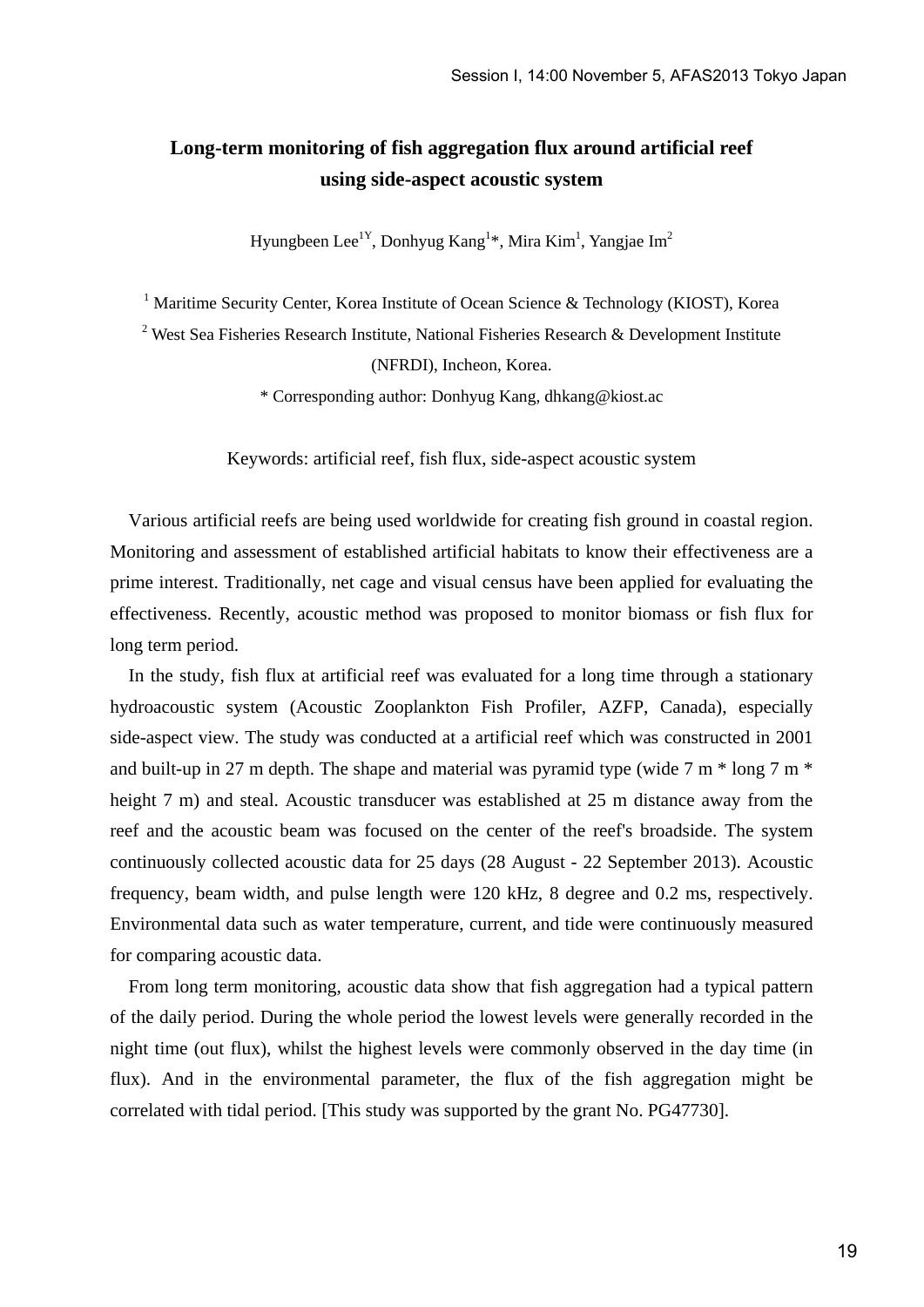# Long-term monitoring of fish aggregation flux around artificial reef using side-aspect acoustic system

Hyungbeen Lee[1Y], Donhyug Kang[1]*, Mira Kim[1], Yangjae Im[2]

[1] Maritime Security Center, Korea Institute of Ocean Science & Technology (KIOST), Korea

[2] West Sea Fisheries Research Institute, National Fisheries Research & Development Institute (NFRDI), Incheon, Korea.

* Corresponding author: Donhyug Kang, dhkang@kiost.ac

Keywords: artificial reef, fish flux, side-aspect acoustic system

Various artificial reefs are being used worldwide for creating fish ground in coastal region. Monitoring and assessment of established artificial habitats to know their effectiveness are a prime interest. Traditionally, net cage and visual census have been applied for evaluating the effectiveness. Recently, acoustic method was proposed to monitor biomass or fish flux for long term period.

In the study, fish flux at artificial reef was evaluated for a long time through a stationary hydroacoustic system (Acoustic Zooplankton Fish Profiler, AZFP, Canada), especially side-aspect view. The study was conducted at a artificial reef which was constructed in 2001 and built-up in 27 m depth. The shape and material was pyramid type (wide 7 m * long 7 m * height 7 m) and steal. Acoustic transducer was established at 25 m distance away from the reef and the acoustic beam was focused on the center of the reef's broadside. The system continuously collected acoustic data for 25 days (28 August - 22 September 2013). Acoustic frequency, beam width, and pulse length were 120 kHz, 8 degree and 0.2 ms, respectively. Environmental data such as water temperature, current, and tide were continuously measured for comparing acoustic data.

From long term monitoring, acoustic data show that fish aggregation had a typical pattern of the daily period. During the whole period the lowest levels were generally recorded in the night time (out flux), whilst the highest levels were commonly observed in the day time (in flux). And in the environmental parameter, the flux of the fish aggregation might be correlated with tidal period. [This study was supported by the grant No. PG47730].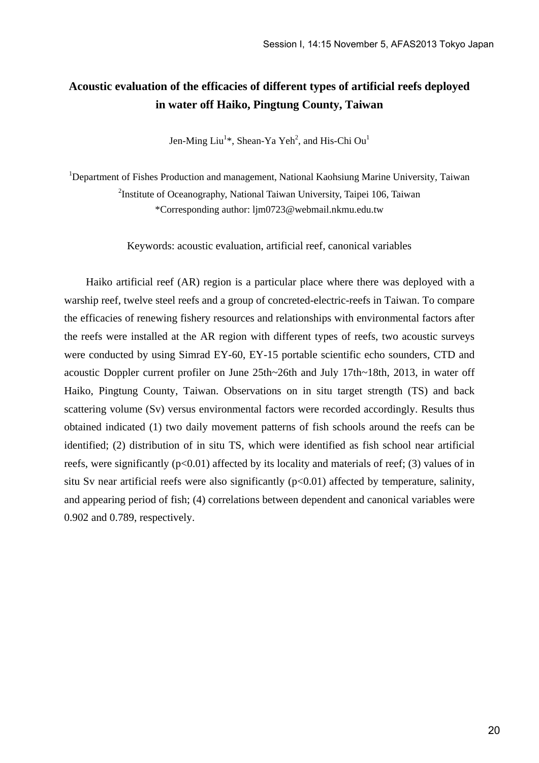# Acoustic evaluation of the efficacies of different types of artificial reefs deployed in water off Haiko, Pingtung County, Taiwan

Jen-Ming Liu[1]*, Shean-Ya Yeh[2], and His-Chi Ou[1]

[1]Department of Fishes Production and management, National Kaohsiung Marine University, Taiwan
[2]Institute of Oceanography, National Taiwan University, Taipei 106, Taiwan
*Corresponding author: ljm0723@webmail.nkmu.edu.tw

Keywords: acoustic evaluation, artificial reef, canonical variables

Haiko artificial reef (AR) region is a particular place where there was deployed with a warship reef, twelve steel reefs and a group of concreted-electric-reefs in Taiwan. To compare the efficacies of renewing fishery resources and relationships with environmental factors after the reefs were installed at the AR region with different types of reefs, two acoustic surveys were conducted by using Simrad EY-60, EY-15 portable scientific echo sounders, CTD and acoustic Doppler current profiler on June 25th~26th and July 17th~18th, 2013, in water off Haiko, Pingtung County, Taiwan. Observations on in situ target strength (TS) and back scattering volume (Sv) versus environmental factors were recorded accordingly. Results thus obtained indicated (1) two daily movement patterns of fish schools around the reefs can be identified; (2) distribution of in situ TS, which were identified as fish school near artificial reefs, were significantly ($p<0.01$) affected by its locality and materials of reef; (3) values of in situ Sv near artificial reefs were also significantly ($p<0.01$) affected by temperature, salinity, and appearing period of fish; (4) correlations between dependent and canonical variables were 0.902 and 0.789, respectively.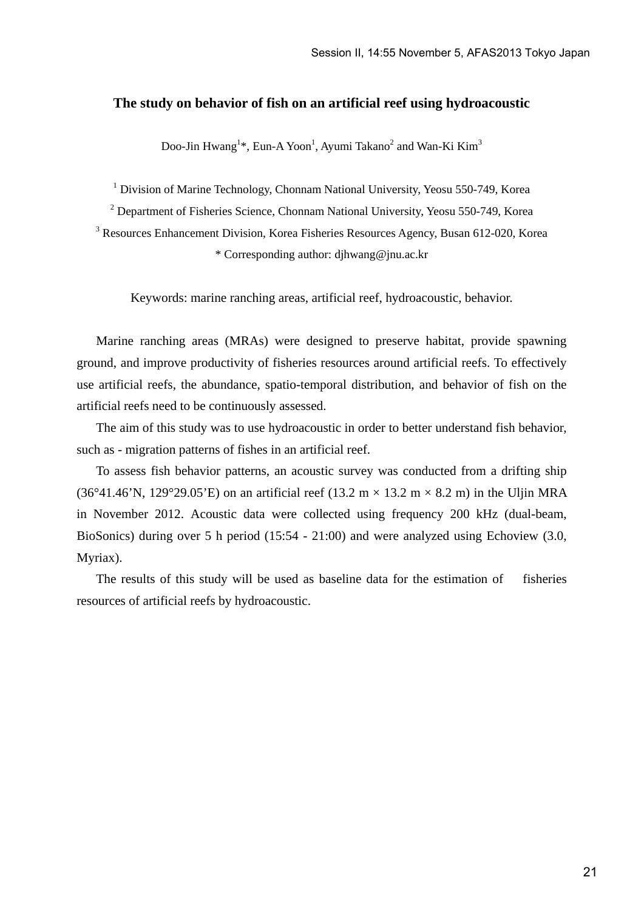**The study on behavior of fish on an artificial reef using hydroacoustic**

Doo-Jin Hwang[1]*, Eun-A Yoon[1], Ayumi Takano[2] and Wan-Ki Kim[3]

[1] Division of Marine Technology, Chonnam National University, Yeosu 550-749, Korea

[2] Department of Fisheries Science, Chonnam National University, Yeosu 550-749, Korea

[3] Resources Enhancement Division, Korea Fisheries Resources Agency, Busan 612-020, Korea

* Corresponding author: djhwang@jnu.ac.kr

Keywords: marine ranching areas, artificial reef, hydroacoustic, behavior.

Marine ranching areas (MRAs) were designed to preserve habitat, provide spawning ground, and improve productivity of fisheries resources around artificial reefs. To effectively use artificial reefs, the abundance, spatio-temporal distribution, and behavior of fish on the artificial reefs need to be continuously assessed.

The aim of this study was to use hydroacoustic in order to better understand fish behavior, such as - migration patterns of fishes in an artificial reef.

To assess fish behavior patterns, an acoustic survey was conducted from a drifting ship (36°41.46'N, 129°29.05'E) on an artificial reef (13.2 m × 13.2 m × 8.2 m) in the Uljin MRA in November 2012. Acoustic data were collected using frequency 200 kHz (dual-beam, BioSonics) during over 5 h period (15:54 - 21:00) and were analyzed using Echoview (3.0, Myriax).

The results of this study will be used as baseline data for the estimation of fisheries resources of artificial reefs by hydroacoustic.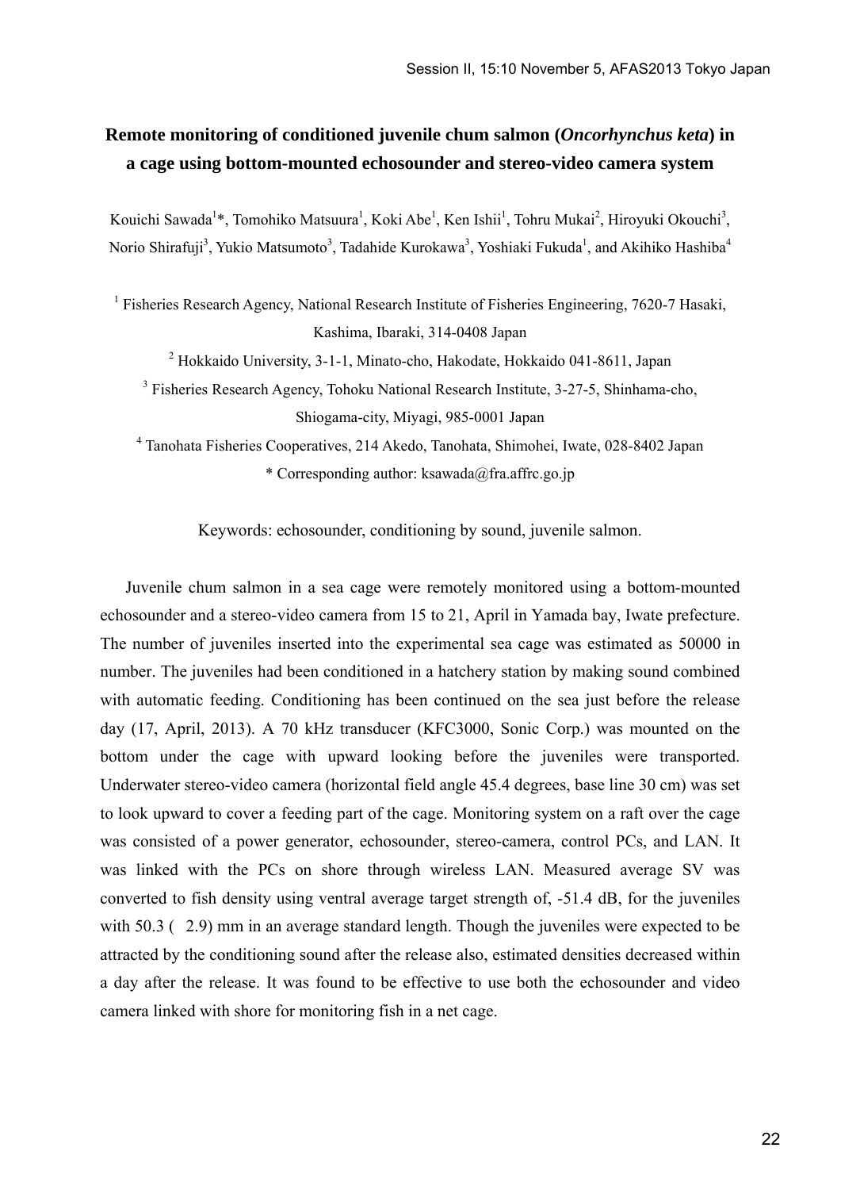# Remote monitoring of conditioned juvenile chum salmon (*Oncorhynchus keta*) in a cage using bottom-mounted echosounder and stereo-video camera system

Kouichi Sawada[1]*, Tomohiko Matsuura[1], Koki Abe[1], Ken Ishii[1], Tohru Mukai[2], Hiroyuki Okouchi[3], Norio Shirafuji[3], Yukio Matsumoto[3], Tadahide Kurokawa[3], Yoshiaki Fukuda[1], and Akihiko Hashiba[4]

[1] Fisheries Research Agency, National Research Institute of Fisheries Engineering, 7620-7 Hasaki, Kashima, Ibaraki, 314-0408 Japan

[2] Hokkaido University, 3-1-1, Minato-cho, Hakodate, Hokkaido 041-8611, Japan

[3] Fisheries Research Agency, Tohoku National Research Institute, 3-27-5, Shinhama-cho, Shiogama-city, Miyagi, 985-0001 Japan

[4] Tanohata Fisheries Cooperatives, 214 Akedo, Tanohata, Shimohei, Iwate, 028-8402 Japan

* Corresponding author: ksawada@fra.affrc.go.jp

Keywords: echosounder, conditioning by sound, juvenile salmon.

Juvenile chum salmon in a sea cage were remotely monitored using a bottom-mounted echosounder and a stereo-video camera from 15 to 21, April in Yamada bay, Iwate prefecture. The number of juveniles inserted into the experimental sea cage was estimated as 50000 in number. The juveniles had been conditioned in a hatchery station by making sound combined with automatic feeding. Conditioning has been continued on the sea just before the release day (17, April, 2013). A 70 kHz transducer (KFC3000, Sonic Corp.) was mounted on the bottom under the cage with upward looking before the juveniles were transported. Underwater stereo-video camera (horizontal field angle 45.4 degrees, base line 30 cm) was set to look upward to cover a feeding part of the cage. Monitoring system on a raft over the cage was consisted of a power generator, echosounder, stereo-camera, control PCs, and LAN. It was linked with the PCs on shore through wireless LAN. Measured average SV was converted to fish density using ventral average target strength of, -51.4 dB, for the juveniles with 50.3 ( 2.9) mm in an average standard length. Though the juveniles were expected to be attracted by the conditioning sound after the release also, estimated densities decreased within a day after the release. It was found to be effective to use both the echosounder and video camera linked with shore for monitoring fish in a net cage.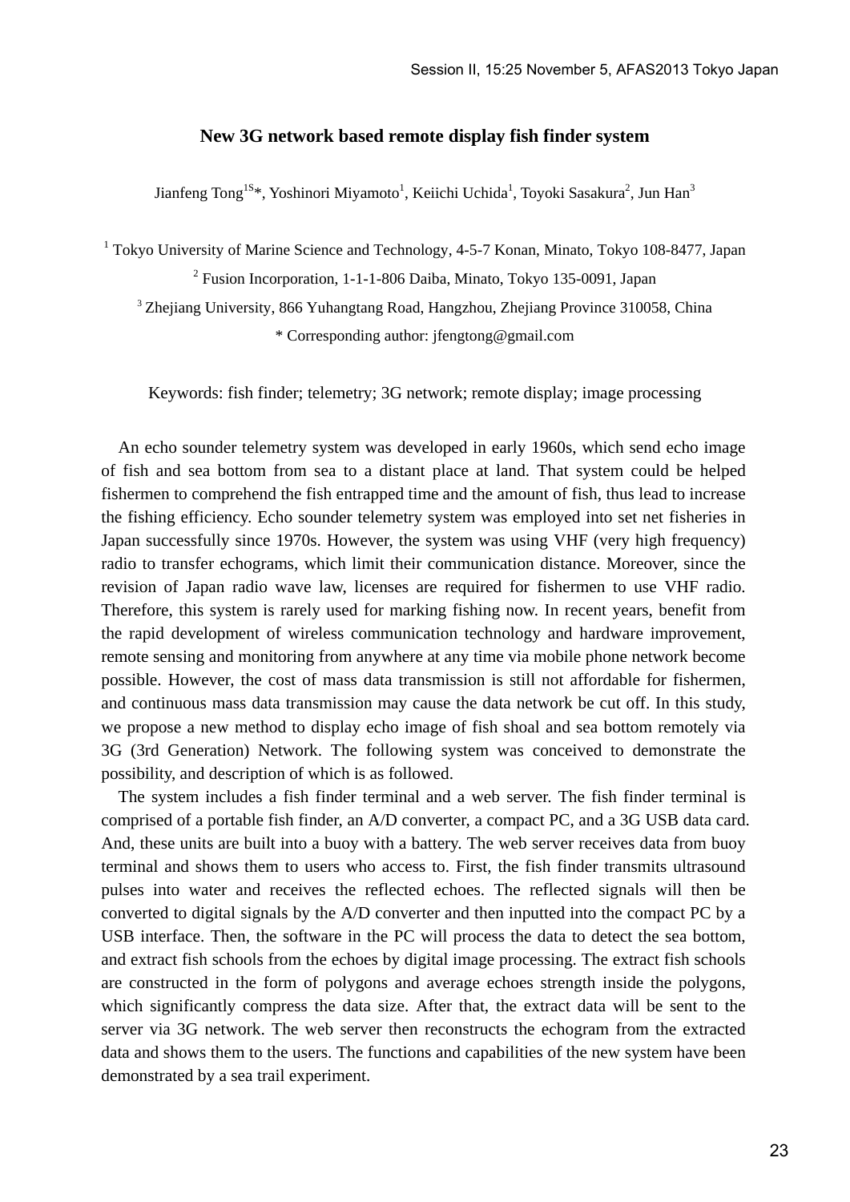# New 3G network based remote display fish finder system

Jianfeng Tong[1S]*, Yoshinori Miyamoto[1], Keiichi Uchida[1], Toyoki Sasakura[2], Jun Han[3]

[1] Tokyo University of Marine Science and Technology, 4-5-7 Konan, Minato, Tokyo 108-8477, Japan

[2] Fusion Incorporation, 1-1-1-806 Daiba, Minato, Tokyo 135-0091, Japan

[3] Zhejiang University, 866 Yuhangtang Road, Hangzhou, Zhejiang Province 310058, China

* Corresponding author: jfengtong@gmail.com

Keywords: fish finder; telemetry; 3G network; remote display; image processing

An echo sounder telemetry system was developed in early 1960s, which send echo image of fish and sea bottom from sea to a distant place at land. That system could be helped fishermen to comprehend the fish entrapped time and the amount of fish, thus lead to increase the fishing efficiency. Echo sounder telemetry system was employed into set net fisheries in Japan successfully since 1970s. However, the system was using VHF (very high frequency) radio to transfer echograms, which limit their communication distance. Moreover, since the revision of Japan radio wave law, licenses are required for fishermen to use VHF radio. Therefore, this system is rarely used for marking fishing now. In recent years, benefit from the rapid development of wireless communication technology and hardware improvement, remote sensing and monitoring from anywhere at any time via mobile phone network become possible. However, the cost of mass data transmission is still not affordable for fishermen, and continuous mass data transmission may cause the data network be cut off. In this study, we propose a new method to display echo image of fish shoal and sea bottom remotely via 3G (3rd Generation) Network. The following system was conceived to demonstrate the possibility, and description of which is as followed.

The system includes a fish finder terminal and a web server. The fish finder terminal is comprised of a portable fish finder, an A/D converter, a compact PC, and a 3G USB data card. And, these units are built into a buoy with a battery. The web server receives data from buoy terminal and shows them to users who access to. First, the fish finder transmits ultrasound pulses into water and receives the reflected echoes. The reflected signals will then be converted to digital signals by the A/D converter and then inputted into the compact PC by a USB interface. Then, the software in the PC will process the data to detect the sea bottom, and extract fish schools from the echoes by digital image processing. The extract fish schools are constructed in the form of polygons and average echoes strength inside the polygons, which significantly compress the data size. After that, the extract data will be sent to the server via 3G network. The web server then reconstructs the echogram from the extracted data and shows them to the users. The functions and capabilities of the new system have been demonstrated by a sea trail experiment.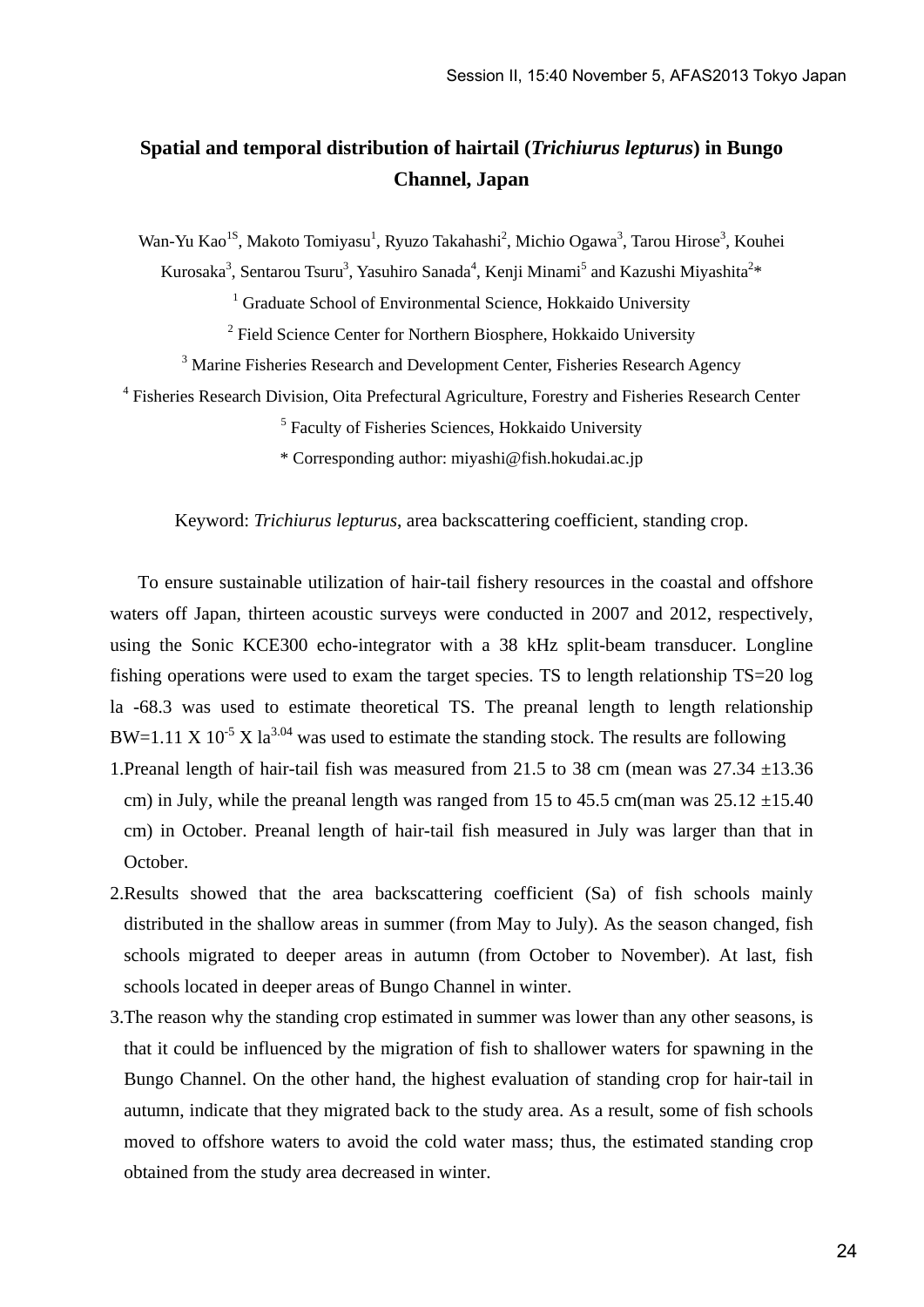# Spatial and temporal distribution of hairtail (*Trichiurus lepturus*) in Bungo Channel, Japan

Wan-Yu Kao[1S], Makoto Tomiyasu[1], Ryuzo Takahashi[2], Michio Ogawa[3], Tarou Hirose[3], Kouhei Kurosaka[3], Sentarou Tsuru[3], Yasuhiro Sanada[4], Kenji Minami[5] and Kazushi Miyashita[2]*

[1] Graduate School of Environmental Science, Hokkaido University

[2] Field Science Center for Northern Biosphere, Hokkaido University

[3] Marine Fisheries Research and Development Center, Fisheries Research Agency

[4] Fisheries Research Division, Oita Prefectural Agriculture, Forestry and Fisheries Research Center

[5] Faculty of Fisheries Sciences, Hokkaido University

* Corresponding author: miyashi@fish.hokudai.ac.jp

Keyword: *Trichiurus lepturus*, area backscattering coefficient, standing crop.

To ensure sustainable utilization of hair-tail fishery resources in the coastal and offshore waters off Japan, thirteen acoustic surveys were conducted in 2007 and 2012, respectively, using the Sonic KCE300 echo-integrator with a 38 kHz split-beam transducer. Longline fishing operations were used to exam the target species. TS to length relationship TS=20 log la -68.3 was used to estimate theoretical TS. The preanal length to length relationship BW=1.11 X $10^{-5}$ X $la^{3.04}$ was used to estimate the standing stock. The results are following

1. Preanal length of hair-tail fish was measured from 21.5 to 38 cm (mean was 27.34 ±13.36 cm) in July, while the preanal length was ranged from 15 to 45.5 cm(man was 25.12 ±15.40 cm) in October. Preanal length of hair-tail fish measured in July was larger than that in October.
2. Results showed that the area backscattering coefficient (Sa) of fish schools mainly distributed in the shallow areas in summer (from May to July). As the season changed, fish schools migrated to deeper areas in autumn (from October to November). At last, fish schools located in deeper areas of Bungo Channel in winter.
3. The reason why the standing crop estimated in summer was lower than any other seasons, is that it could be influenced by the migration of fish to shallower waters for spawning in the Bungo Channel. On the other hand, the highest evaluation of standing crop for hair-tail in autumn, indicate that they migrated back to the study area. As a result, some of fish schools moved to offshore waters to avoid the cold water mass; thus, the estimated standing crop obtained from the study area decreased in winter.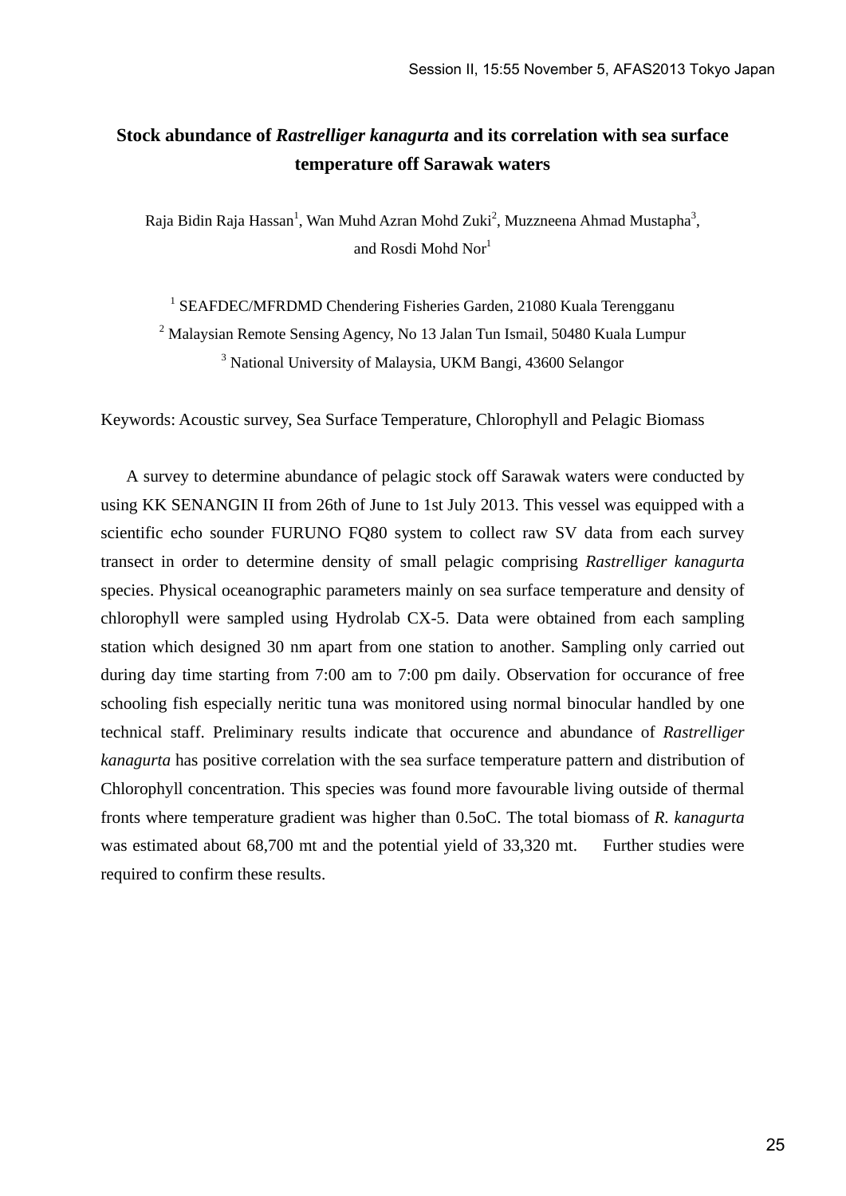# Stock abundance of *Rastrelliger kanagurta* and its correlation with sea surface temperature off Sarawak waters

Raja Bidin Raja Hassan[1], Wan Muhd Azran Mohd Zuki[2], Muzzneena Ahmad Mustapha[3], and Rosdi Mohd Nor[1]

[1] SEAFDEC/MFRDMD Chendering Fisheries Garden, 21080 Kuala Terengganu
[2] Malaysian Remote Sensing Agency, No 13 Jalan Tun Ismail, 50480 Kuala Lumpur
[3] National University of Malaysia, UKM Bangi, 43600 Selangor

Keywords: Acoustic survey, Sea Surface Temperature, Chlorophyll and Pelagic Biomass

A survey to determine abundance of pelagic stock off Sarawak waters were conducted by using KK SENANGIN II from 26th of June to 1st July 2013. This vessel was equipped with a scientific echo sounder FURUNO FQ80 system to collect raw SV data from each survey transect in order to determine density of small pelagic comprising *Rastrelliger kanagurta* species. Physical oceanographic parameters mainly on sea surface temperature and density of chlorophyll were sampled using Hydrolab CX-5. Data were obtained from each sampling station which designed 30 nm apart from one station to another. Sampling only carried out during day time starting from 7:00 am to 7:00 pm daily. Observation for occurance of free schooling fish especially neritic tuna was monitored using normal binocular handled by one technical staff. Preliminary results indicate that occurence and abundance of *Rastrelliger kanagurta* has positive correlation with the sea surface temperature pattern and distribution of Chlorophyll concentration. This species was found more favourable living outside of thermal fronts where temperature gradient was higher than 0.5oC. The total biomass of *R. kanagurta* was estimated about 68,700 mt and the potential yield of 33,320 mt. Further studies were required to confirm these results.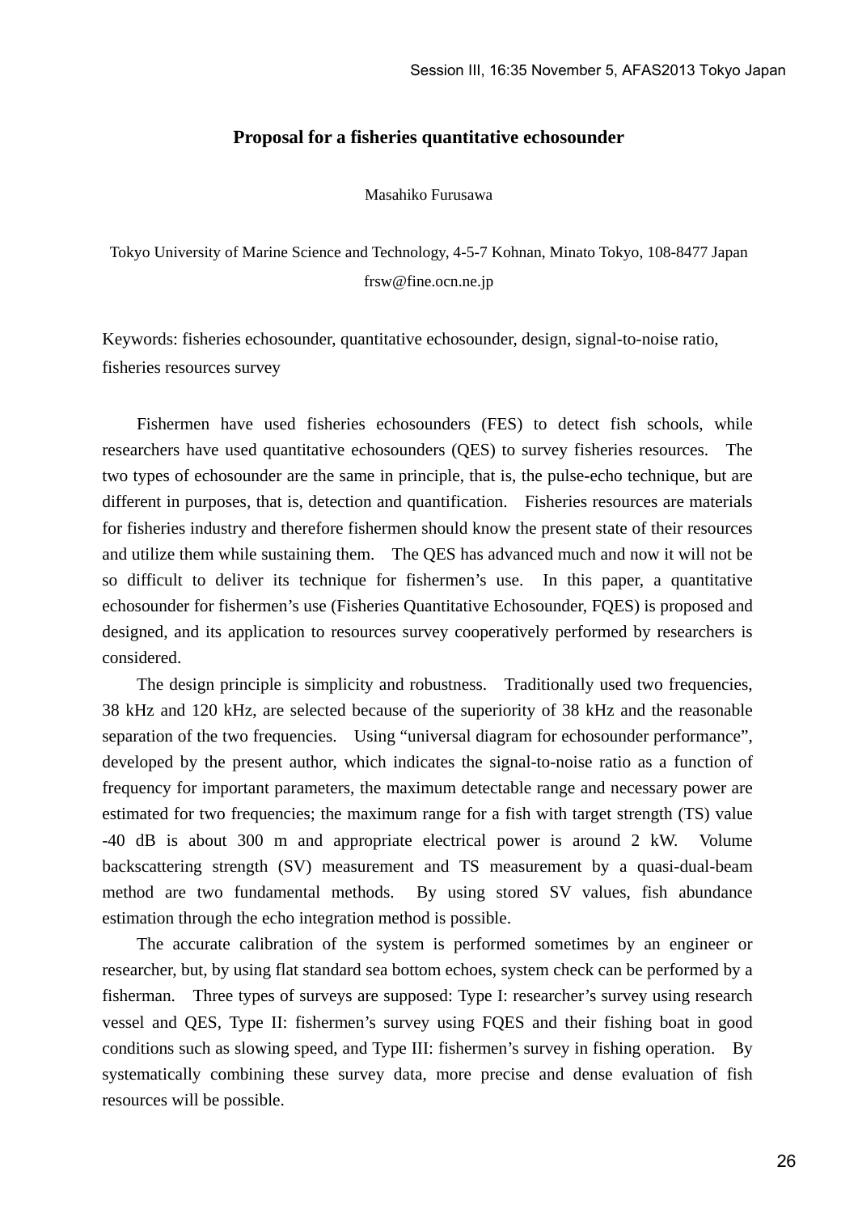# Proposal for a fisheries quantitative echosounder

Masahiko Furusawa

Tokyo University of Marine Science and Technology, 4-5-7 Kohnan, Minato Tokyo, 108-8477 Japan
frsw@fine.ocn.ne.jp

Keywords: fisheries echosounder, quantitative echosounder, design, signal-to-noise ratio, fisheries resources survey

Fishermen have used fisheries echosounders (FES) to detect fish schools, while researchers have used quantitative echosounders (QES) to survey fisheries resources. The two types of echosounder are the same in principle, that is, the pulse-echo technique, but are different in purposes, that is, detection and quantification. Fisheries resources are materials for fisheries industry and therefore fishermen should know the present state of their resources and utilize them while sustaining them. The QES has advanced much and now it will not be so difficult to deliver its technique for fishermen's use. In this paper, a quantitative echosounder for fishermen's use (Fisheries Quantitative Echosounder, FQES) is proposed and designed, and its application to resources survey cooperatively performed by researchers is considered.

The design principle is simplicity and robustness. Traditionally used two frequencies, 38 kHz and 120 kHz, are selected because of the superiority of 38 kHz and the reasonable separation of the two frequencies. Using "universal diagram for echosounder performance", developed by the present author, which indicates the signal-to-noise ratio as a function of frequency for important parameters, the maximum detectable range and necessary power are estimated for two frequencies; the maximum range for a fish with target strength (TS) value -40 dB is about 300 m and appropriate electrical power is around 2 kW. Volume backscattering strength (SV) measurement and TS measurement by a quasi-dual-beam method are two fundamental methods. By using stored SV values, fish abundance estimation through the echo integration method is possible.

The accurate calibration of the system is performed sometimes by an engineer or researcher, but, by using flat standard sea bottom echoes, system check can be performed by a fisherman. Three types of surveys are supposed: Type I: researcher's survey using research vessel and QES, Type II: fishermen's survey using FQES and their fishing boat in good conditions such as slowing speed, and Type III: fishermen's survey in fishing operation. By systematically combining these survey data, more precise and dense evaluation of fish resources will be possible.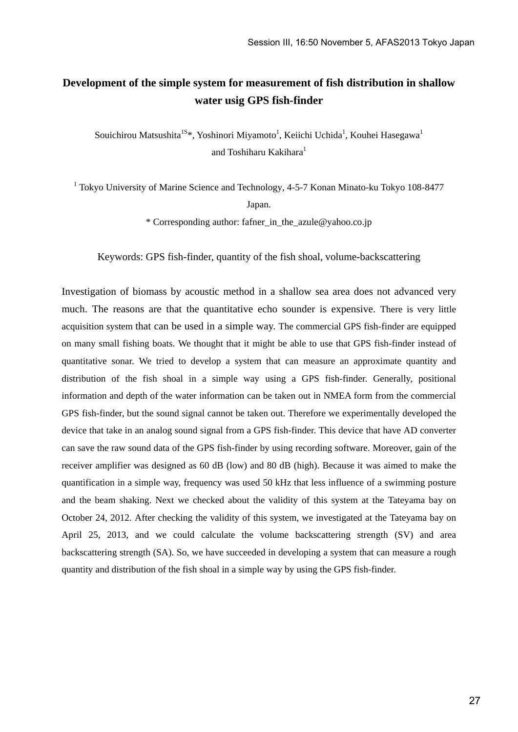# Development of the simple system for measurement of fish distribution in shallow water usig GPS fish-finder

Souichirou Matsushita[1S]*, Yoshinori Miyamoto[1], Keiichi Uchida[1], Kouhei Hasegawa[1] and Toshiharu Kakihara[1]

[1] Tokyo University of Marine Science and Technology, 4-5-7 Konan Minato-ku Tokyo 108-8477 Japan.

* Corresponding author: fafner_in_the_azule@yahoo.co.jp

Keywords: GPS fish-finder, quantity of the fish shoal, volume-backscattering

Investigation of biomass by acoustic method in a shallow sea area does not advanced very much. The reasons are that the quantitative echo sounder is expensive. There is very little acquisition system that can be used in a simple way. The commercial GPS fish-finder are equipped on many small fishing boats. We thought that it might be able to use that GPS fish-finder instead of quantitative sonar. We tried to develop a system that can measure an approximate quantity and distribution of the fish shoal in a simple way using a GPS fish-finder. Generally, positional information and depth of the water information can be taken out in NMEA form from the commercial GPS fish-finder, but the sound signal cannot be taken out. Therefore we experimentally developed the device that take in an analog sound signal from a GPS fish-finder. This device that have AD converter can save the raw sound data of the GPS fish-finder by using recording software. Moreover, gain of the receiver amplifier was designed as 60 dB (low) and 80 dB (high). Because it was aimed to make the quantification in a simple way, frequency was used 50 kHz that less influence of a swimming posture and the beam shaking. Next we checked about the validity of this system at the Tateyama bay on October 24, 2012. After checking the validity of this system, we investigated at the Tateyama bay on April 25, 2013, and we could calculate the volume backscattering strength (SV) and area backscattering strength (SA). So, we have succeeded in developing a system that can measure a rough quantity and distribution of the fish shoal in a simple way by using the GPS fish-finder.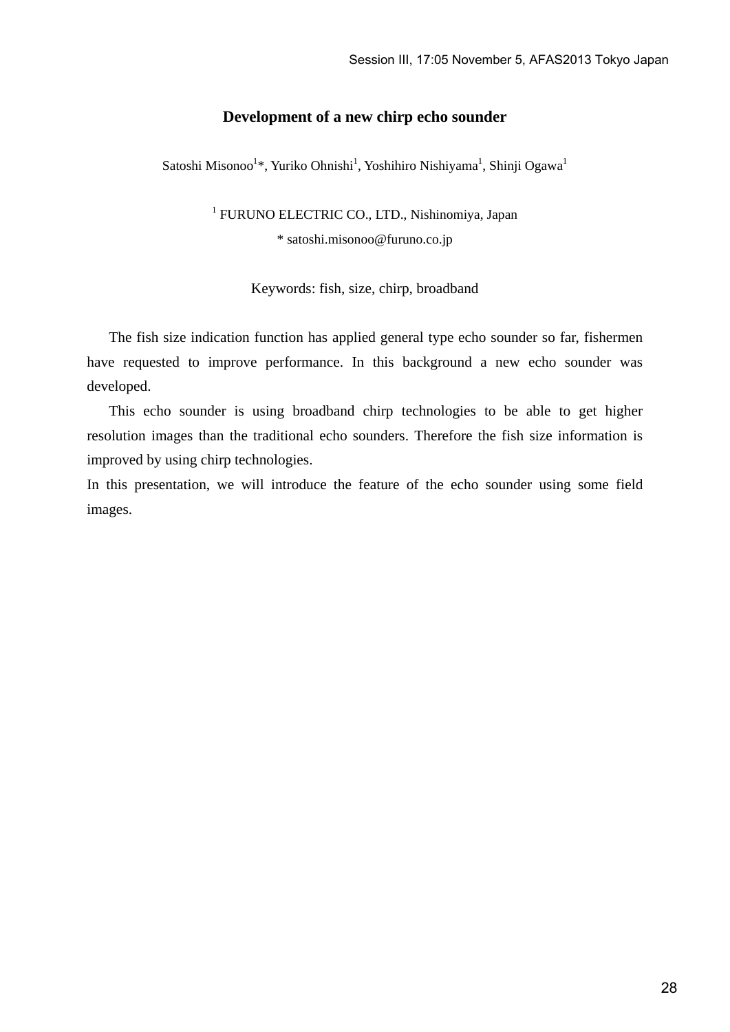# Development of a new chirp echo sounder

Satoshi Misonoo[1]*, Yuriko Ohnishi[1], Yoshihiro Nishiyama[1], Shinji Ogawa[1]

[1] FURUNO ELECTRIC CO., LTD., Nishinomiya, Japan

* satoshi.misonoo@furuno.co.jp

Keywords: fish, size, chirp, broadband

The fish size indication function has applied general type echo sounder so far, fishermen have requested to improve performance. In this background a new echo sounder was developed.

This echo sounder is using broadband chirp technologies to be able to get higher resolution images than the traditional echo sounders. Therefore the fish size information is improved by using chirp technologies.

In this presentation, we will introduce the feature of the echo sounder using some field images.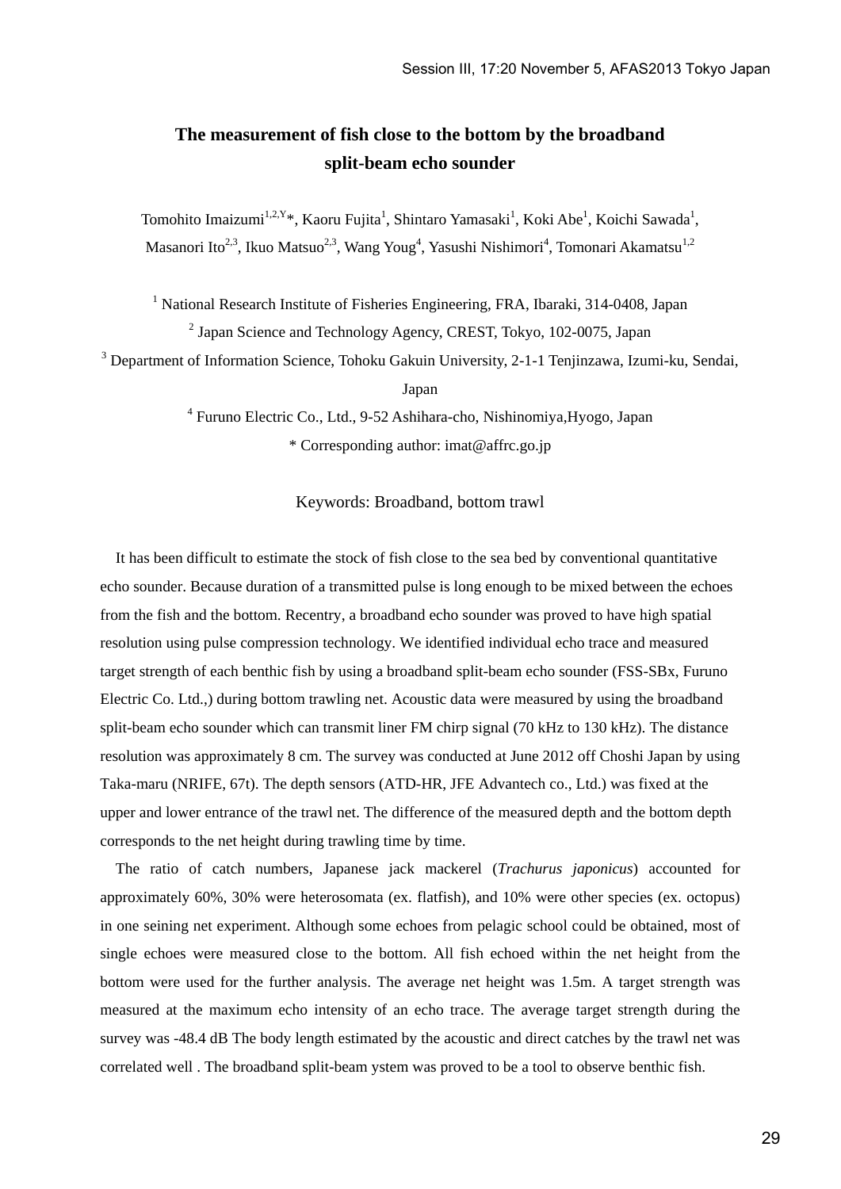# The measurement of fish close to the bottom by the broadband split-beam echo sounder

Tomohito Imaizumi[1,2,Y]*, Kaoru Fujita[1], Shintaro Yamasaki[1], Koki Abe[1], Koichi Sawada[1], Masanori Ito[2,3], Ikuo Matsuo[2,3], Wang Youg[4], Yasushi Nishimori[4], Tomonari Akamatsu[1,2]

[1] National Research Institute of Fisheries Engineering, FRA, Ibaraki, 314-0408, Japan

[2] Japan Science and Technology Agency, CREST, Tokyo, 102-0075, Japan

[3] Department of Information Science, Tohoku Gakuin University, 2-1-1 Tenjinzawa, Izumi-ku, Sendai, Japan

[4] Furuno Electric Co., Ltd., 9-52 Ashihara-cho, Nishinomiya,Hyogo, Japan

* Corresponding author: imat@affrc.go.jp

Keywords: Broadband, bottom trawl

It has been difficult to estimate the stock of fish close to the sea bed by conventional quantitative echo sounder. Because duration of a transmitted pulse is long enough to be mixed between the echoes from the fish and the bottom. Recentry, a broadband echo sounder was proved to have high spatial resolution using pulse compression technology. We identified individual echo trace and measured target strength of each benthic fish by using a broadband split-beam echo sounder (FSS-SBx, Furuno Electric Co. Ltd.,) during bottom trawling net. Acoustic data were measured by using the broadband split-beam echo sounder which can transmit liner FM chirp signal (70 kHz to 130 kHz). The distance resolution was approximately 8 cm. The survey was conducted at June 2012 off Choshi Japan by using Taka-maru (NRIFE, 67t). The depth sensors (ATD-HR, JFE Advantech co., Ltd.) was fixed at the upper and lower entrance of the trawl net. The difference of the measured depth and the bottom depth corresponds to the net height during trawling time by time.

The ratio of catch numbers, Japanese jack mackerel (*Trachurus japonicus*) accounted for approximately 60%, 30% were heterosomata (ex. flatfish), and 10% were other species (ex. octopus) in one seining net experiment. Although some echoes from pelagic school could be obtained, most of single echoes were measured close to the bottom. All fish echoed within the net height from the bottom were used for the further analysis. The average net height was 1.5m. A target strength was measured at the maximum echo intensity of an echo trace. The average target strength during the survey was -48.4 dB The body length estimated by the acoustic and direct catches by the trawl net was correlated well . The broadband split-beam ystem was proved to be a tool to observe benthic fish.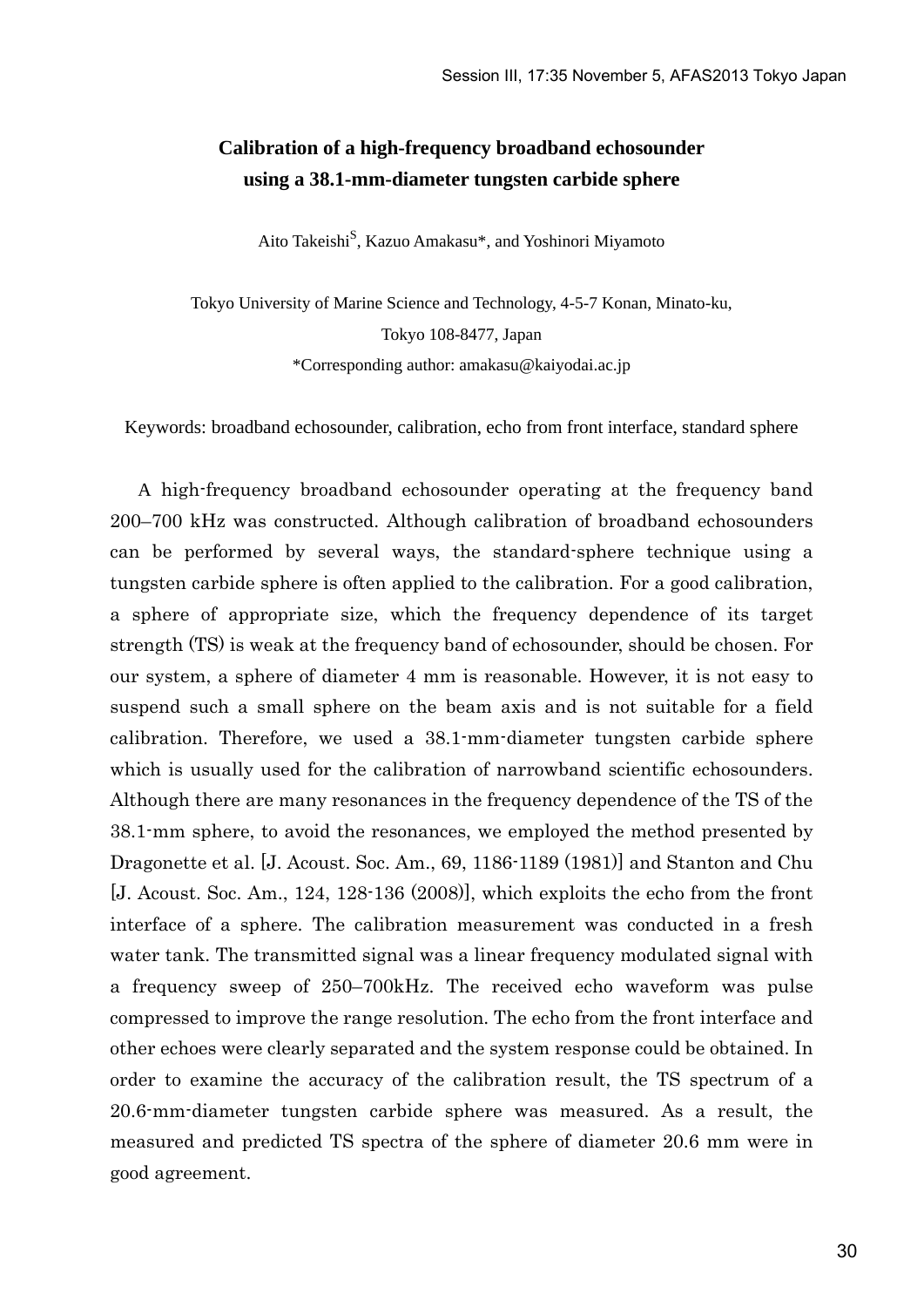# Calibration of a high-frequency broadband echosounder using a 38.1-mm-diameter tungsten carbide sphere

Aito Takeishi[S], Kazuo Amakasu*, and Yoshinori Miyamoto

Tokyo University of Marine Science and Technology, 4-5-7 Konan, Minato-ku, Tokyo 108-8477, Japan

*Corresponding author: amakasu@kaiyodai.ac.jp

Keywords: broadband echosounder, calibration, echo from front interface, standard sphere

A high-frequency broadband echosounder operating at the frequency band 200–700 kHz was constructed. Although calibration of broadband echosounders can be performed by several ways, the standard-sphere technique using a tungsten carbide sphere is often applied to the calibration. For a good calibration, a sphere of appropriate size, which the frequency dependence of its target strength (TS) is weak at the frequency band of echosounder, should be chosen. For our system, a sphere of diameter 4 mm is reasonable. However, it is not easy to suspend such a small sphere on the beam axis and is not suitable for a field calibration. Therefore, we used a 38.1-mm-diameter tungsten carbide sphere which is usually used for the calibration of narrowband scientific echosounders. Although there are many resonances in the frequency dependence of the TS of the 38.1-mm sphere, to avoid the resonances, we employed the method presented by Dragonette et al. [J. Acoust. Soc. Am., 69, 1186-1189 (1981)] and Stanton and Chu [J. Acoust. Soc. Am., 124, 128-136 (2008)], which exploits the echo from the front interface of a sphere. The calibration measurement was conducted in a fresh water tank. The transmitted signal was a linear frequency modulated signal with a frequency sweep of 250–700kHz. The received echo waveform was pulse compressed to improve the range resolution. The echo from the front interface and other echoes were clearly separated and the system response could be obtained. In order to examine the accuracy of the calibration result, the TS spectrum of a 20.6-mm-diameter tungsten carbide sphere was measured. As a result, the measured and predicted TS spectra of the sphere of diameter 20.6 mm were in good agreement.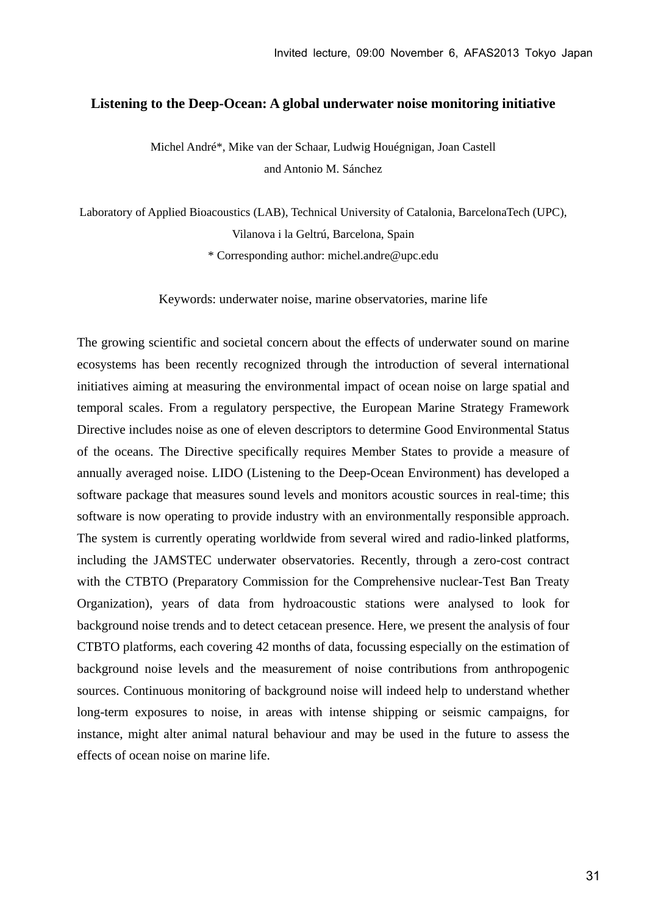# Listening to the Deep-Ocean: A global underwater noise monitoring initiative

Michel André*, Mike van der Schaar, Ludwig Houégnigan, Joan Castell and Antonio M. Sánchez

Laboratory of Applied Bioacoustics (LAB), Technical University of Catalonia, BarcelonaTech (UPC), Vilanova i la Geltrú, Barcelona, Spain

* Corresponding author: michel.andre@upc.edu

Keywords: underwater noise, marine observatories, marine life

The growing scientific and societal concern about the effects of underwater sound on marine ecosystems has been recently recognized through the introduction of several international initiatives aiming at measuring the environmental impact of ocean noise on large spatial and temporal scales. From a regulatory perspective, the European Marine Strategy Framework Directive includes noise as one of eleven descriptors to determine Good Environmental Status of the oceans. The Directive specifically requires Member States to provide a measure of annually averaged noise. LIDO (Listening to the Deep-Ocean Environment) has developed a software package that measures sound levels and monitors acoustic sources in real-time; this software is now operating to provide industry with an environmentally responsible approach. The system is currently operating worldwide from several wired and radio-linked platforms, including the JAMSTEC underwater observatories. Recently, through a zero-cost contract with the CTBTO (Preparatory Commission for the Comprehensive nuclear-Test Ban Treaty Organization), years of data from hydroacoustic stations were analysed to look for background noise trends and to detect cetacean presence. Here, we present the analysis of four CTBTO platforms, each covering 42 months of data, focussing especially on the estimation of background noise levels and the measurement of noise contributions from anthropogenic sources. Continuous monitoring of background noise will indeed help to understand whether long-term exposures to noise, in areas with intense shipping or seismic campaigns, for instance, might alter animal natural behaviour and may be used in the future to assess the effects of ocean noise on marine life.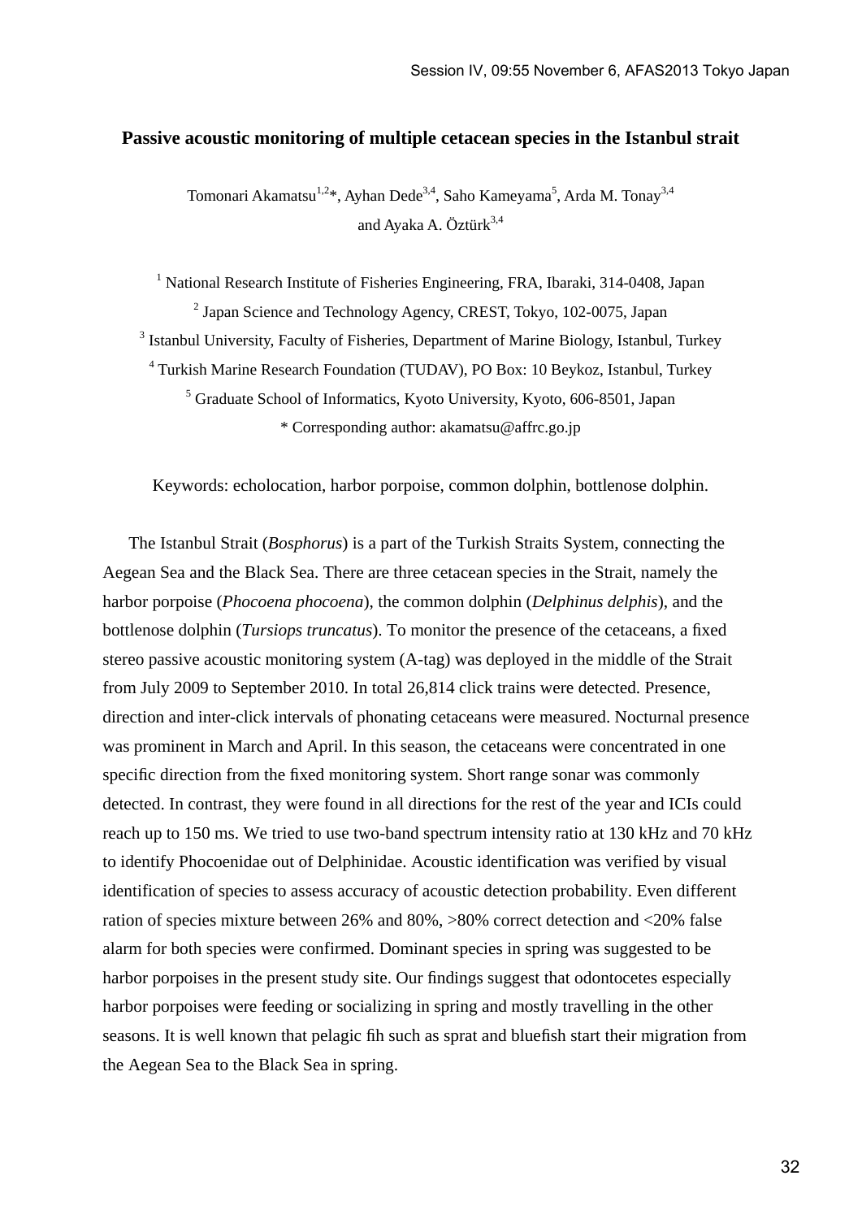# Passive acoustic monitoring of multiple cetacean species in the Istanbul strait

Tomonari Akamatsu[1,2]*, Ayhan Dede[3,4], Saho Kameyama[5], Arda M. Tonay[3,4] and Ayaka A. Öztürk[3,4]

[1] National Research Institute of Fisheries Engineering, FRA, Ibaraki, 314-0408, Japan
[2] Japan Science and Technology Agency, CREST, Tokyo, 102-0075, Japan
[3] Istanbul University, Faculty of Fisheries, Department of Marine Biology, Istanbul, Turkey
[4] Turkish Marine Research Foundation (TUDAV), PO Box: 10 Beykoz, Istanbul, Turkey
[5] Graduate School of Informatics, Kyoto University, Kyoto, 606-8501, Japan
* Corresponding author: akamatsu@affrc.go.jp

Keywords: echolocation, harbor porpoise, common dolphin, bottlenose dolphin.

The Istanbul Strait (*Bosphorus*) is a part of the Turkish Straits System, connecting the Aegean Sea and the Black Sea. There are three cetacean species in the Strait, namely the harbor porpoise (*Phocoena phocoena*), the common dolphin (*Delphinus delphis*), and the bottlenose dolphin (*Tursiops truncatus*). To monitor the presence of the cetaceans, a fixed stereo passive acoustic monitoring system (A-tag) was deployed in the middle of the Strait from July 2009 to September 2010. In total 26,814 click trains were detected. Presence, direction and inter-click intervals of phonating cetaceans were measured. Nocturnal presence was prominent in March and April. In this season, the cetaceans were concentrated in one specific direction from the fixed monitoring system. Short range sonar was commonly detected. In contrast, they were found in all directions for the rest of the year and ICIs could reach up to 150 ms. We tried to use two-band spectrum intensity ratio at 130 kHz and 70 kHz to identify Phocoenidae out of Delphinidae. Acoustic identification was verified by visual identification of species to assess accuracy of acoustic detection probability. Even different ration of species mixture between 26% and 80%, >80% correct detection and <20% false alarm for both species were confirmed. Dominant species in spring was suggested to be harbor porpoises in the present study site. Our findings suggest that odontocetes especially harbor porpoises were feeding or socializing in spring and mostly travelling in the other seasons. It is well known that pelagic fih such as sprat and bluefish start their migration from the Aegean Sea to the Black Sea in spring.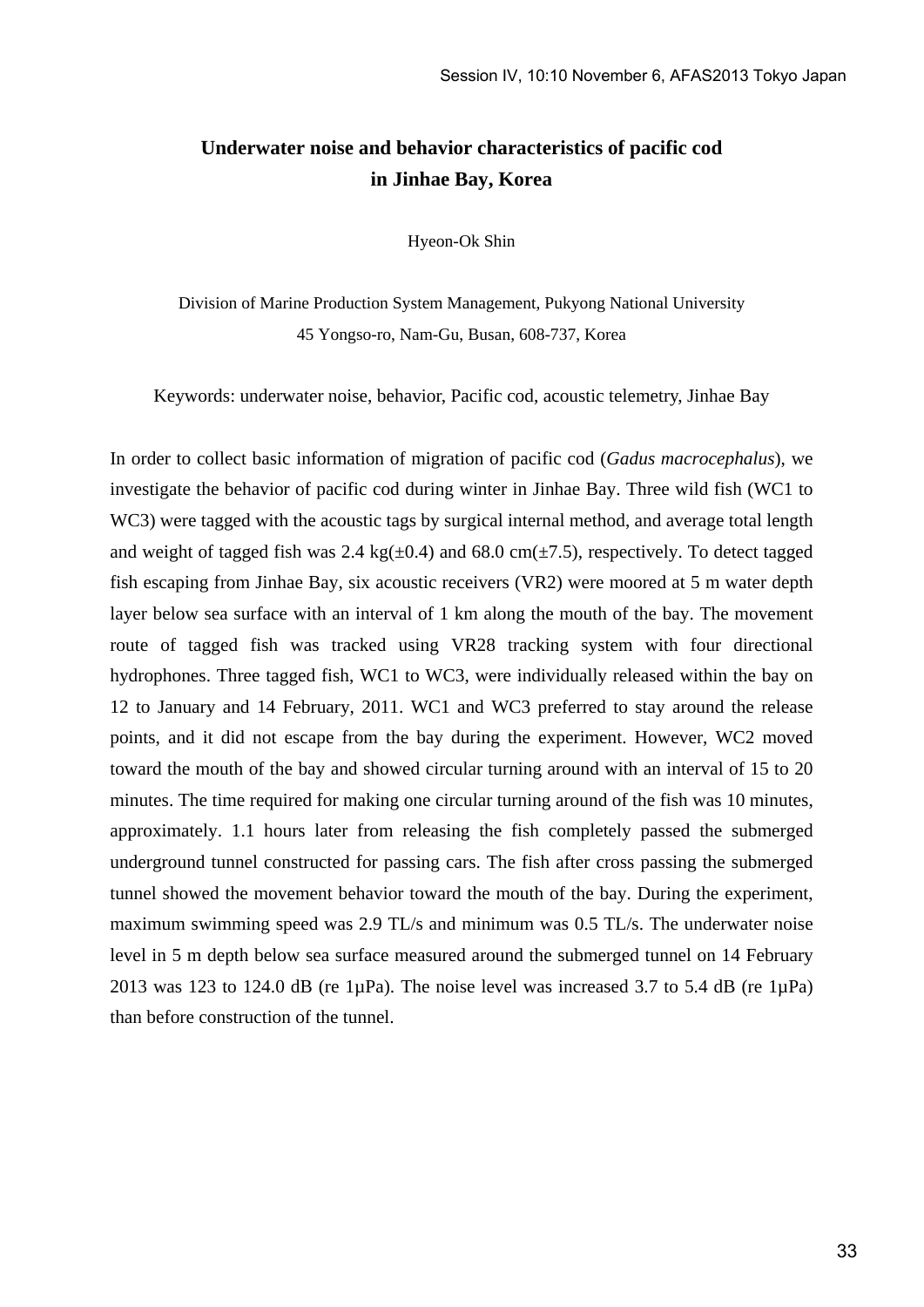# Underwater noise and behavior characteristics of pacific cod in Jinhae Bay, Korea

Hyeon-Ok Shin

Division of Marine Production System Management, Pukyong National University
45 Yongso-ro, Nam-Gu, Busan, 608-737, Korea

Keywords: underwater noise, behavior, Pacific cod, acoustic telemetry, Jinhae Bay

In order to collect basic information of migration of pacific cod (*Gadus macrocephalus*), we investigate the behavior of pacific cod during winter in Jinhae Bay. Three wild fish (WC1 to WC3) were tagged with the acoustic tags by surgical internal method, and average total length and weight of tagged fish was 2.4 kg(±0.4) and 68.0 cm(±7.5), respectively. To detect tagged fish escaping from Jinhae Bay, six acoustic receivers (VR2) were moored at 5 m water depth layer below sea surface with an interval of 1 km along the mouth of the bay. The movement route of tagged fish was tracked using VR28 tracking system with four directional hydrophones. Three tagged fish, WC1 to WC3, were individually released within the bay on 12 to January and 14 February, 2011. WC1 and WC3 preferred to stay around the release points, and it did not escape from the bay during the experiment. However, WC2 moved toward the mouth of the bay and showed circular turning around with an interval of 15 to 20 minutes. The time required for making one circular turning around of the fish was 10 minutes, approximately. 1.1 hours later from releasing the fish completely passed the submerged underground tunnel constructed for passing cars. The fish after cross passing the submerged tunnel showed the movement behavior toward the mouth of the bay. During the experiment, maximum swimming speed was 2.9 TL/s and minimum was 0.5 TL/s. The underwater noise level in 5 m depth below sea surface measured around the submerged tunnel on 14 February 2013 was 123 to 124.0 dB (re 1μPa). The noise level was increased 3.7 to 5.4 dB (re 1μPa) than before construction of the tunnel.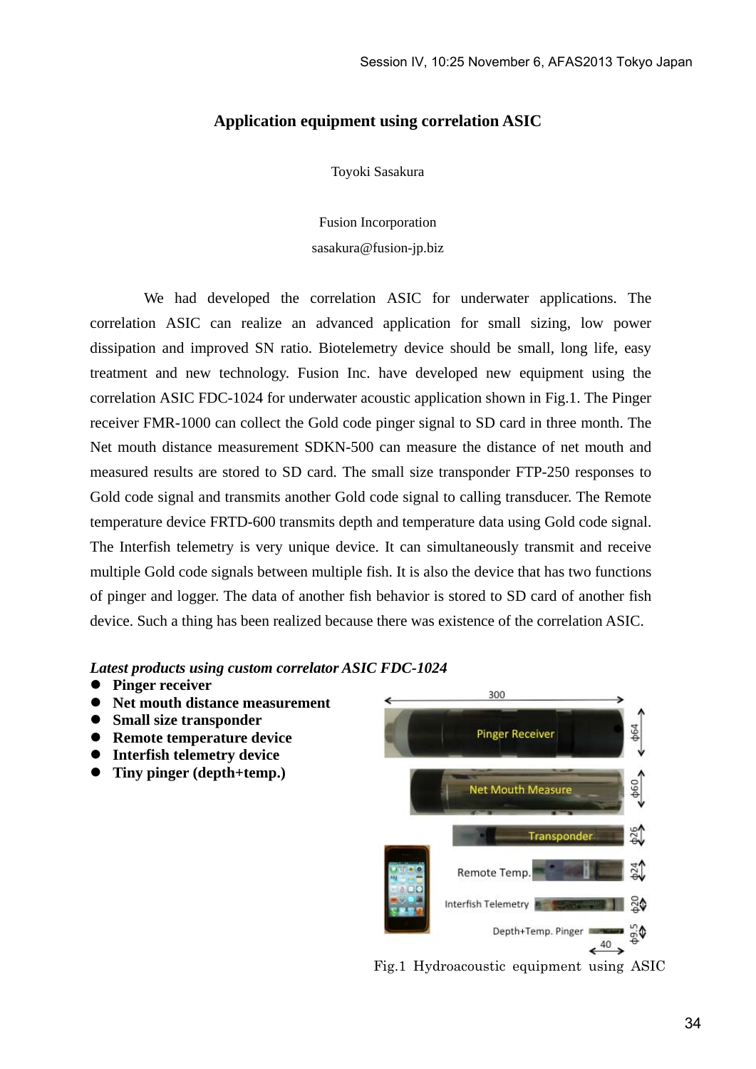# Application equipment using correlation ASIC

Toyoki Sasakura

Fusion Incorporation

sasakura@fusion-jp.biz

We had developed the correlation ASIC for underwater applications. The correlation ASIC can realize an advanced application for small sizing, low power dissipation and improved SN ratio. Biotelemetry device should be small, long life, easy treatment and new technology. Fusion Inc. have developed new equipment using the correlation ASIC FDC-1024 for underwater acoustic application shown in Fig.1. The Pinger receiver FMR-1000 can collect the Gold code pinger signal to SD card in three month. The Net mouth distance measurement SDKN-500 can measure the distance of net mouth and measured results are stored to SD card. The small size transponder FTP-250 responses to Gold code signal and transmits another Gold code signal to calling transducer. The Remote temperature device FRTD-600 transmits depth and temperature data using Gold code signal. The Interfish telemetry is very unique device. It can simultaneously transmit and receive multiple Gold code signals between multiple fish. It is also the device that has two functions of pinger and logger. The data of another fish behavior is stored to SD card of another fish device. Such a thing has been realized because there was existence of the correlation ASIC.

***Latest products using custom correlator ASIC FDC-1024***

- **Pinger receiver**
- **Net mouth distance measurement**
- **Small size transponder**
- **Remote temperature device**
- **Interfish telemetry device**
- **Tiny pinger (depth+temp.)**

Fig.1 Hydroacoustic equipment using ASIC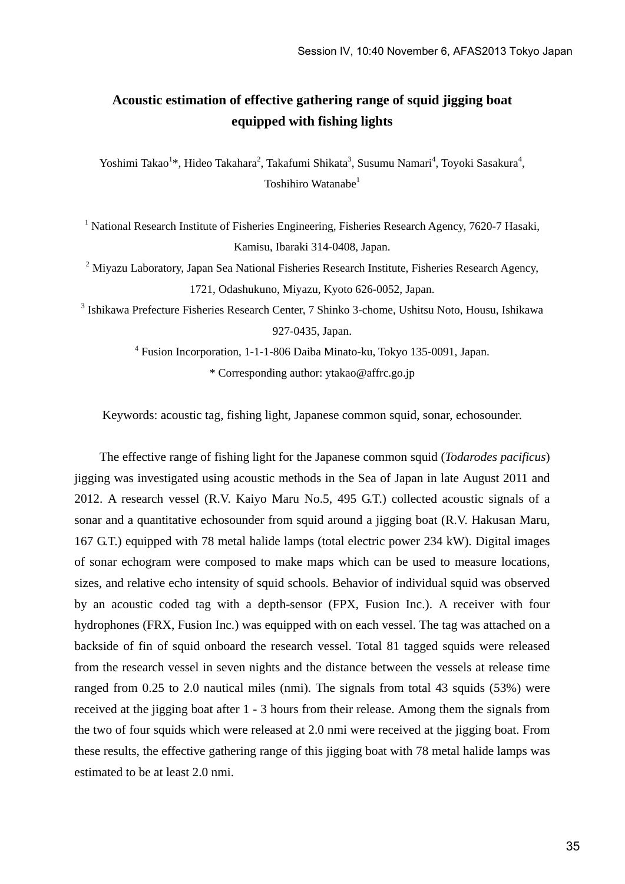# Acoustic estimation of effective gathering range of squid jigging boat equipped with fishing lights

Yoshimi Takao[1]*, Hideo Takahara[2], Takafumi Shikata[3], Susumu Namari[4], Toyoki Sasakura[4], Toshihiro Watanabe[1]

[1] National Research Institute of Fisheries Engineering, Fisheries Research Agency, 7620-7 Hasaki, Kamisu, Ibaraki 314-0408, Japan.

[2] Miyazu Laboratory, Japan Sea National Fisheries Research Institute, Fisheries Research Agency, 1721, Odashukuno, Miyazu, Kyoto 626-0052, Japan.

[3] Ishikawa Prefecture Fisheries Research Center, 7 Shinko 3-chome, Ushitsu Noto, Housu, Ishikawa 927-0435, Japan.

[4] Fusion Incorporation, 1-1-1-806 Daiba Minato-ku, Tokyo 135-0091, Japan.

* Corresponding author: ytakao@affrc.go.jp

Keywords: acoustic tag, fishing light, Japanese common squid, sonar, echosounder.

The effective range of fishing light for the Japanese common squid (*Todarodes pacificus*) jigging was investigated using acoustic methods in the Sea of Japan in late August 2011 and 2012. A research vessel (R.V. Kaiyo Maru No.5, 495 G.T.) collected acoustic signals of a sonar and a quantitative echosounder from squid around a jigging boat (R.V. Hakusan Maru, 167 G.T.) equipped with 78 metal halide lamps (total electric power 234 kW). Digital images of sonar echogram were composed to make maps which can be used to measure locations, sizes, and relative echo intensity of squid schools. Behavior of individual squid was observed by an acoustic coded tag with a depth-sensor (FPX, Fusion Inc.). A receiver with four hydrophones (FRX, Fusion Inc.) was equipped with on each vessel. The tag was attached on a backside of fin of squid onboard the research vessel. Total 81 tagged squids were released from the research vessel in seven nights and the distance between the vessels at release time ranged from 0.25 to 2.0 nautical miles (nmi). The signals from total 43 squids (53%) were received at the jigging boat after 1 - 3 hours from their release. Among them the signals from the two of four squids which were released at 2.0 nmi were received at the jigging boat. From these results, the effective gathering range of this jigging boat with 78 metal halide lamps was estimated to be at least 2.0 nmi.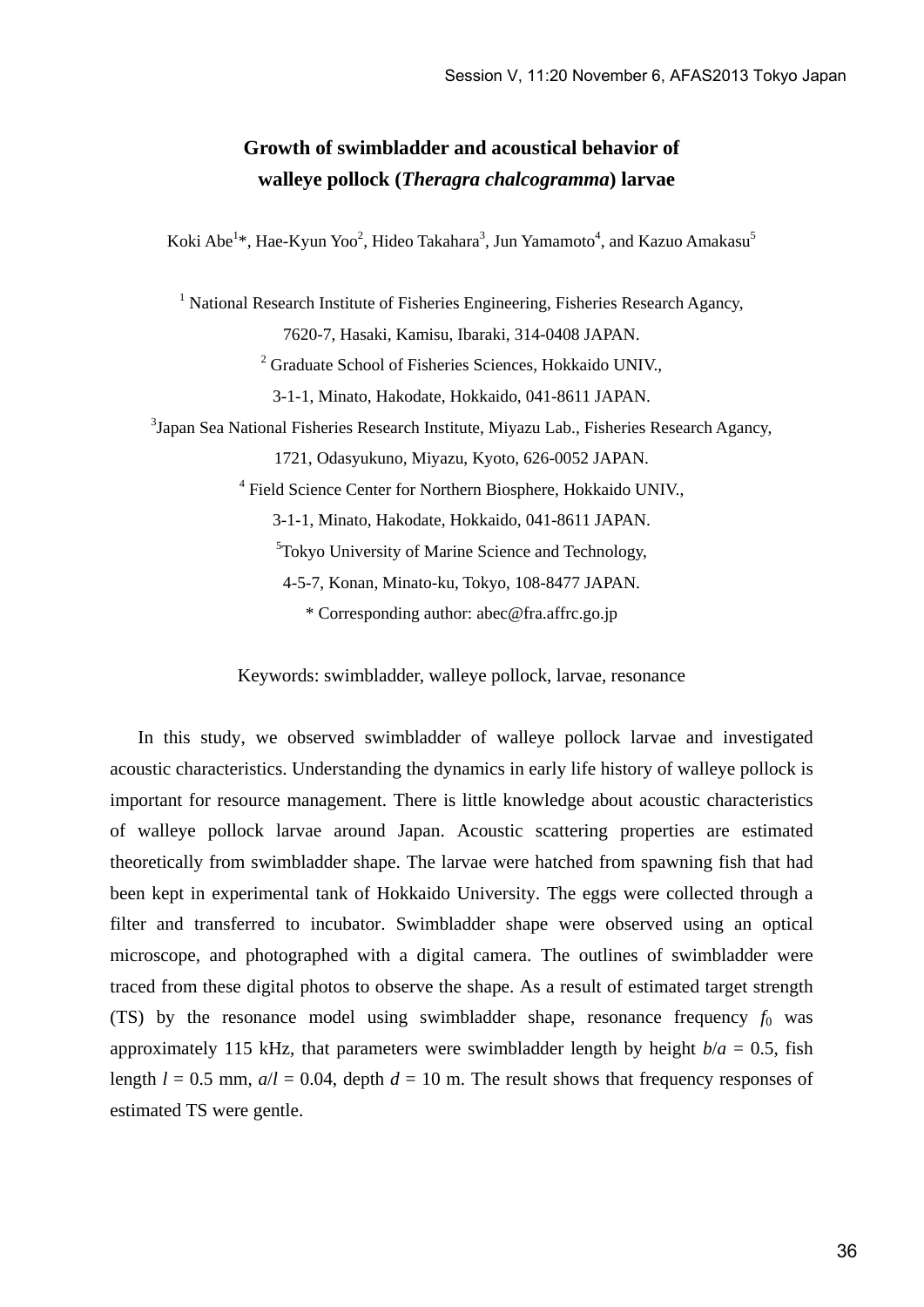# Growth of swimbladder and acoustical behavior of walleye pollock (*Theragra chalcogramma*) larvae

Koki Abe[1]*, Hae-Kyun Yoo[2], Hideo Takahara[3], Jun Yamamoto[4], and Kazuo Amakasu[5]

[1] National Research Institute of Fisheries Engineering, Fisheries Research Agancy,
7620-7, Hasaki, Kamisu, Ibaraki, 314-0408 JAPAN.

[2] Graduate School of Fisheries Sciences, Hokkaido UNIV.,
3-1-1, Minato, Hakodate, Hokkaido, 041-8611 JAPAN.

[3] Japan Sea National Fisheries Research Institute, Miyazu Lab., Fisheries Research Agancy,
1721, Odasyukuno, Miyazu, Kyoto, 626-0052 JAPAN.

[4] Field Science Center for Northern Biosphere, Hokkaido UNIV.,
3-1-1, Minato, Hakodate, Hokkaido, 041-8611 JAPAN.

[5] Tokyo University of Marine Science and Technology,
4-5-7, Konan, Minato-ku, Tokyo, 108-8477 JAPAN.

* Corresponding author: abec@fra.affrc.go.jp

Keywords: swimbladder, walleye pollock, larvae, resonance

In this study, we observed swimbladder of walleye pollock larvae and investigated acoustic characteristics. Understanding the dynamics in early life history of walleye pollock is important for resource management. There is little knowledge about acoustic characteristics of walleye pollock larvae around Japan. Acoustic scattering properties are estimated theoretically from swimbladder shape. The larvae were hatched from spawning fish that had been kept in experimental tank of Hokkaido University. The eggs were collected through a filter and transferred to incubator. Swimbladder shape were observed using an optical microscope, and photographed with a digital camera. The outlines of swimbladder were traced from these digital photos to observe the shape. As a result of estimated target strength (TS) by the resonance model using swimbladder shape, resonance frequency $f_0$ was approximately 115 kHz, that parameters were swimbladder length by height $b/a$ = 0.5, fish length $l$ = 0.5 mm, $a/l$ = 0.04, depth $d$ = 10 m. The result shows that frequency responses of estimated TS were gentle.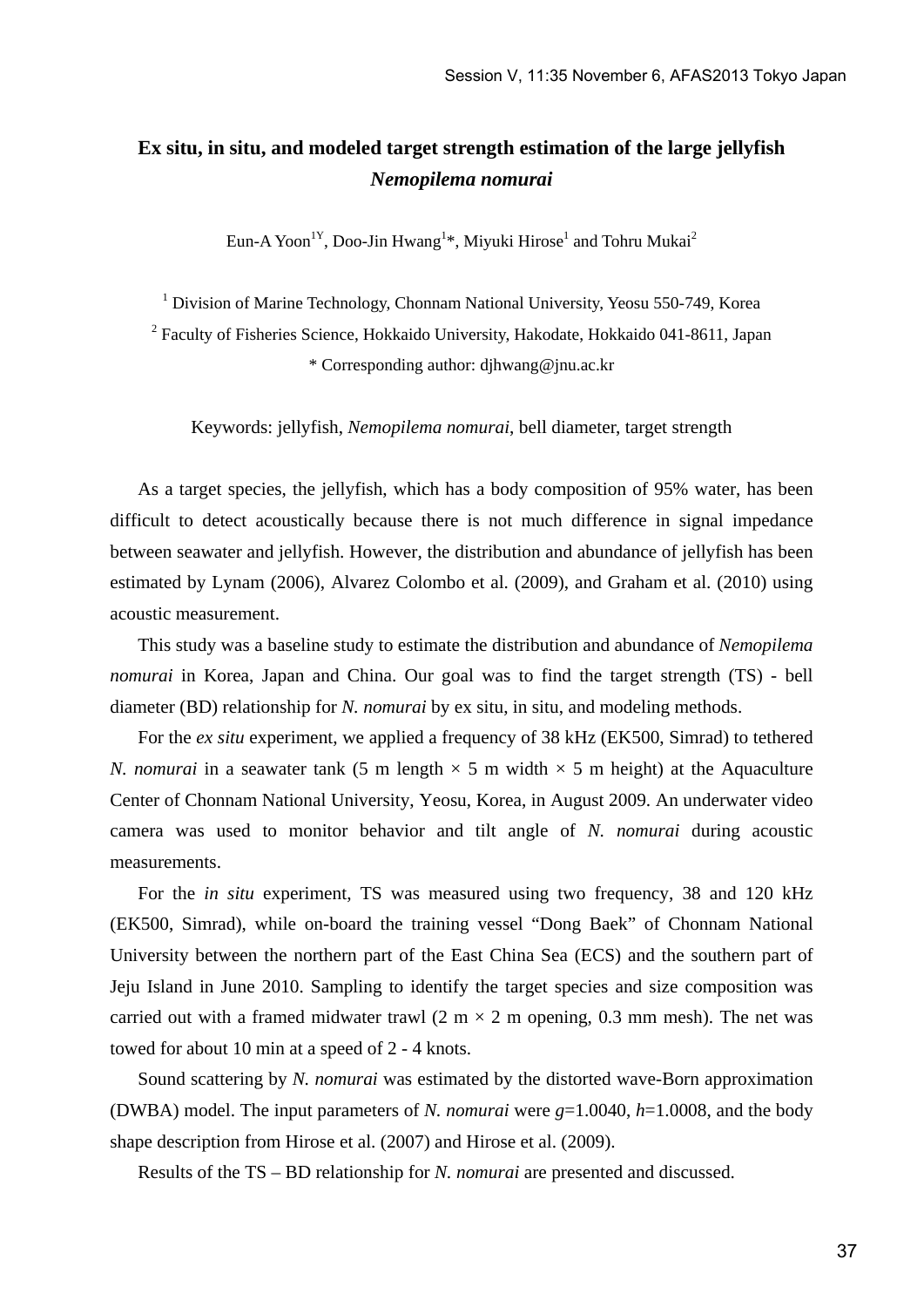# Ex situ, in situ, and modeled target strength estimation of the large jellyfish *Nemopilema nomurai*

Eun-A Yoon[1Y], Doo-Jin Hwang[1*], Miyuki Hirose[1] and Tohru Mukai[2]

[1] Division of Marine Technology, Chonnam National University, Yeosu 550-749, Korea

[2] Faculty of Fisheries Science, Hokkaido University, Hakodate, Hokkaido 041-8611, Japan

\* Corresponding author: djhwang@jnu.ac.kr

Keywords: jellyfish, *Nemopilema nomurai*, bell diameter, target strength

As a target species, the jellyfish, which has a body composition of 95% water, has been difficult to detect acoustically because there is not much difference in signal impedance between seawater and jellyfish. However, the distribution and abundance of jellyfish has been estimated by Lynam (2006), Alvarez Colombo et al. (2009), and Graham et al. (2010) using acoustic measurement.

This study was a baseline study to estimate the distribution and abundance of *Nemopilema nomurai* in Korea, Japan and China. Our goal was to find the target strength (TS) - bell diameter (BD) relationship for *N. nomurai* by ex situ, in situ, and modeling methods.

For the *ex situ* experiment, we applied a frequency of 38 kHz (EK500, Simrad) to tethered *N. nomurai* in a seawater tank (5 m length × 5 m width × 5 m height) at the Aquaculture Center of Chonnam National University, Yeosu, Korea, in August 2009. An underwater video camera was used to monitor behavior and tilt angle of *N. nomurai* during acoustic measurements.

For the *in situ* experiment, TS was measured using two frequency, 38 and 120 kHz (EK500, Simrad), while on-board the training vessel "Dong Baek" of Chonnam National University between the northern part of the East China Sea (ECS) and the southern part of Jeju Island in June 2010. Sampling to identify the target species and size composition was carried out with a framed midwater trawl (2 m × 2 m opening, 0.3 mm mesh). The net was towed for about 10 min at a speed of 2 - 4 knots.

Sound scattering by *N. nomurai* was estimated by the distorted wave-Born approximation (DWBA) model. The input parameters of *N. nomurai* were $g$=1.0040, $h$=1.0008, and the body shape description from Hirose et al. (2007) and Hirose et al. (2009).

Results of the TS – BD relationship for *N. nomurai* are presented and discussed.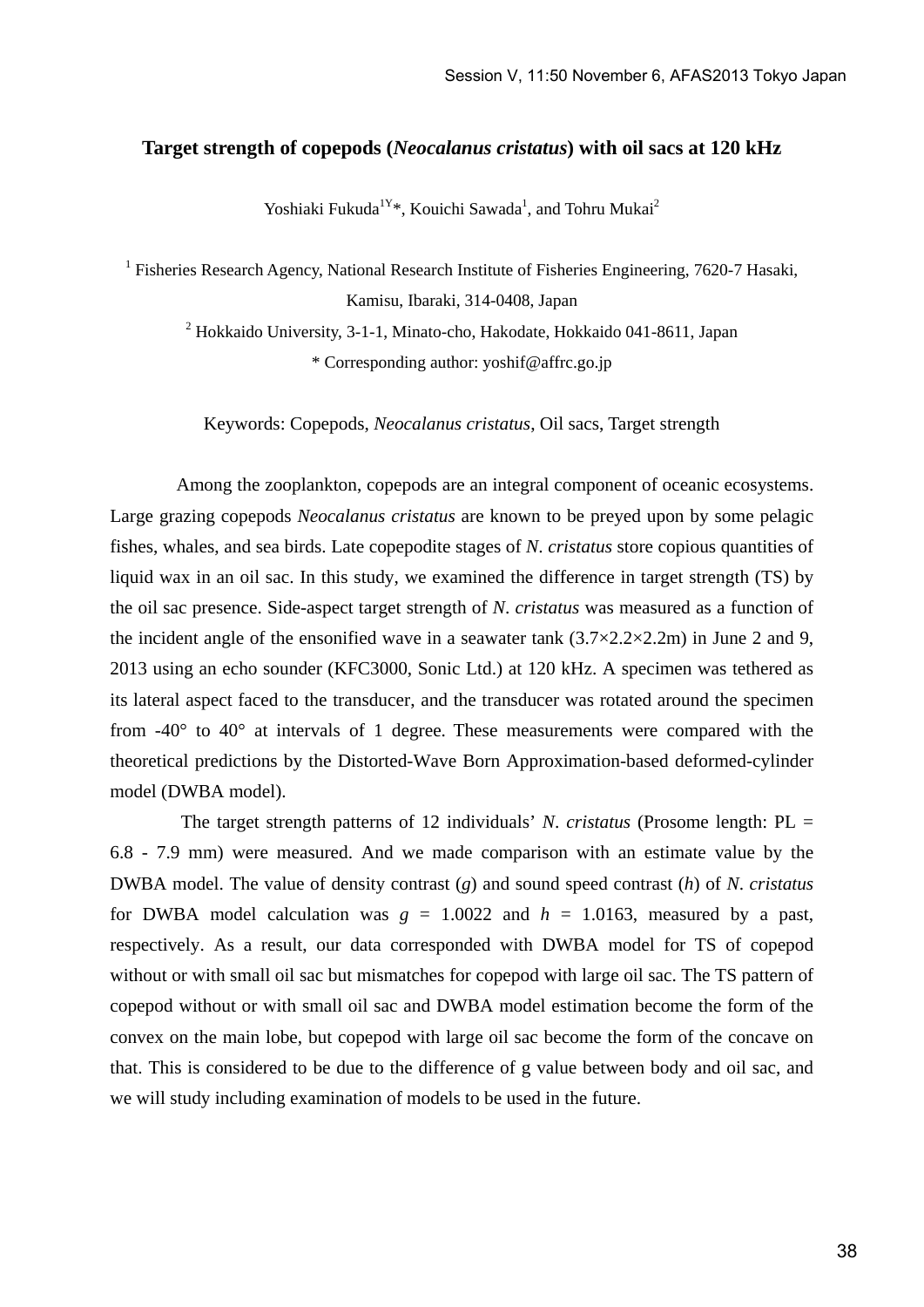# Target strength of copepods (*Neocalanus cristatus*) with oil sacs at 120 kHz

Yoshiaki Fukuda[1Y]*, Kouichi Sawada[1], and Tohru Mukai[2]

[1] Fisheries Research Agency, National Research Institute of Fisheries Engineering, 7620-7 Hasaki, Kamisu, Ibaraki, 314-0408, Japan

[2] Hokkaido University, 3-1-1, Minato-cho, Hakodate, Hokkaido 041-8611, Japan

* Corresponding author: yoshif@affrc.go.jp

Keywords: Copepods, *Neocalanus cristatus*, Oil sacs, Target strength

Among the zooplankton, copepods are an integral component of oceanic ecosystems. Large grazing copepods *Neocalanus cristatus* are known to be preyed upon by some pelagic fishes, whales, and sea birds. Late copepodite stages of *N. cristatus* store copious quantities of liquid wax in an oil sac. In this study, we examined the difference in target strength (TS) by the oil sac presence. Side-aspect target strength of *N. cristatus* was measured as a function of the incident angle of the ensonified wave in a seawater tank (3.7×2.2×2.2m) in June 2 and 9, 2013 using an echo sounder (KFC3000, Sonic Ltd.) at 120 kHz. A specimen was tethered as its lateral aspect faced to the transducer, and the transducer was rotated around the specimen from -40° to 40° at intervals of 1 degree. These measurements were compared with the theoretical predictions by the Distorted-Wave Born Approximation-based deformed-cylinder model (DWBA model).

The target strength patterns of 12 individuals' *N. cristatus* (Prosome length: PL = 6.8 - 7.9 mm) were measured. And we made comparison with an estimate value by the DWBA model. The value of density contrast ($g$) and sound speed contrast ($h$) of *N. cristatus* for DWBA model calculation was $g$ = 1.0022 and $h$ = 1.0163, measured by a past, respectively. As a result, our data corresponded with DWBA model for TS of copepod without or with small oil sac but mismatches for copepod with large oil sac. The TS pattern of copepod without or with small oil sac and DWBA model estimation become the form of the convex on the main lobe, but copepod with large oil sac become the form of the concave on that. This is considered to be due to the difference of g value between body and oil sac, and we will study including examination of models to be used in the future.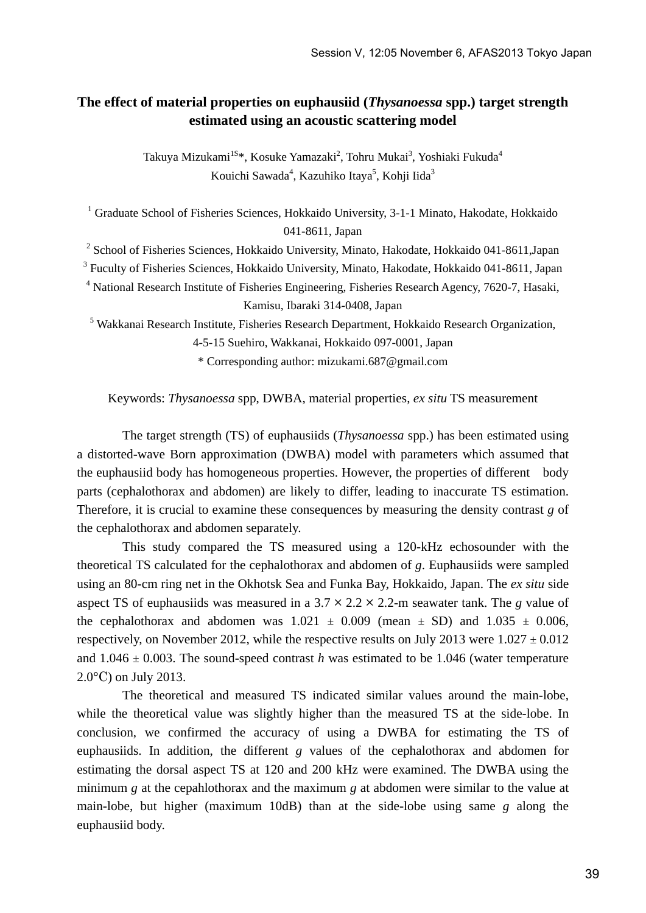# The effect of material properties on euphausiid (*Thysanoessa* spp.) target strength estimated using an acoustic scattering model

Takuya Mizukami[1S]*, Kosuke Yamazaki[2], Tohru Mukai[3], Yoshiaki Fukuda[4]
Kouichi Sawada[4], Kazuhiko Itaya[5], Kohji Iida[3]

[1] Graduate School of Fisheries Sciences, Hokkaido University, 3-1-1 Minato, Hakodate, Hokkaido 041-8611, Japan

[2] School of Fisheries Sciences, Hokkaido University, Minato, Hakodate, Hokkaido 041-8611,Japan

[3] Fuculty of Fisheries Sciences, Hokkaido University, Minato, Hakodate, Hokkaido 041-8611, Japan

[4] National Research Institute of Fisheries Engineering, Fisheries Research Agency, 7620-7, Hasaki, Kamisu, Ibaraki 314-0408, Japan

[5] Wakkanai Research Institute, Fisheries Research Department, Hokkaido Research Organization, 4-5-15 Suehiro, Wakkanai, Hokkaido 097-0001, Japan

\* Corresponding author: mizukami.687@gmail.com

Keywords: *Thysanoessa* spp, DWBA, material properties, *ex situ* TS measurement

The target strength (TS) of euphausiids (*Thysanoessa* spp.) has been estimated using a distorted-wave Born approximation (DWBA) model with parameters which assumed that the euphausiid body has homogeneous properties. However, the properties of different body parts (cephalothorax and abdomen) are likely to differ, leading to inaccurate TS estimation. Therefore, it is crucial to examine these consequences by measuring the density contrast $g$ of the cephalothorax and abdomen separately.

This study compared the TS measured using a 120-kHz echosounder with the theoretical TS calculated for the cephalothorax and abdomen of $g$. Euphausiids were sampled using an 80-cm ring net in the Okhotsk Sea and Funka Bay, Hokkaido, Japan. The *ex situ* side aspect TS of euphausiids was measured in a 3.7 × 2.2 × 2.2-m seawater tank. The $g$ value of the cephalothorax and abdomen was $1.021 \pm 0.009$ (mean ± SD) and $1.035 \pm 0.006$, respectively, on November 2012, while the respective results on July 2013 were $1.027 \pm 0.012$ and $1.046 \pm 0.003$. The sound-speed contrast $h$ was estimated to be 1.046 (water temperature 2.0°C) on July 2013.

The theoretical and measured TS indicated similar values around the main-lobe, while the theoretical value was slightly higher than the measured TS at the side-lobe. In conclusion, we confirmed the accuracy of using a DWBA for estimating the TS of euphausiids. In addition, the different $g$ values of the cephalothorax and abdomen for estimating the dorsal aspect TS at 120 and 200 kHz were examined. The DWBA using the minimum $g$ at the cepahlothorax and the maximum $g$ at abdomen were similar to the value at main-lobe, but higher (maximum 10dB) than at the side-lobe using same $g$ along the euphausiid body.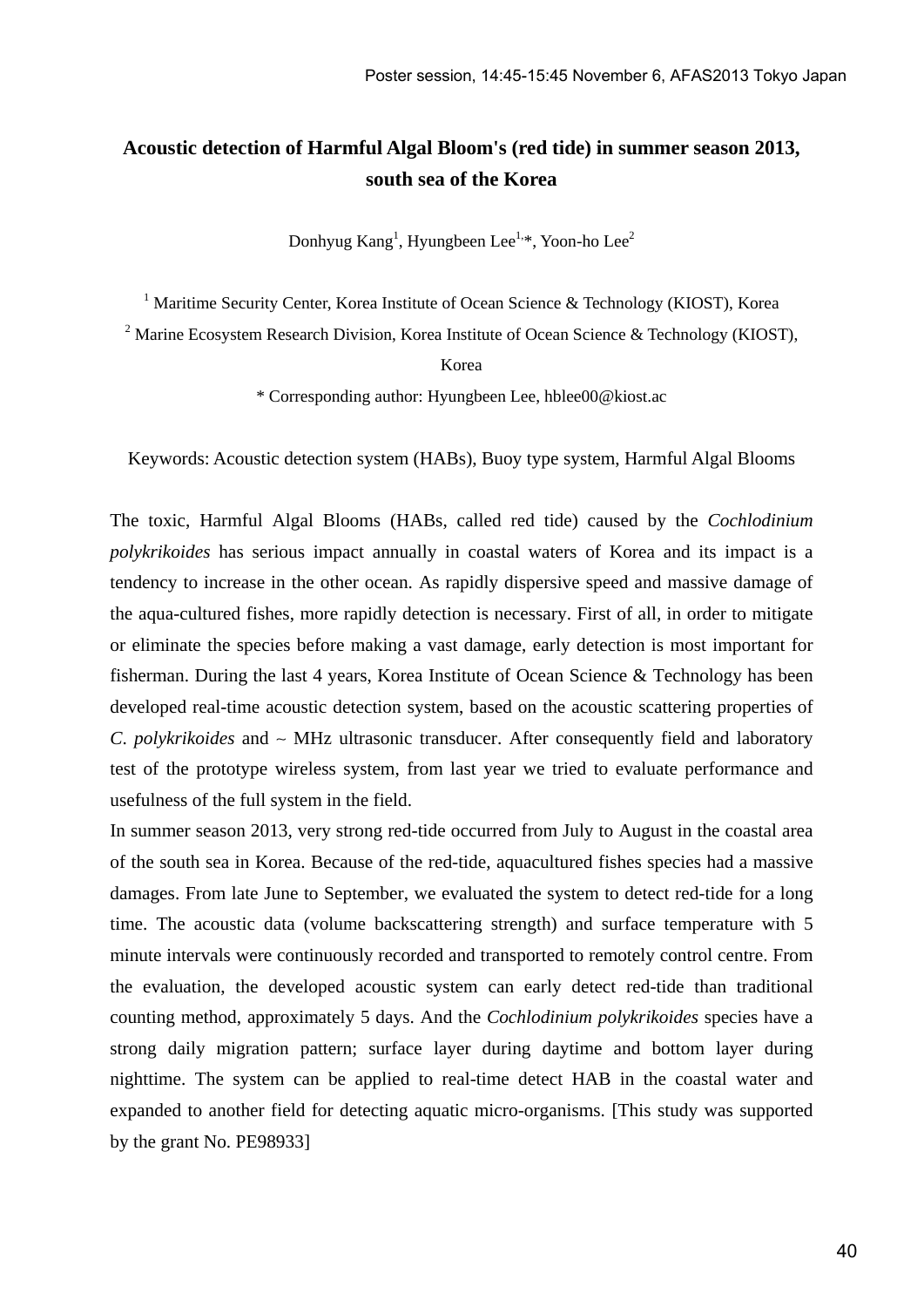# Acoustic detection of Harmful Algal Bloom's (red tide) in summer season 2013, south sea of the Korea

Donhyug Kang[1], Hyungbeen Lee[1,*], Yoon-ho Lee[2]

[1] Maritime Security Center, Korea Institute of Ocean Science & Technology (KIOST), Korea

[2] Marine Ecosystem Research Division, Korea Institute of Ocean Science & Technology (KIOST), Korea

\* Corresponding author: Hyungbeen Lee, hblee00@kiost.ac

Keywords: Acoustic detection system (HABs), Buoy type system, Harmful Algal Blooms

The toxic, Harmful Algal Blooms (HABs, called red tide) caused by the *Cochlodinium polykrikoides* has serious impact annually in coastal waters of Korea and its impact is a tendency to increase in the other ocean. As rapidly dispersive speed and massive damage of the aqua-cultured fishes, more rapidly detection is necessary. First of all, in order to mitigate or eliminate the species before making a vast damage, early detection is most important for fisherman. During the last 4 years, Korea Institute of Ocean Science & Technology has been developed real-time acoustic detection system, based on the acoustic scattering properties of *C. polykrikoides* and ~ MHz ultrasonic transducer. After consequently field and laboratory test of the prototype wireless system, from last year we tried to evaluate performance and usefulness of the full system in the field.

In summer season 2013, very strong red-tide occurred from July to August in the coastal area of the south sea in Korea. Because of the red-tide, aquacultured fishes species had a massive damages. From late June to September, we evaluated the system to detect red-tide for a long time. The acoustic data (volume backscattering strength) and surface temperature with 5 minute intervals were continuously recorded and transported to remotely control centre. From the evaluation, the developed acoustic system can early detect red-tide than traditional counting method, approximately 5 days. And the *Cochlodinium polykrikoides* species have a strong daily migration pattern; surface layer during daytime and bottom layer during nighttime. The system can be applied to real-time detect HAB in the coastal water and expanded to another field for detecting aquatic micro-organisms. [This study was supported by the grant No. PE98933]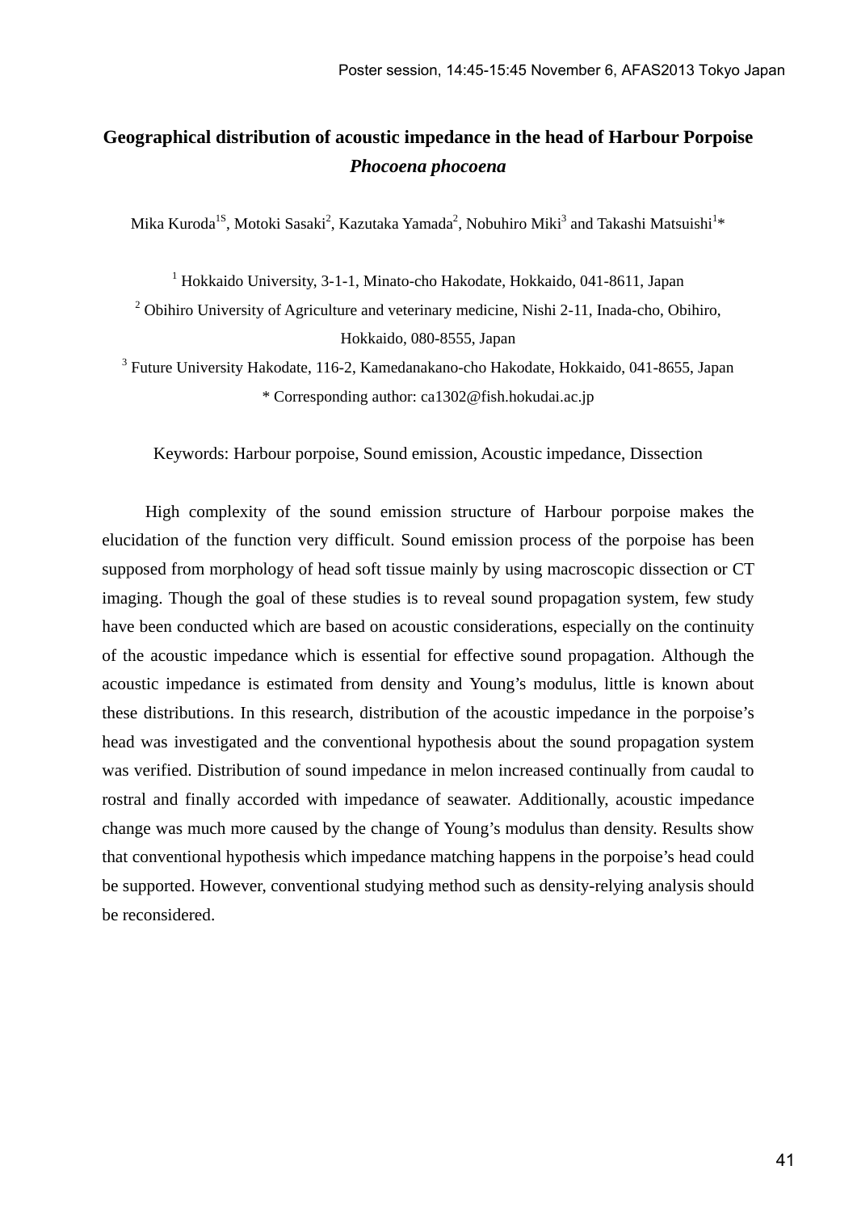# Geographical distribution of acoustic impedance in the head of Harbour Porpoise *Phocoena phocoena*

Mika Kuroda[1S], Motoki Sasaki[2], Kazutaka Yamada[2], Nobuhiro Miki[3] and Takashi Matsuishi[1]*

[1] Hokkaido University, 3-1-1, Minato-cho Hakodate, Hokkaido, 041-8611, Japan

[2] Obihiro University of Agriculture and veterinary medicine, Nishi 2-11, Inada-cho, Obihiro, Hokkaido, 080-8555, Japan

[3] Future University Hakodate, 116-2, Kamedanakano-cho Hakodate, Hokkaido, 041-8655, Japan

* Corresponding author: ca1302@fish.hokudai.ac.jp

Keywords: Harbour porpoise, Sound emission, Acoustic impedance, Dissection

High complexity of the sound emission structure of Harbour porpoise makes the elucidation of the function very difficult. Sound emission process of the porpoise has been supposed from morphology of head soft tissue mainly by using macroscopic dissection or CT imaging. Though the goal of these studies is to reveal sound propagation system, few study have been conducted which are based on acoustic considerations, especially on the continuity of the acoustic impedance which is essential for effective sound propagation. Although the acoustic impedance is estimated from density and Young's modulus, little is known about these distributions. In this research, distribution of the acoustic impedance in the porpoise's head was investigated and the conventional hypothesis about the sound propagation system was verified. Distribution of sound impedance in melon increased continually from caudal to rostral and finally accorded with impedance of seawater. Additionally, acoustic impedance change was much more caused by the change of Young's modulus than density. Results show that conventional hypothesis which impedance matching happens in the porpoise's head could be supported. However, conventional studying method such as density-relying analysis should be reconsidered.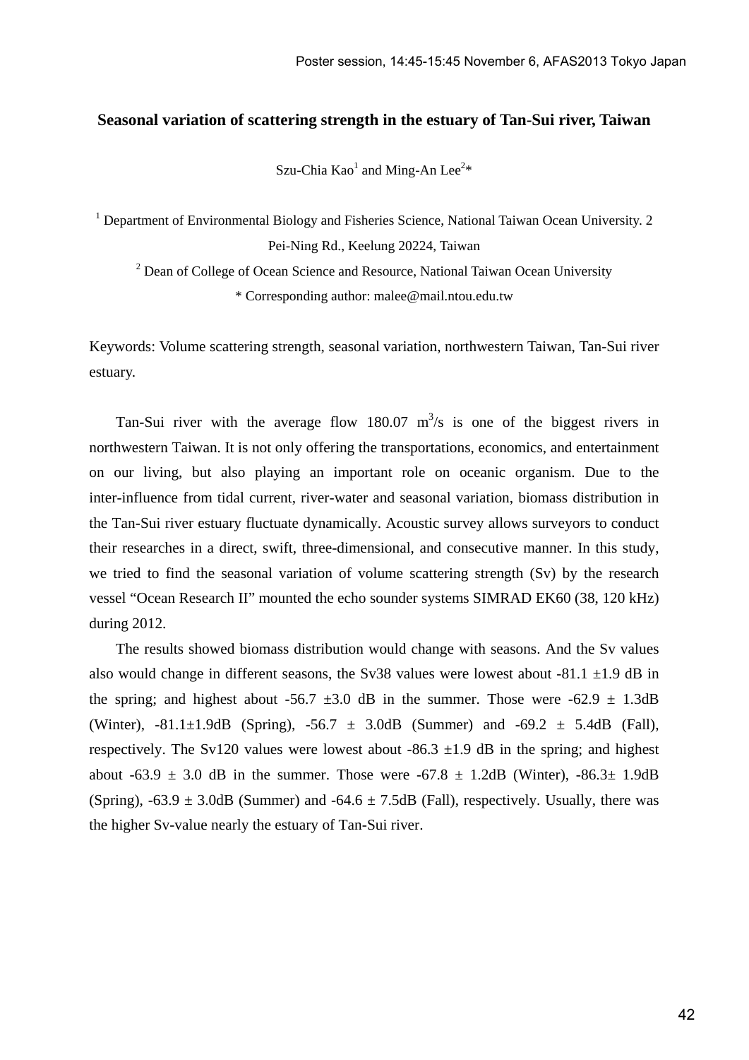# Seasonal variation of scattering strength in the estuary of Tan-Sui river, Taiwan

Szu-Chia Kao[1] and Ming-An Lee[2]*

[1] Department of Environmental Biology and Fisheries Science, National Taiwan Ocean University. 2 Pei-Ning Rd., Keelung 20224, Taiwan

[2] Dean of College of Ocean Science and Resource, National Taiwan Ocean University

* Corresponding author: malee@mail.ntou.edu.tw

Keywords: Volume scattering strength, seasonal variation, northwestern Taiwan, Tan-Sui river estuary.

Tan-Sui river with the average flow 180.07 $m^3/s$ is one of the biggest rivers in northwestern Taiwan. It is not only offering the transportations, economics, and entertainment on our living, but also playing an important role on oceanic organism. Due to the inter-influence from tidal current, river-water and seasonal variation, biomass distribution in the Tan-Sui river estuary fluctuate dynamically. Acoustic survey allows surveyors to conduct their researches in a direct, swift, three-dimensional, and consecutive manner. In this study, we tried to find the seasonal variation of volume scattering strength (Sv) by the research vessel "Ocean Research II" mounted the echo sounder systems SIMRAD EK60 (38, 120 kHz) during 2012.

The results showed biomass distribution would change with seasons. And the Sv values also would change in different seasons, the Sv38 values were lowest about -81.1 ±1.9 dB in the spring; and highest about -56.7 ±3.0 dB in the summer. Those were -62.9 ± 1.3dB (Winter), -81.1±1.9dB (Spring), -56.7 ± 3.0dB (Summer) and -69.2 ± 5.4dB (Fall), respectively. The Sv120 values were lowest about -86.3 ±1.9 dB in the spring; and highest about -63.9 ± 3.0 dB in the summer. Those were -67.8 ± 1.2dB (Winter), -86.3± 1.9dB (Spring), -63.9 ± 3.0dB (Summer) and -64.6 ± 7.5dB (Fall), respectively. Usually, there was the higher Sv-value nearly the estuary of Tan-Sui river.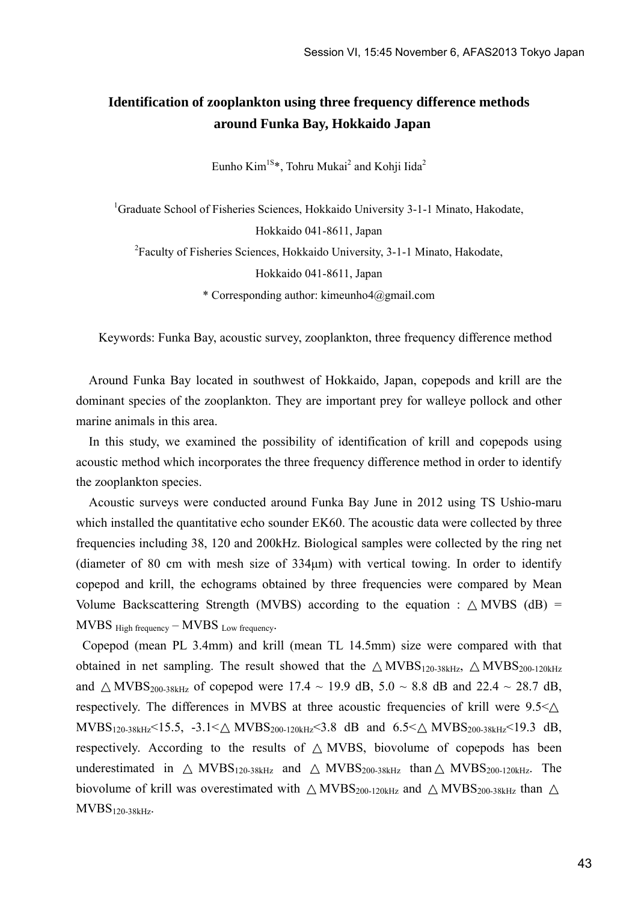# Identification of zooplankton using three frequency difference methods around Funka Bay, Hokkaido Japan

Eunho Kim[1S]*, Tohru Mukai[2] and Kohji Iida[2]

[1]Graduate School of Fisheries Sciences, Hokkaido University 3-1-1 Minato, Hakodate, Hokkaido 041-8611, Japan

[2]Faculty of Fisheries Sciences, Hokkaido University, 3-1-1 Minato, Hakodate, Hokkaido 041-8611, Japan

* Corresponding author: kimeunho4@gmail.com

Keywords: Funka Bay, acoustic survey, zooplankton, three frequency difference method

Around Funka Bay located in southwest of Hokkaido, Japan, copepods and krill are the dominant species of the zooplankton. They are important prey for walleye pollock and other marine animals in this area.

In this study, we examined the possibility of identification of krill and copepods using acoustic method which incorporates the three frequency difference method in order to identify the zooplankton species.

Acoustic surveys were conducted around Funka Bay June in 2012 using TS Ushio-maru which installed the quantitative echo sounder EK60. The acoustic data were collected by three frequencies including 38, 120 and 200kHz. Biological samples were collected by the ring net (diameter of 80 cm with mesh size of 334μm) with vertical towing. In order to identify copepod and krill, the echograms obtained by three frequencies were compared by Mean Volume Backscattering Strength (MVBS) according to the equation : $\triangle \text{MVBS (dB)} = \text{MVBS}_{\text{High frequency}} - \text{MVBS}_{\text{Low frequency}}$.

Copepod (mean PL 3.4mm) and krill (mean TL 14.5mm) size were compared with that obtained in net sampling. The result showed that the $\triangle \text{MVBS}_{120\text{-}38\text{kHz}}$, $\triangle \text{MVBS}_{200\text{-}120\text{kHz}}$ and $\triangle \text{MVBS}_{200\text{-}38\text{kHz}}$ of copepod were 17.4 ~ 19.9 dB, 5.0 ~ 8.8 dB and 22.4 ~ 28.7 dB, respectively. The differences in MVBS at three acoustic frequencies of krill were $9.5 < \triangle \text{MVBS}_{120\text{-}38\text{kHz}} < 15.5$, $-3.1 < \triangle \text{MVBS}_{200\text{-}120\text{kHz}} < 3.8$ dB and $6.5 < \triangle \text{MVBS}_{200\text{-}38\text{kHz}} < 19.3$ dB, respectively. According to the results of $\triangle$MVBS, biovolume of copepods has been underestimated in $\triangle \text{MVBS}_{120\text{-}38\text{kHz}}$ and $\triangle \text{MVBS}_{200\text{-}38\text{kHz}}$ than $\triangle \text{MVBS}_{200\text{-}120\text{kHz}}$. The biovolume of krill was overestimated with $\triangle \text{MVBS}_{200\text{-}120\text{kHz}}$ and $\triangle \text{MVBS}_{200\text{-}38\text{kHz}}$ than $\triangle \text{MVBS}_{120\text{-}38\text{kHz}}$.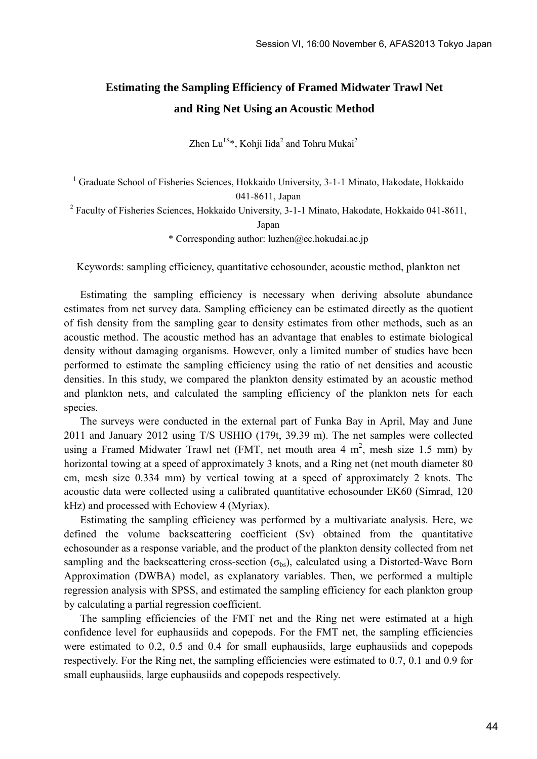# Estimating the Sampling Efficiency of Framed Midwater Trawl Net and Ring Net Using an Acoustic Method

Zhen Lu[1S]*, Kohji Iida[2] and Tohru Mukai[2]

[1] Graduate School of Fisheries Sciences, Hokkaido University, 3-1-1 Minato, Hakodate, Hokkaido 041-8611, Japan

[2] Faculty of Fisheries Sciences, Hokkaido University, 3-1-1 Minato, Hakodate, Hokkaido 041-8611, Japan

* Corresponding author: luzhen@ec.hokudai.ac.jp

Keywords: sampling efficiency, quantitative echosounder, acoustic method, plankton net

Estimating the sampling efficiency is necessary when deriving absolute abundance estimates from net survey data. Sampling efficiency can be estimated directly as the quotient of fish density from the sampling gear to density estimates from other methods, such as an acoustic method. The acoustic method has an advantage that enables to estimate biological density without damaging organisms. However, only a limited number of studies have been performed to estimate the sampling efficiency using the ratio of net densities and acoustic densities. In this study, we compared the plankton density estimated by an acoustic method and plankton nets, and calculated the sampling efficiency of the plankton nets for each species.

The surveys were conducted in the external part of Funka Bay in April, May and June 2011 and January 2012 using T/S USHIO (179t, 39.39 m). The net samples were collected using a Framed Midwater Trawl net (FMT, net mouth area 4 $m^2$, mesh size 1.5 mm) by horizontal towing at a speed of approximately 3 knots, and a Ring net (net mouth diameter 80 cm, mesh size 0.334 mm) by vertical towing at a speed of approximately 2 knots. The acoustic data were collected using a calibrated quantitative echosounder EK60 (Simrad, 120 kHz) and processed with Echoview 4 (Myriax).

Estimating the sampling efficiency was performed by a multivariate analysis. Here, we defined the volume backscattering coefficient (Sv) obtained from the quantitative echosounder as a response variable, and the product of the plankton density collected from net sampling and the backscattering cross-section ($\sigma_{bs}$), calculated using a Distorted-Wave Born Approximation (DWBA) model, as explanatory variables. Then, we performed a multiple regression analysis with SPSS, and estimated the sampling efficiency for each plankton group by calculating a partial regression coefficient.

The sampling efficiencies of the FMT net and the Ring net were estimated at a high confidence level for euphausiids and copepods. For the FMT net, the sampling efficiencies were estimated to 0.2, 0.5 and 0.4 for small euphausiids, large euphausiids and copepods respectively. For the Ring net, the sampling efficiencies were estimated to 0.7, 0.1 and 0.9 for small euphausiids, large euphausiids and copepods respectively.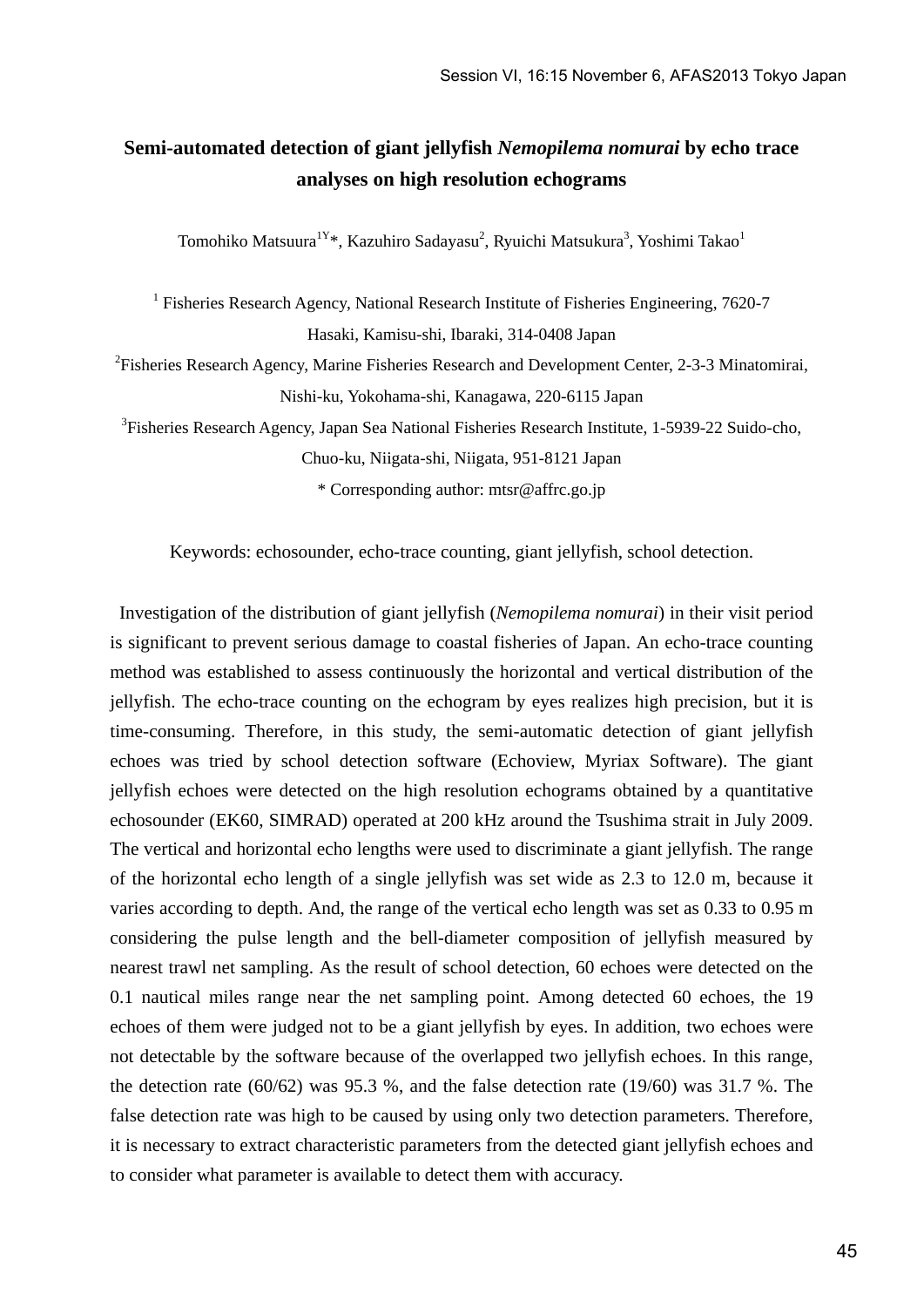# Semi-automated detection of giant jellyfish *Nemopilema nomurai* by echo trace analyses on high resolution echograms

Tomohiko Matsuura[1Y]*, Kazuhiro Sadayasu[2], Ryuichi Matsukura[3], Yoshimi Takao[1]

[1] Fisheries Research Agency, National Research Institute of Fisheries Engineering, 7620-7 Hasaki, Kamisu-shi, Ibaraki, 314-0408 Japan

[2]Fisheries Research Agency, Marine Fisheries Research and Development Center, 2-3-3 Minatomirai, Nishi-ku, Yokohama-shi, Kanagawa, 220-6115 Japan

[3]Fisheries Research Agency, Japan Sea National Fisheries Research Institute, 1-5939-22 Suido-cho, Chuo-ku, Niigata-shi, Niigata, 951-8121 Japan

* Corresponding author: mtsr@affrc.go.jp

Keywords: echosounder, echo-trace counting, giant jellyfish, school detection.

Investigation of the distribution of giant jellyfish (*Nemopilema nomurai*) in their visit period is significant to prevent serious damage to coastal fisheries of Japan. An echo-trace counting method was established to assess continuously the horizontal and vertical distribution of the jellyfish. The echo-trace counting on the echogram by eyes realizes high precision, but it is time-consuming. Therefore, in this study, the semi-automatic detection of giant jellyfish echoes was tried by school detection software (Echoview, Myriax Software). The giant jellyfish echoes were detected on the high resolution echograms obtained by a quantitative echosounder (EK60, SIMRAD) operated at 200 kHz around the Tsushima strait in July 2009. The vertical and horizontal echo lengths were used to discriminate a giant jellyfish. The range of the horizontal echo length of a single jellyfish was set wide as 2.3 to 12.0 m, because it varies according to depth. And, the range of the vertical echo length was set as 0.33 to 0.95 m considering the pulse length and the bell-diameter composition of jellyfish measured by nearest trawl net sampling. As the result of school detection, 60 echoes were detected on the 0.1 nautical miles range near the net sampling point. Among detected 60 echoes, the 19 echoes of them were judged not to be a giant jellyfish by eyes. In addition, two echoes were not detectable by the software because of the overlapped two jellyfish echoes. In this range, the detection rate (60/62) was 95.3 %, and the false detection rate (19/60) was 31.7 %. The false detection rate was high to be caused by using only two detection parameters. Therefore, it is necessary to extract characteristic parameters from the detected giant jellyfish echoes and to consider what parameter is available to detect them with accuracy.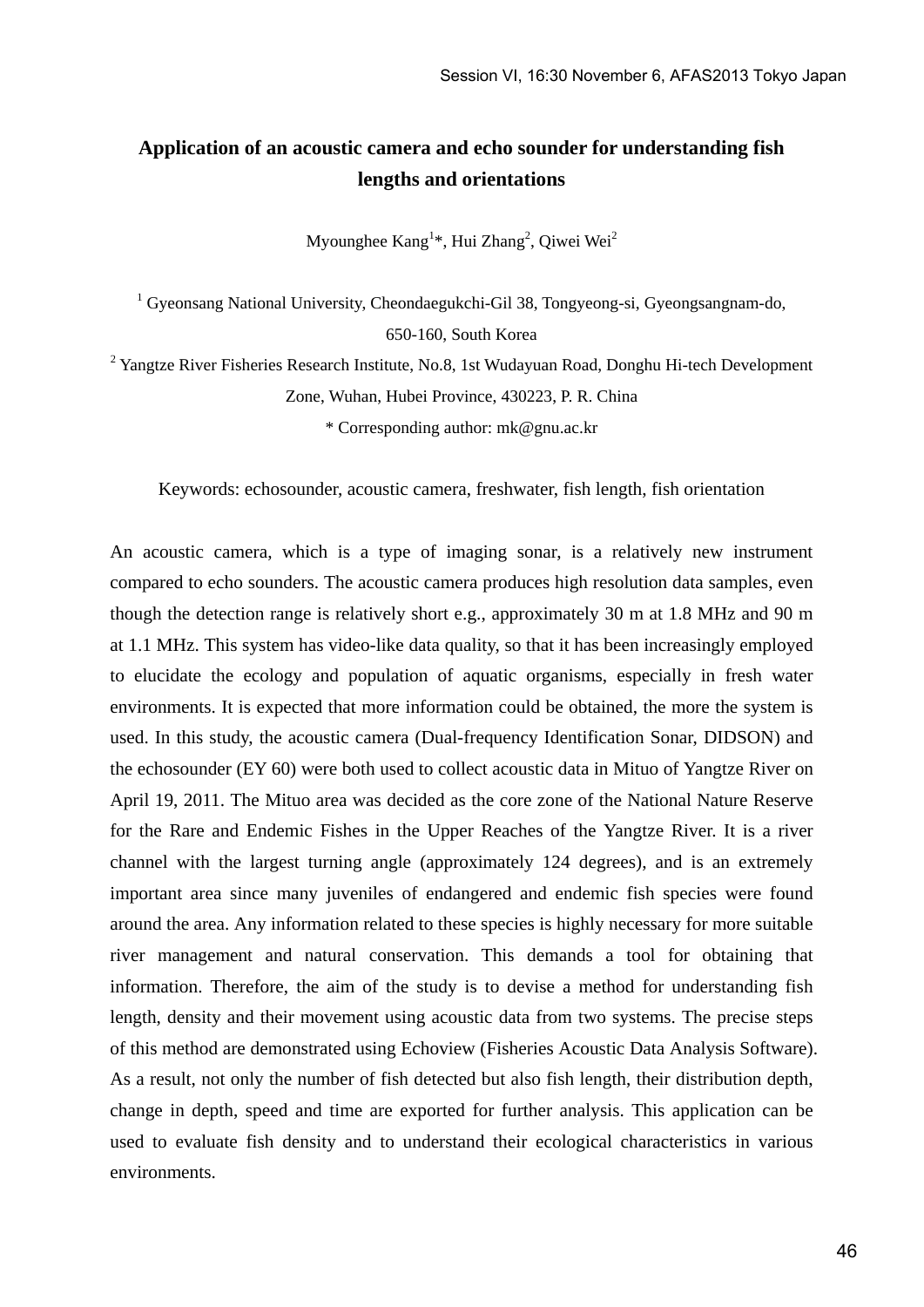# Application of an acoustic camera and echo sounder for understanding fish lengths and orientations

Myounghee Kang[1]*, Hui Zhang[2], Qiwei Wei[2]

[1] Gyeonsang National University, Cheondaegukchi-Gil 38, Tongyeong-si, Gyeongsangnam-do, 650-160, South Korea

[2] Yangtze River Fisheries Research Institute, No.8, 1st Wudayuan Road, Donghu Hi-tech Development Zone, Wuhan, Hubei Province, 430223, P. R. China

* Corresponding author: mk@gnu.ac.kr

Keywords: echosounder, acoustic camera, freshwater, fish length, fish orientation

An acoustic camera, which is a type of imaging sonar, is a relatively new instrument compared to echo sounders. The acoustic camera produces high resolution data samples, even though the detection range is relatively short e.g., approximately 30 m at 1.8 MHz and 90 m at 1.1 MHz. This system has video-like data quality, so that it has been increasingly employed to elucidate the ecology and population of aquatic organisms, especially in fresh water environments. It is expected that more information could be obtained, the more the system is used. In this study, the acoustic camera (Dual-frequency Identification Sonar, DIDSON) and the echosounder (EY 60) were both used to collect acoustic data in Mituo of Yangtze River on April 19, 2011. The Mituo area was decided as the core zone of the National Nature Reserve for the Rare and Endemic Fishes in the Upper Reaches of the Yangtze River. It is a river channel with the largest turning angle (approximately 124 degrees), and is an extremely important area since many juveniles of endangered and endemic fish species were found around the area. Any information related to these species is highly necessary for more suitable river management and natural conservation. This demands a tool for obtaining that information. Therefore, the aim of the study is to devise a method for understanding fish length, density and their movement using acoustic data from two systems. The precise steps of this method are demonstrated using Echoview (Fisheries Acoustic Data Analysis Software). As a result, not only the number of fish detected but also fish length, their distribution depth, change in depth, speed and time are exported for further analysis. This application can be used to evaluate fish density and to understand their ecological characteristics in various environments.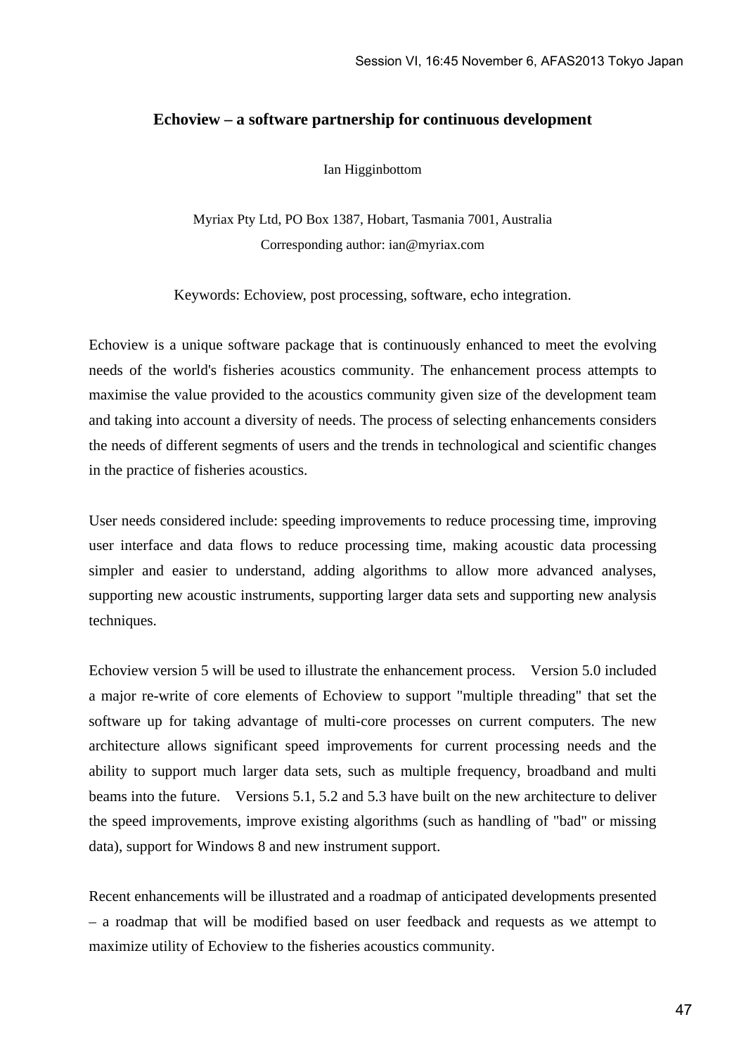# Echoview – a software partnership for continuous development

Ian Higginbottom

Myriax Pty Ltd, PO Box 1387, Hobart, Tasmania 7001, Australia
Corresponding author: ian@myriax.com

Keywords: Echoview, post processing, software, echo integration.

Echoview is a unique software package that is continuously enhanced to meet the evolving needs of the world's fisheries acoustics community. The enhancement process attempts to maximise the value provided to the acoustics community given size of the development team and taking into account a diversity of needs. The process of selecting enhancements considers the needs of different segments of users and the trends in technological and scientific changes in the practice of fisheries acoustics.

User needs considered include: speeding improvements to reduce processing time, improving user interface and data flows to reduce processing time, making acoustic data processing simpler and easier to understand, adding algorithms to allow more advanced analyses, supporting new acoustic instruments, supporting larger data sets and supporting new analysis techniques.

Echoview version 5 will be used to illustrate the enhancement process. Version 5.0 included a major re-write of core elements of Echoview to support "multiple threading" that set the software up for taking advantage of multi-core processes on current computers. The new architecture allows significant speed improvements for current processing needs and the ability to support much larger data sets, such as multiple frequency, broadband and multi beams into the future. Versions 5.1, 5.2 and 5.3 have built on the new architecture to deliver the speed improvements, improve existing algorithms (such as handling of "bad" or missing data), support for Windows 8 and new instrument support.

Recent enhancements will be illustrated and a roadmap of anticipated developments presented – a roadmap that will be modified based on user feedback and requests as we attempt to maximize utility of Echoview to the fisheries acoustics community.